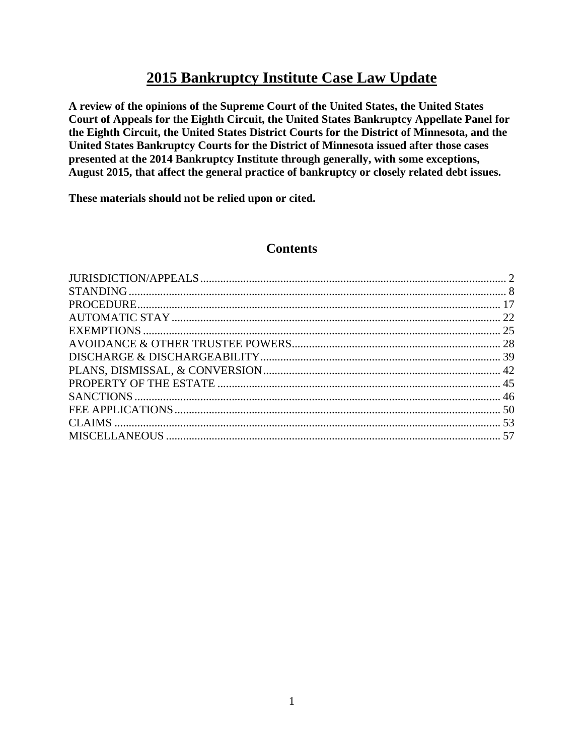# 2015 Bankruptcy Institute Case Law Update

**A review of the opinions of the Supreme Court of the United States, the United States Court of Appeals for the Eighth Circuit, the United States Bankruptcy Appellate Panel for the Eighth Circuit, the United States District Courts for the District of Minnesota, and the United States Bankruptcy Courts for the District of Minnesota issued after those cases presented at the 2014 Bankruptcy Institute through generally, with some exceptions, August 2015, that affect the general practice of bankruptcy or closely related debt issues.**

**These materials should not be relied upon or cited.**

## Contents

| Section | Page |
|---|---|
| JURISDICTION/APPEALS | 2 |
| STANDING | 8 |
| PROCEDURE | 17 |
| AUTOMATIC STAY | 22 |
| EXEMPTIONS | 25 |
| AVOIDANCE & OTHER TRUSTEE POWERS | 28 |
| DISCHARGE & DISCHARGEABILITY | 39 |
| PLANS, DISMISSAL, & CONVERSION | 42 |
| PROPERTY OF THE ESTATE | 45 |
| SANCTIONS | 46 |
| FEE APPLICATIONS | 50 |
| CLAIMS | 53 |
| MISCELLANEOUS | 57 |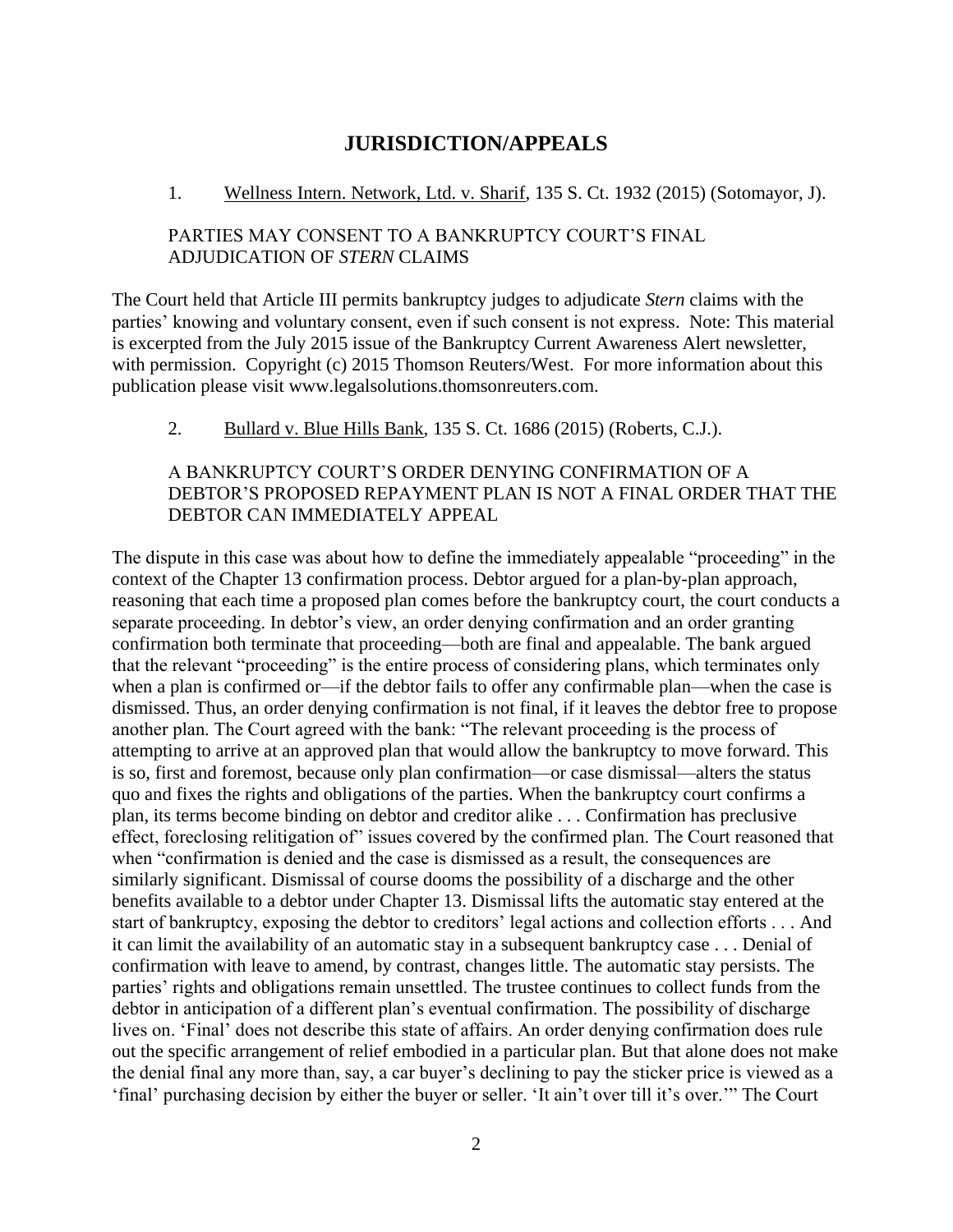# JURISDICTION/APPEALS

1. <u>Wellness Intern. Network, Ltd. v. Sharif</u>, 135 S. Ct. 1932 (2015) (Sotomayor, J).

PARTIES MAY CONSENT TO A BANKRUPTCY COURT'S FINAL ADJUDICATION OF *STERN* CLAIMS

The Court held that Article III permits bankruptcy judges to adjudicate *Stern* claims with the parties' knowing and voluntary consent, even if such consent is not express. Note: This material is excerpted from the July 2015 issue of the Bankruptcy Current Awareness Alert newsletter, with permission. Copyright (c) 2015 Thomson Reuters/West. For more information about this publication please visit www.legalsolutions.thomsonreuters.com.

2. <u>Bullard v. Blue Hills Bank</u>, 135 S. Ct. 1686 (2015) (Roberts, C.J.).

A BANKRUPTCY COURT'S ORDER DENYING CONFIRMATION OF A DEBTOR'S PROPOSED REPAYMENT PLAN IS NOT A FINAL ORDER THAT THE DEBTOR CAN IMMEDIATELY APPEAL

The dispute in this case was about how to define the immediately appealable "proceeding" in the context of the Chapter 13 confirmation process. Debtor argued for a plan-by-plan approach, reasoning that each time a proposed plan comes before the bankruptcy court, the court conducts a separate proceeding. In debtor's view, an order denying confirmation and an order granting confirmation both terminate that proceeding—both are final and appealable. The bank argued that the relevant "proceeding" is the entire process of considering plans, which terminates only when a plan is confirmed or—if the debtor fails to offer any confirmable plan—when the case is dismissed. Thus, an order denying confirmation is not final, if it leaves the debtor free to propose another plan. The Court agreed with the bank: "The relevant proceeding is the process of attempting to arrive at an approved plan that would allow the bankruptcy to move forward. This is so, first and foremost, because only plan confirmation—or case dismissal—alters the status quo and fixes the rights and obligations of the parties. When the bankruptcy court confirms a plan, its terms become binding on debtor and creditor alike . . . Confirmation has preclusive effect, foreclosing relitigation of" issues covered by the confirmed plan. The Court reasoned that when "confirmation is denied and the case is dismissed as a result, the consequences are similarly significant. Dismissal of course dooms the possibility of a discharge and the other benefits available to a debtor under Chapter 13. Dismissal lifts the automatic stay entered at the start of bankruptcy, exposing the debtor to creditors' legal actions and collection efforts . . . And it can limit the availability of an automatic stay in a subsequent bankruptcy case . . . Denial of confirmation with leave to amend, by contrast, changes little. The automatic stay persists. The parties' rights and obligations remain unsettled. The trustee continues to collect funds from the debtor in anticipation of a different plan's eventual confirmation. The possibility of discharge lives on. 'Final' does not describe this state of affairs. An order denying confirmation does rule out the specific arrangement of relief embodied in a particular plan. But that alone does not make the denial final any more than, say, a car buyer's declining to pay the sticker price is viewed as a 'final' purchasing decision by either the buyer or seller. 'It ain't over till it's over.'" The Court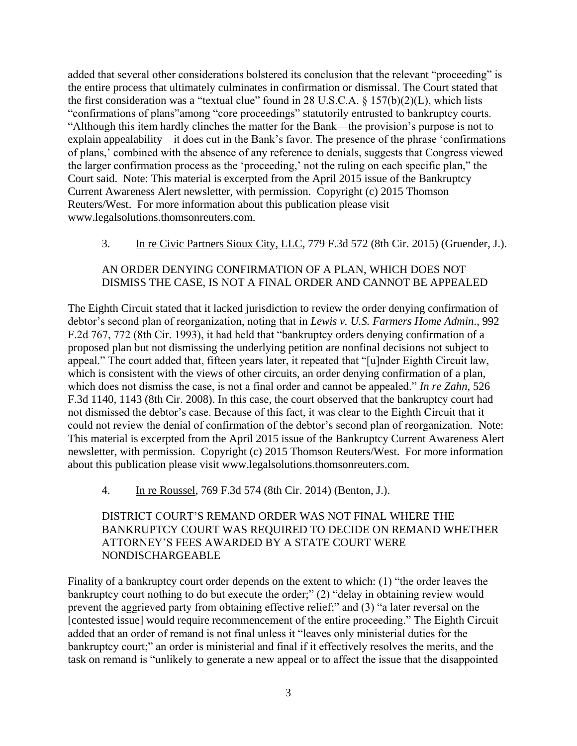added that several other considerations bolstered its conclusion that the relevant "proceeding" is the entire process that ultimately culminates in confirmation or dismissal. The Court stated that the first consideration was a "textual clue" found in 28 U.S.C.A. § 157(b)(2)(L), which lists "confirmations of plans"among "core proceedings" statutorily entrusted to bankruptcy courts. "Although this item hardly clinches the matter for the Bank—the provision's purpose is not to explain appealability—it does cut in the Bank's favor. The presence of the phrase 'confirmations of plans,' combined with the absence of any reference to denials, suggests that Congress viewed the larger confirmation process as the 'proceeding,' not the ruling on each specific plan," the Court said. Note: This material is excerpted from the April 2015 issue of the Bankruptcy Current Awareness Alert newsletter, with permission. Copyright (c) 2015 Thomson Reuters/West. For more information about this publication please visit www.legalsolutions.thomsonreuters.com.

3. In re Civic Partners Sioux City, LLC, 779 F.3d 572 (8th Cir. 2015) (Gruender, J.).

AN ORDER DENYING CONFIRMATION OF A PLAN, WHICH DOES NOT DISMISS THE CASE, IS NOT A FINAL ORDER AND CANNOT BE APPEALED

The Eighth Circuit stated that it lacked jurisdiction to review the order denying confirmation of debtor's second plan of reorganization, noting that in *Lewis v. U.S. Farmers Home Admin*., 992 F.2d 767, 772 (8th Cir. 1993), it had held that "bankruptcy orders denying confirmation of a proposed plan but not dismissing the underlying petition are nonfinal decisions not subject to appeal." The court added that, fifteen years later, it repeated that "[u]nder Eighth Circuit law, which is consistent with the views of other circuits, an order denying confirmation of a plan, which does not dismiss the case, is not a final order and cannot be appealed." *In re Zahn*, 526 F.3d 1140, 1143 (8th Cir. 2008). In this case, the court observed that the bankruptcy court had not dismissed the debtor's case. Because of this fact, it was clear to the Eighth Circuit that it could not review the denial of confirmation of the debtor's second plan of reorganization. Note: This material is excerpted from the April 2015 issue of the Bankruptcy Current Awareness Alert newsletter, with permission. Copyright (c) 2015 Thomson Reuters/West. For more information about this publication please visit www.legalsolutions.thomsonreuters.com.

4. In re Roussel, 769 F.3d 574 (8th Cir. 2014) (Benton, J.).

DISTRICT COURT'S REMAND ORDER WAS NOT FINAL WHERE THE BANKRUPTCY COURT WAS REQUIRED TO DECIDE ON REMAND WHETHER ATTORNEY'S FEES AWARDED BY A STATE COURT WERE NONDISCHARGEABLE

Finality of a bankruptcy court order depends on the extent to which: (1) "the order leaves the bankruptcy court nothing to do but execute the order;" (2) "delay in obtaining review would prevent the aggrieved party from obtaining effective relief;" and (3) "a later reversal on the [contested issue] would require recommencement of the entire proceeding." The Eighth Circuit added that an order of remand is not final unless it "leaves only ministerial duties for the bankruptcy court;" an order is ministerial and final if it effectively resolves the merits, and the task on remand is "unlikely to generate a new appeal or to affect the issue that the disappointed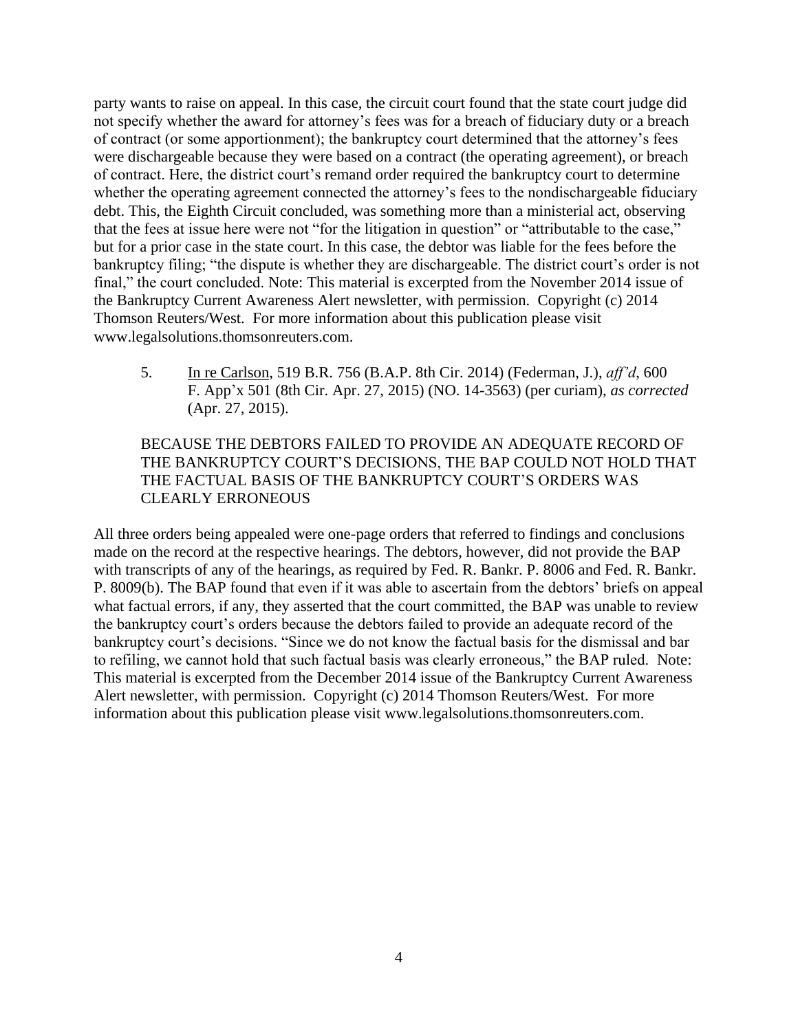party wants to raise on appeal. In this case, the circuit court found that the state court judge did not specify whether the award for attorney's fees was for a breach of fiduciary duty or a breach of contract (or some apportionment); the bankruptcy court determined that the attorney's fees were dischargeable because they were based on a contract (the operating agreement), or breach of contract. Here, the district court's remand order required the bankruptcy court to determine whether the operating agreement connected the attorney's fees to the nondischargeable fiduciary debt. This, the Eighth Circuit concluded, was something more than a ministerial act, observing that the fees at issue here were not "for the litigation in question" or "attributable to the case," but for a prior case in the state court. In this case, the debtor was liable for the fees before the bankruptcy filing; "the dispute is whether they are dischargeable. The district court's order is not final," the court concluded. Note: This material is excerpted from the November 2014 issue of the Bankruptcy Current Awareness Alert newsletter, with permission. Copyright (c) 2014 Thomson Reuters/West. For more information about this publication please visit www.legalsolutions.thomsonreuters.com.

5. In re Carlson, 519 B.R. 756 (B.A.P. 8th Cir. 2014) (Federman, J.), *aff'd*, 600 F. App'x 501 (8th Cir. Apr. 27, 2015) (NO. 14-3563) (per curiam), *as corrected* (Apr. 27, 2015).

BECAUSE THE DEBTORS FAILED TO PROVIDE AN ADEQUATE RECORD OF THE BANKRUPTCY COURT'S DECISIONS, THE BAP COULD NOT HOLD THAT THE FACTUAL BASIS OF THE BANKRUPTCY COURT'S ORDERS WAS CLEARLY ERRONEOUS

All three orders being appealed were one-page orders that referred to findings and conclusions made on the record at the respective hearings. The debtors, however, did not provide the BAP with transcripts of any of the hearings, as required by Fed. R. Bankr. P. 8006 and Fed. R. Bankr. P. 8009(b). The BAP found that even if it was able to ascertain from the debtors' briefs on appeal what factual errors, if any, they asserted that the court committed, the BAP was unable to review the bankruptcy court's orders because the debtors failed to provide an adequate record of the bankruptcy court's decisions. "Since we do not know the factual basis for the dismissal and bar to refiling, we cannot hold that such factual basis was clearly erroneous," the BAP ruled. Note: This material is excerpted from the December 2014 issue of the Bankruptcy Current Awareness Alert newsletter, with permission. Copyright (c) 2014 Thomson Reuters/West. For more information about this publication please visit www.legalsolutions.thomsonreuters.com.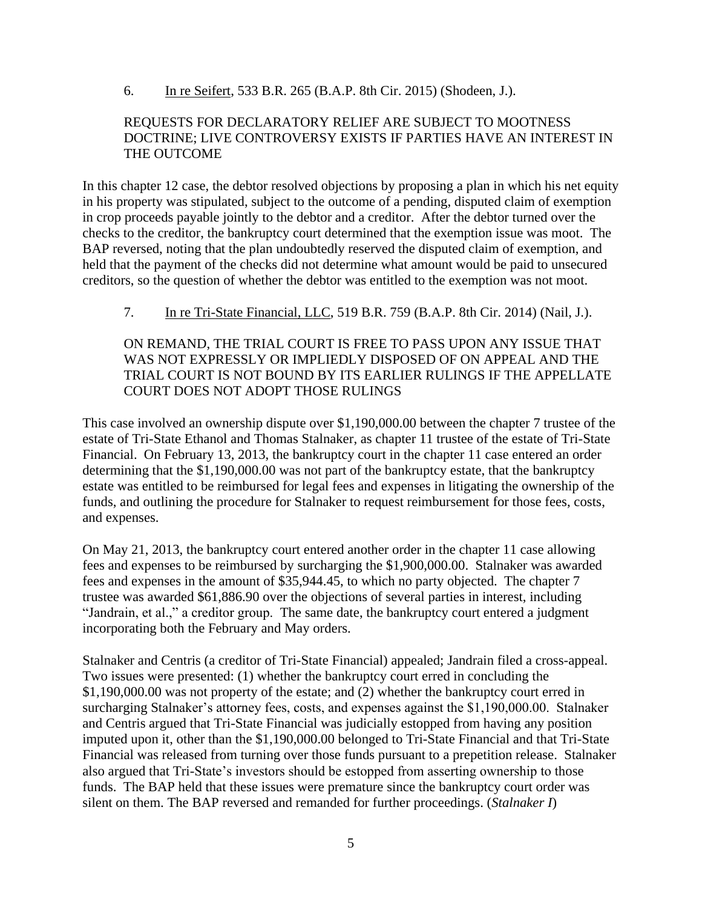6. In re Seifert, 533 B.R. 265 (B.A.P. 8th Cir. 2015) (Shodeen, J.).

REQUESTS FOR DECLARATORY RELIEF ARE SUBJECT TO MOOTNESS DOCTRINE; LIVE CONTROVERSY EXISTS IF PARTIES HAVE AN INTEREST IN THE OUTCOME

In this chapter 12 case, the debtor resolved objections by proposing a plan in which his net equity in his property was stipulated, subject to the outcome of a pending, disputed claim of exemption in crop proceeds payable jointly to the debtor and a creditor. After the debtor turned over the checks to the creditor, the bankruptcy court determined that the exemption issue was moot. The BAP reversed, noting that the plan undoubtedly reserved the disputed claim of exemption, and held that the payment of the checks did not determine what amount would be paid to unsecured creditors, so the question of whether the debtor was entitled to the exemption was not moot.

7. In re Tri-State Financial, LLC, 519 B.R. 759 (B.A.P. 8th Cir. 2014) (Nail, J.).

ON REMAND, THE TRIAL COURT IS FREE TO PASS UPON ANY ISSUE THAT WAS NOT EXPRESSLY OR IMPLIEDLY DISPOSED OF ON APPEAL AND THE TRIAL COURT IS NOT BOUND BY ITS EARLIER RULINGS IF THE APPELLATE COURT DOES NOT ADOPT THOSE RULINGS

This case involved an ownership dispute over $1,190,000.00 between the chapter 7 trustee of the estate of Tri-State Ethanol and Thomas Stalnaker, as chapter 11 trustee of the estate of Tri-State Financial. On February 13, 2013, the bankruptcy court in the chapter 11 case entered an order determining that the $1,190,000.00 was not part of the bankruptcy estate, that the bankruptcy estate was entitled to be reimbursed for legal fees and expenses in litigating the ownership of the funds, and outlining the procedure for Stalnaker to request reimbursement for those fees, costs, and expenses.

On May 21, 2013, the bankruptcy court entered another order in the chapter 11 case allowing fees and expenses to be reimbursed by surcharging the $1,900,000.00. Stalnaker was awarded fees and expenses in the amount of $35,944.45, to which no party objected. The chapter 7 trustee was awarded $61,886.90 over the objections of several parties in interest, including "Jandrain, et al.," a creditor group. The same date, the bankruptcy court entered a judgment incorporating both the February and May orders.

Stalnaker and Centris (a creditor of Tri-State Financial) appealed; Jandrain filed a cross-appeal. Two issues were presented: (1) whether the bankruptcy court erred in concluding the $1,190,000.00 was not property of the estate; and (2) whether the bankruptcy court erred in surcharging Stalnaker's attorney fees, costs, and expenses against the $1,190,000.00. Stalnaker and Centris argued that Tri-State Financial was judicially estopped from having any position imputed upon it, other than the $1,190,000.00 belonged to Tri-State Financial and that Tri-State Financial was released from turning over those funds pursuant to a prepetition release. Stalnaker also argued that Tri-State's investors should be estopped from asserting ownership to those funds. The BAP held that these issues were premature since the bankruptcy court order was silent on them. The BAP reversed and remanded for further proceedings. (*Stalnaker I*)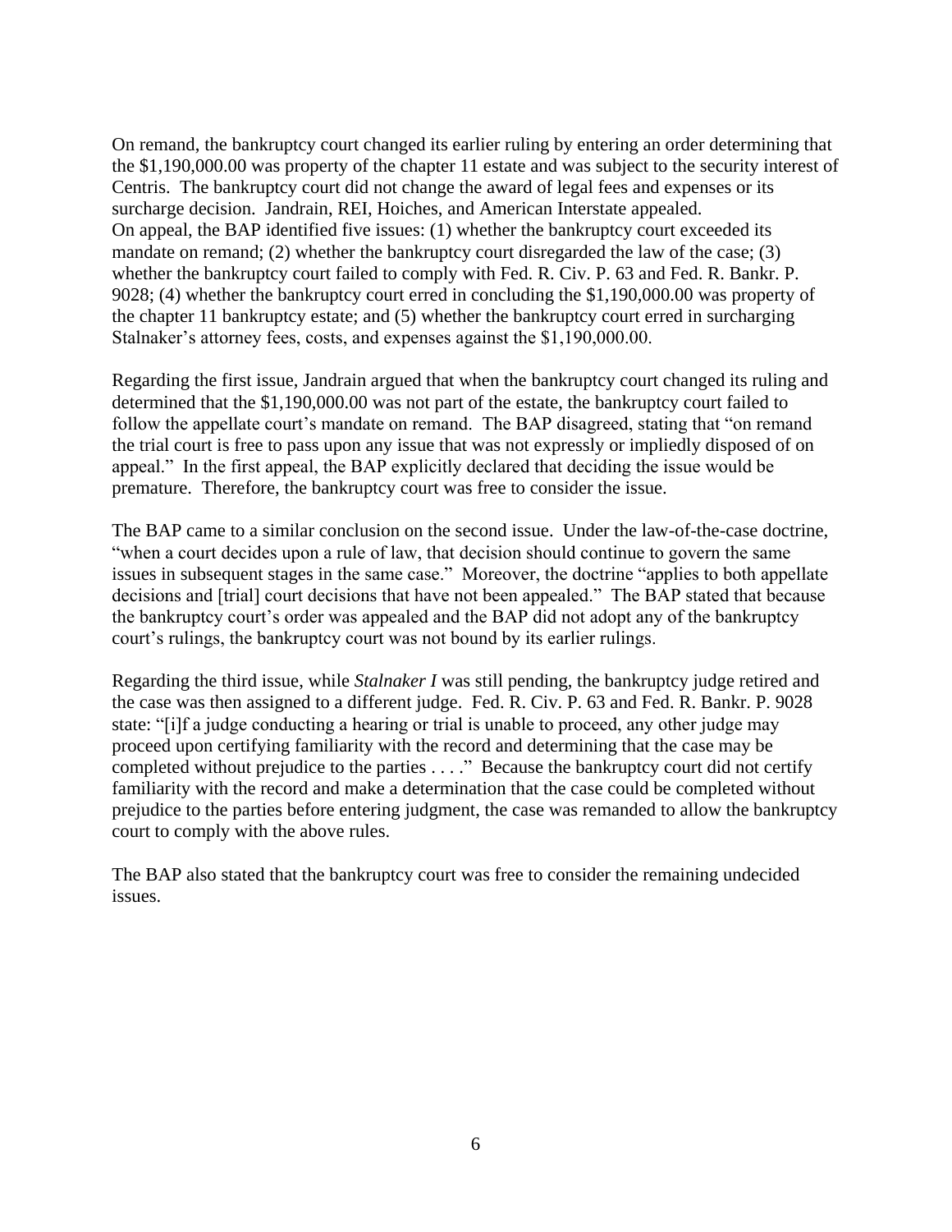On remand, the bankruptcy court changed its earlier ruling by entering an order determining that the $1,190,000.00 was property of the chapter 11 estate and was subject to the security interest of Centris. The bankruptcy court did not change the award of legal fees and expenses or its surcharge decision. Jandrain, REI, Hoiches, and American Interstate appealed.
On appeal, the BAP identified five issues: (1) whether the bankruptcy court exceeded its mandate on remand; (2) whether the bankruptcy court disregarded the law of the case; (3) whether the bankruptcy court failed to comply with Fed. R. Civ. P. 63 and Fed. R. Bankr. P. 9028; (4) whether the bankruptcy court erred in concluding the $1,190,000.00 was property of the chapter 11 bankruptcy estate; and (5) whether the bankruptcy court erred in surcharging Stalnaker's attorney fees, costs, and expenses against the $1,190,000.00.

Regarding the first issue, Jandrain argued that when the bankruptcy court changed its ruling and determined that the $1,190,000.00 was not part of the estate, the bankruptcy court failed to follow the appellate court's mandate on remand. The BAP disagreed, stating that "on remand the trial court is free to pass upon any issue that was not expressly or impliedly disposed of on appeal." In the first appeal, the BAP explicitly declared that deciding the issue would be premature. Therefore, the bankruptcy court was free to consider the issue.

The BAP came to a similar conclusion on the second issue. Under the law-of-the-case doctrine, "when a court decides upon a rule of law, that decision should continue to govern the same issues in subsequent stages in the same case." Moreover, the doctrine "applies to both appellate decisions and [trial] court decisions that have not been appealed." The BAP stated that because the bankruptcy court's order was appealed and the BAP did not adopt any of the bankruptcy court's rulings, the bankruptcy court was not bound by its earlier rulings.

Regarding the third issue, while *Stalnaker I* was still pending, the bankruptcy judge retired and the case was then assigned to a different judge. Fed. R. Civ. P. 63 and Fed. R. Bankr. P. 9028 state: "[i]f a judge conducting a hearing or trial is unable to proceed, any other judge may proceed upon certifying familiarity with the record and determining that the case may be completed without prejudice to the parties . . . ." Because the bankruptcy court did not certify familiarity with the record and make a determination that the case could be completed without prejudice to the parties before entering judgment, the case was remanded to allow the bankruptcy court to comply with the above rules.

The BAP also stated that the bankruptcy court was free to consider the remaining undecided issues.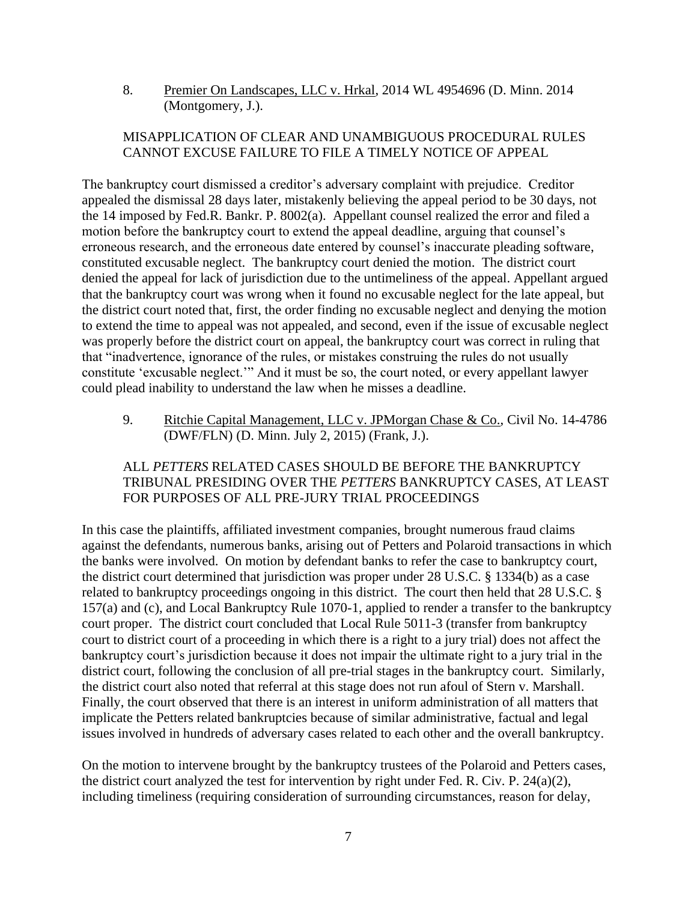8. Premier On Landscapes, LLC v. Hrkal, 2014 WL 4954696 (D. Minn. 2014 (Montgomery, J.).

MISAPPLICATION OF CLEAR AND UNAMBIGUOUS PROCEDURAL RULES CANNOT EXCUSE FAILURE TO FILE A TIMELY NOTICE OF APPEAL

The bankruptcy court dismissed a creditor's adversary complaint with prejudice. Creditor appealed the dismissal 28 days later, mistakenly believing the appeal period to be 30 days, not the 14 imposed by Fed.R. Bankr. P. 8002(a). Appellant counsel realized the error and filed a motion before the bankruptcy court to extend the appeal deadline, arguing that counsel's erroneous research, and the erroneous date entered by counsel's inaccurate pleading software, constituted excusable neglect. The bankruptcy court denied the motion. The district court denied the appeal for lack of jurisdiction due to the untimeliness of the appeal. Appellant argued that the bankruptcy court was wrong when it found no excusable neglect for the late appeal, but the district court noted that, first, the order finding no excusable neglect and denying the motion to extend the time to appeal was not appealed, and second, even if the issue of excusable neglect was properly before the district court on appeal, the bankruptcy court was correct in ruling that that "inadvertence, ignorance of the rules, or mistakes construing the rules do not usually constitute 'excusable neglect.'" And it must be so, the court noted, or every appellant lawyer could plead inability to understand the law when he misses a deadline.

9. Ritchie Capital Management, LLC v. JPMorgan Chase & Co., Civil No. 14-4786 (DWF/FLN) (D. Minn. July 2, 2015) (Frank, J.).

ALL *PETTERS* RELATED CASES SHOULD BE BEFORE THE BANKRUPTCY TRIBUNAL PRESIDING OVER THE *PETTERS* BANKRUPTCY CASES, AT LEAST FOR PURPOSES OF ALL PRE-JURY TRIAL PROCEEDINGS

In this case the plaintiffs, affiliated investment companies, brought numerous fraud claims against the defendants, numerous banks, arising out of Petters and Polaroid transactions in which the banks were involved. On motion by defendant banks to refer the case to bankruptcy court, the district court determined that jurisdiction was proper under 28 U.S.C. § 1334(b) as a case related to bankruptcy proceedings ongoing in this district. The court then held that 28 U.S.C. § 157(a) and (c), and Local Bankruptcy Rule 1070-1, applied to render a transfer to the bankruptcy court proper. The district court concluded that Local Rule 5011-3 (transfer from bankruptcy court to district court of a proceeding in which there is a right to a jury trial) does not affect the bankruptcy court's jurisdiction because it does not impair the ultimate right to a jury trial in the district court, following the conclusion of all pre-trial stages in the bankruptcy court. Similarly, the district court also noted that referral at this stage does not run afoul of Stern v. Marshall. Finally, the court observed that there is an interest in uniform administration of all matters that implicate the Petters related bankruptcies because of similar administrative, factual and legal issues involved in hundreds of adversary cases related to each other and the overall bankruptcy.

On the motion to intervene brought by the bankruptcy trustees of the Polaroid and Petters cases, the district court analyzed the test for intervention by right under Fed. R. Civ. P. 24(a)(2), including timeliness (requiring consideration of surrounding circumstances, reason for delay,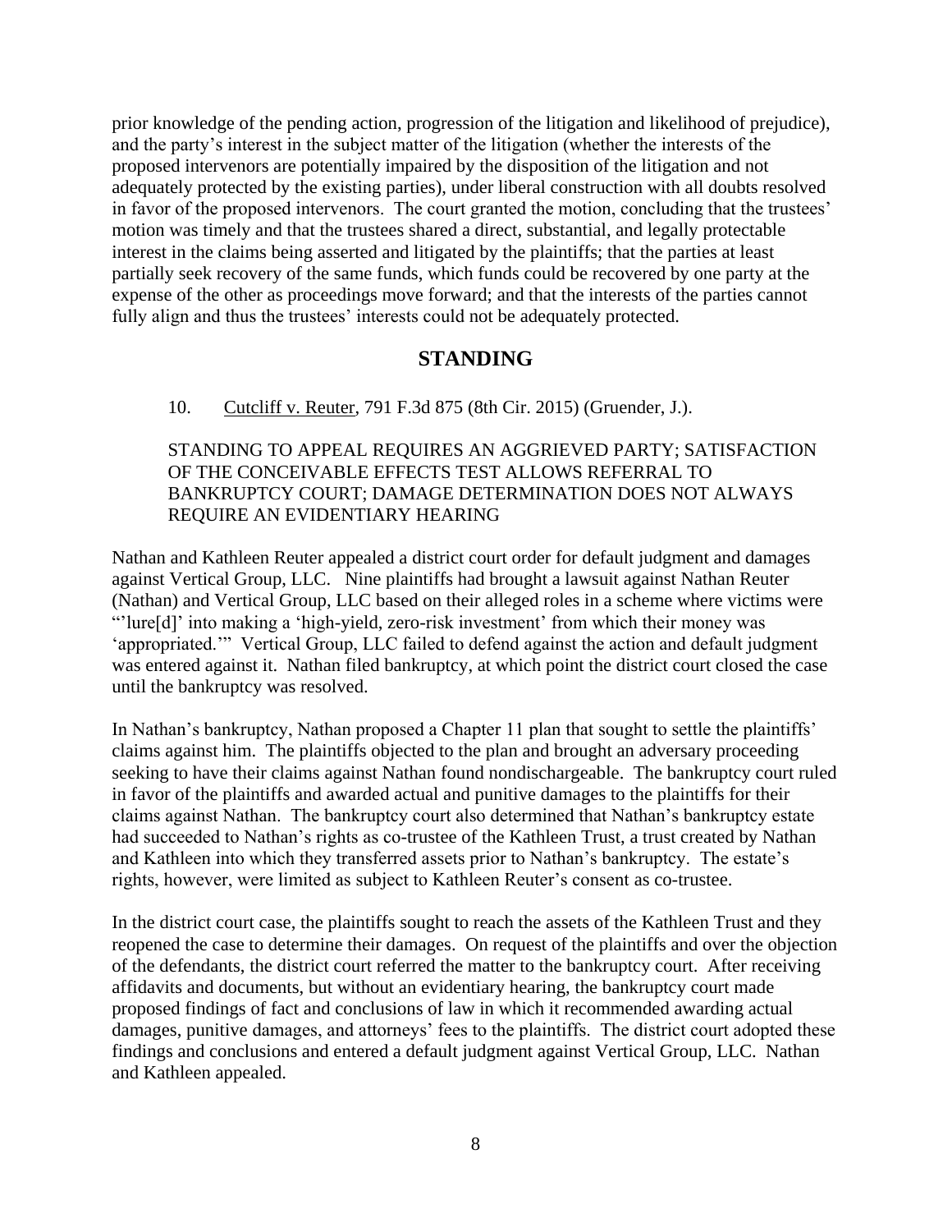prior knowledge of the pending action, progression of the litigation and likelihood of prejudice), and the party's interest in the subject matter of the litigation (whether the interests of the proposed intervenors are potentially impaired by the disposition of the litigation and not adequately protected by the existing parties), under liberal construction with all doubts resolved in favor of the proposed intervenors. The court granted the motion, concluding that the trustees' motion was timely and that the trustees shared a direct, substantial, and legally protectable interest in the claims being asserted and litigated by the plaintiffs; that the parties at least partially seek recovery of the same funds, which funds could be recovered by one party at the expense of the other as proceedings move forward; and that the interests of the parties cannot fully align and thus the trustees' interests could not be adequately protected.

## STANDING

10. Cutcliff v. Reuter, 791 F.3d 875 (8th Cir. 2015) (Gruender, J.).

STANDING TO APPEAL REQUIRES AN AGGRIEVED PARTY; SATISFACTION OF THE CONCEIVABLE EFFECTS TEST ALLOWS REFERRAL TO BANKRUPTCY COURT; DAMAGE DETERMINATION DOES NOT ALWAYS REQUIRE AN EVIDENTIARY HEARING

Nathan and Kathleen Reuter appealed a district court order for default judgment and damages against Vertical Group, LLC. Nine plaintiffs had brought a lawsuit against Nathan Reuter (Nathan) and Vertical Group, LLC based on their alleged roles in a scheme where victims were "'lure[d]' into making a 'high-yield, zero-risk investment' from which their money was 'appropriated.'" Vertical Group, LLC failed to defend against the action and default judgment was entered against it. Nathan filed bankruptcy, at which point the district court closed the case until the bankruptcy was resolved.

In Nathan's bankruptcy, Nathan proposed a Chapter 11 plan that sought to settle the plaintiffs' claims against him. The plaintiffs objected to the plan and brought an adversary proceeding seeking to have their claims against Nathan found nondischargeable. The bankruptcy court ruled in favor of the plaintiffs and awarded actual and punitive damages to the plaintiffs for their claims against Nathan. The bankruptcy court also determined that Nathan's bankruptcy estate had succeeded to Nathan's rights as co-trustee of the Kathleen Trust, a trust created by Nathan and Kathleen into which they transferred assets prior to Nathan's bankruptcy. The estate's rights, however, were limited as subject to Kathleen Reuter's consent as co-trustee.

In the district court case, the plaintiffs sought to reach the assets of the Kathleen Trust and they reopened the case to determine their damages. On request of the plaintiffs and over the objection of the defendants, the district court referred the matter to the bankruptcy court. After receiving affidavits and documents, but without an evidentiary hearing, the bankruptcy court made proposed findings of fact and conclusions of law in which it recommended awarding actual damages, punitive damages, and attorneys' fees to the plaintiffs. The district court adopted these findings and conclusions and entered a default judgment against Vertical Group, LLC. Nathan and Kathleen appealed.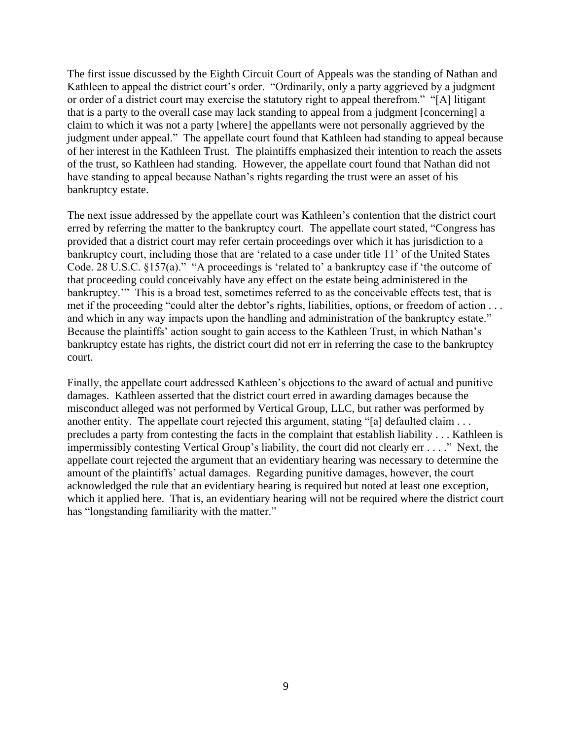The first issue discussed by the Eighth Circuit Court of Appeals was the standing of Nathan and Kathleen to appeal the district court's order. "Ordinarily, only a party aggrieved by a judgment or order of a district court may exercise the statutory right to appeal therefrom." "[A] litigant that is a party to the overall case may lack standing to appeal from a judgment [concerning] a claim to which it was not a party [where] the appellants were not personally aggrieved by the judgment under appeal." The appellate court found that Kathleen had standing to appeal because of her interest in the Kathleen Trust. The plaintiffs emphasized their intention to reach the assets of the trust, so Kathleen had standing. However, the appellate court found that Nathan did not have standing to appeal because Nathan's rights regarding the trust were an asset of his bankruptcy estate.

The next issue addressed by the appellate court was Kathleen's contention that the district court erred by referring the matter to the bankruptcy court. The appellate court stated, "Congress has provided that a district court may refer certain proceedings over which it has jurisdiction to a bankruptcy court, including those that are 'related to a case under title 11' of the United States Code. 28 U.S.C. §157(a)." "A proceedings is 'related to' a bankruptcy case if 'the outcome of that proceeding could conceivably have any effect on the estate being administered in the bankruptcy.'" This is a broad test, sometimes referred to as the conceivable effects test, that is met if the proceeding "could alter the debtor's rights, liabilities, options, or freedom of action . . . and which in any way impacts upon the handling and administration of the bankruptcy estate." Because the plaintiffs' action sought to gain access to the Kathleen Trust, in which Nathan's bankruptcy estate has rights, the district court did not err in referring the case to the bankruptcy court.

Finally, the appellate court addressed Kathleen's objections to the award of actual and punitive damages. Kathleen asserted that the district court erred in awarding damages because the misconduct alleged was not performed by Vertical Group, LLC, but rather was performed by another entity. The appellate court rejected this argument, stating "[a] defaulted claim . . . precludes a party from contesting the facts in the complaint that establish liability . . . Kathleen is impermissibly contesting Vertical Group's liability, the court did not clearly err . . . ." Next, the appellate court rejected the argument that an evidentiary hearing was necessary to determine the amount of the plaintiffs' actual damages. Regarding punitive damages, however, the court acknowledged the rule that an evidentiary hearing is required but noted at least one exception, which it applied here. That is, an evidentiary hearing will not be required where the district court has "longstanding familiarity with the matter."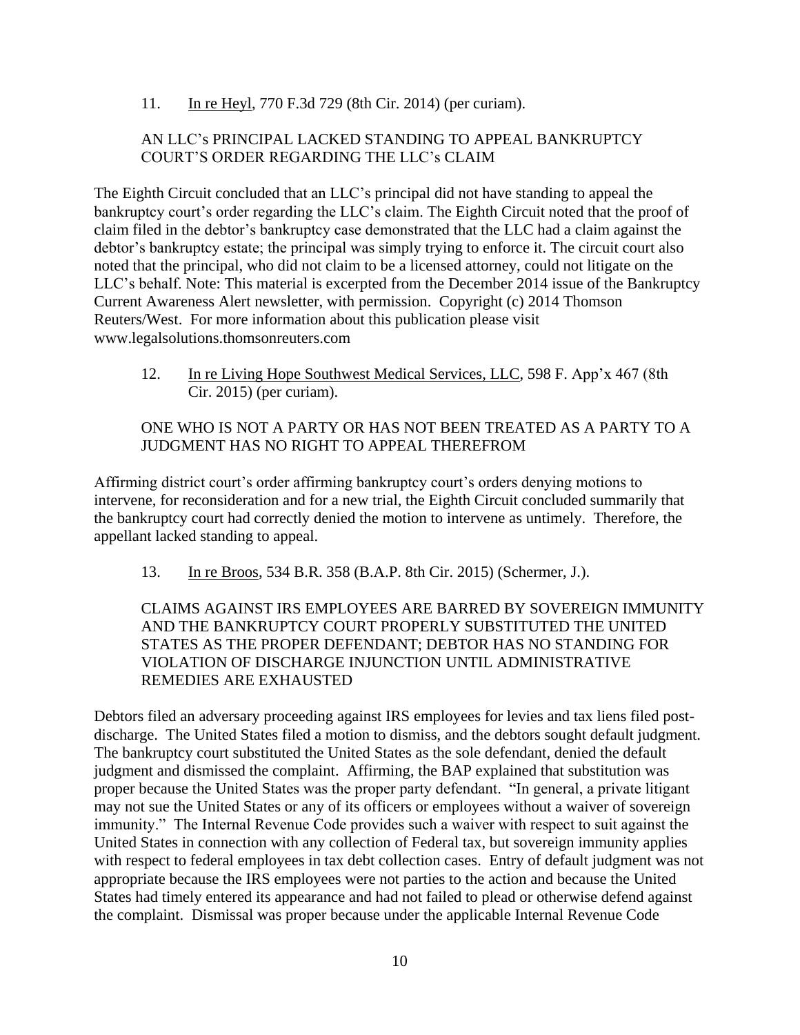11. In re Heyl, 770 F.3d 729 (8th Cir. 2014) (per curiam).

AN LLC's PRINCIPAL LACKED STANDING TO APPEAL BANKRUPTCY COURT'S ORDER REGARDING THE LLC's CLAIM

The Eighth Circuit concluded that an LLC's principal did not have standing to appeal the bankruptcy court's order regarding the LLC's claim. The Eighth Circuit noted that the proof of claim filed in the debtor's bankruptcy case demonstrated that the LLC had a claim against the debtor's bankruptcy estate; the principal was simply trying to enforce it. The circuit court also noted that the principal, who did not claim to be a licensed attorney, could not litigate on the LLC's behalf. Note: This material is excerpted from the December 2014 issue of the Bankruptcy Current Awareness Alert newsletter, with permission. Copyright (c) 2014 Thomson Reuters/West. For more information about this publication please visit www.legalsolutions.thomsonreuters.com

12. In re Living Hope Southwest Medical Services, LLC, 598 F. App'x 467 (8th Cir. 2015) (per curiam).

ONE WHO IS NOT A PARTY OR HAS NOT BEEN TREATED AS A PARTY TO A JUDGMENT HAS NO RIGHT TO APPEAL THEREFROM

Affirming district court's order affirming bankruptcy court's orders denying motions to intervene, for reconsideration and for a new trial, the Eighth Circuit concluded summarily that the bankruptcy court had correctly denied the motion to intervene as untimely. Therefore, the appellant lacked standing to appeal.

13. In re Broos, 534 B.R. 358 (B.A.P. 8th Cir. 2015) (Schermer, J.).

CLAIMS AGAINST IRS EMPLOYEES ARE BARRED BY SOVEREIGN IMMUNITY AND THE BANKRUPTCY COURT PROPERLY SUBSTITUTED THE UNITED STATES AS THE PROPER DEFENDANT; DEBTOR HAS NO STANDING FOR VIOLATION OF DISCHARGE INJUNCTION UNTIL ADMINISTRATIVE REMEDIES ARE EXHAUSTED

Debtors filed an adversary proceeding against IRS employees for levies and tax liens filed post-discharge. The United States filed a motion to dismiss, and the debtors sought default judgment. The bankruptcy court substituted the United States as the sole defendant, denied the default judgment and dismissed the complaint. Affirming, the BAP explained that substitution was proper because the United States was the proper party defendant. "In general, a private litigant may not sue the United States or any of its officers or employees without a waiver of sovereign immunity." The Internal Revenue Code provides such a waiver with respect to suit against the United States in connection with any collection of Federal tax, but sovereign immunity applies with respect to federal employees in tax debt collection cases. Entry of default judgment was not appropriate because the IRS employees were not parties to the action and because the United States had timely entered its appearance and had not failed to plead or otherwise defend against the complaint. Dismissal was proper because under the applicable Internal Revenue Code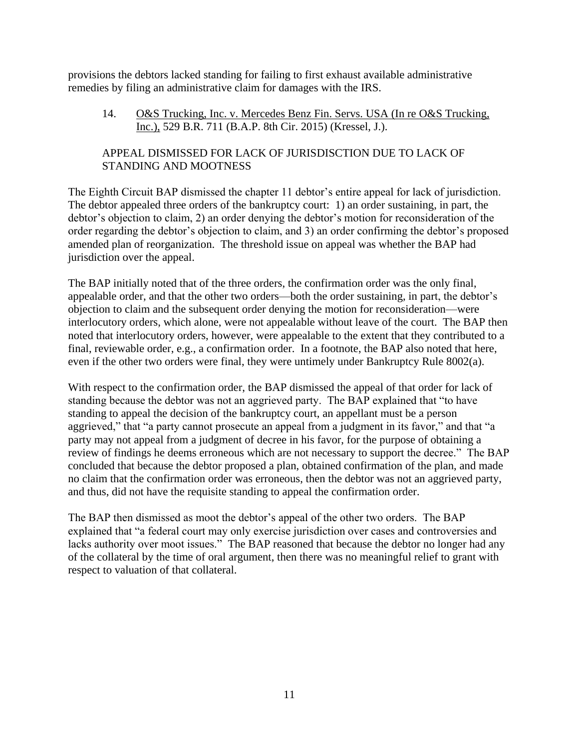provisions the debtors lacked standing for failing to first exhaust available administrative remedies by filing an administrative claim for damages with the IRS.

14. O&S Trucking, Inc. v. Mercedes Benz Fin. Servs. USA (In re O&S Trucking, Inc.), 529 B.R. 711 (B.A.P. 8th Cir. 2015) (Kressel, J.).

APPEAL DISMISSED FOR LACK OF JURISDISCTION DUE TO LACK OF STANDING AND MOOTNESS

The Eighth Circuit BAP dismissed the chapter 11 debtor's entire appeal for lack of jurisdiction. The debtor appealed three orders of the bankruptcy court: 1) an order sustaining, in part, the debtor's objection to claim, 2) an order denying the debtor's motion for reconsideration of the order regarding the debtor's objection to claim, and 3) an order confirming the debtor's proposed amended plan of reorganization. The threshold issue on appeal was whether the BAP had jurisdiction over the appeal.

The BAP initially noted that of the three orders, the confirmation order was the only final, appealable order, and that the other two orders—both the order sustaining, in part, the debtor's objection to claim and the subsequent order denying the motion for reconsideration—were interlocutory orders, which alone, were not appealable without leave of the court. The BAP then noted that interlocutory orders, however, were appealable to the extent that they contributed to a final, reviewable order, e.g., a confirmation order. In a footnote, the BAP also noted that here, even if the other two orders were final, they were untimely under Bankruptcy Rule 8002(a).

With respect to the confirmation order, the BAP dismissed the appeal of that order for lack of standing because the debtor was not an aggrieved party. The BAP explained that "to have standing to appeal the decision of the bankruptcy court, an appellant must be a person aggrieved," that "a party cannot prosecute an appeal from a judgment in its favor," and that "a party may not appeal from a judgment of decree in his favor, for the purpose of obtaining a review of findings he deems erroneous which are not necessary to support the decree." The BAP concluded that because the debtor proposed a plan, obtained confirmation of the plan, and made no claim that the confirmation order was erroneous, then the debtor was not an aggrieved party, and thus, did not have the requisite standing to appeal the confirmation order.

The BAP then dismissed as moot the debtor's appeal of the other two orders. The BAP explained that "a federal court may only exercise jurisdiction over cases and controversies and lacks authority over moot issues." The BAP reasoned that because the debtor no longer had any of the collateral by the time of oral argument, then there was no meaningful relief to grant with respect to valuation of that collateral.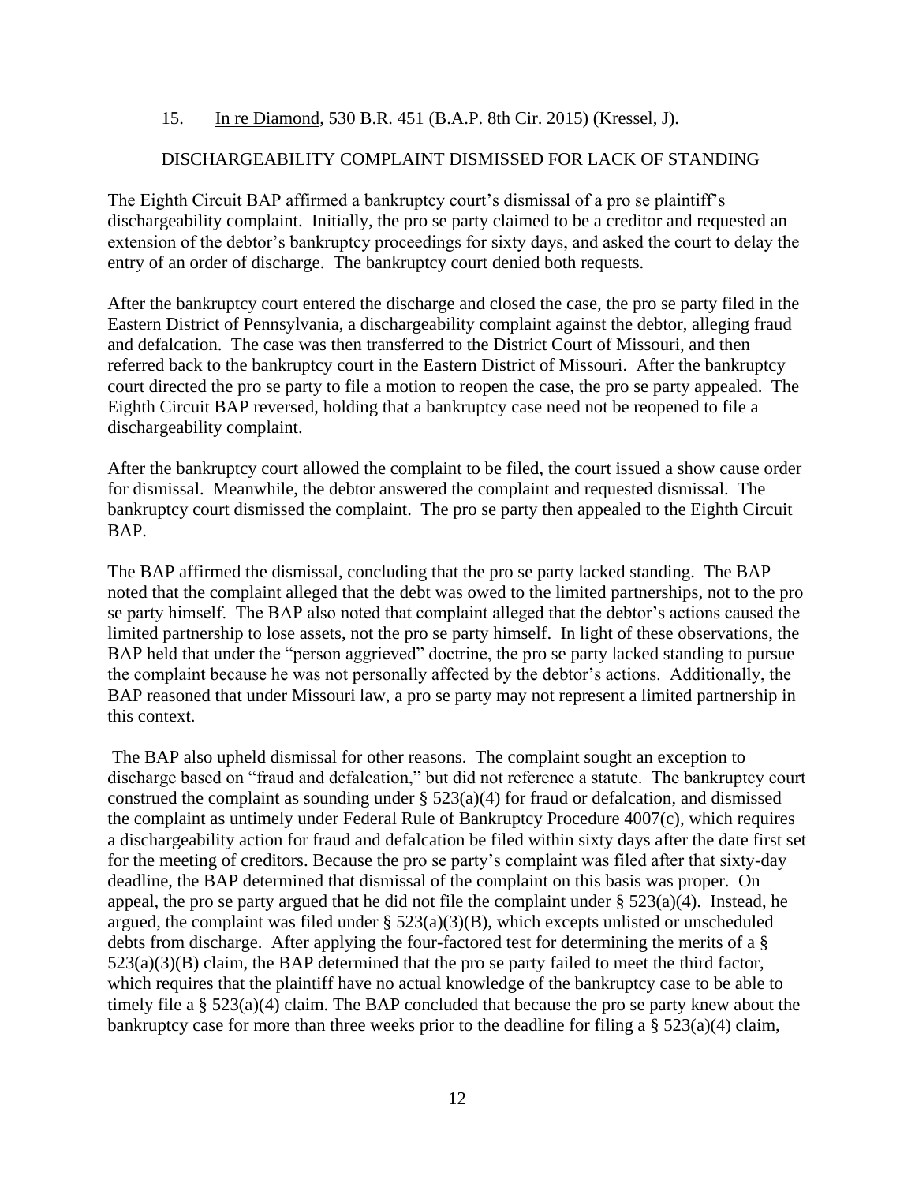15. In re Diamond, 530 B.R. 451 (B.A.P. 8th Cir. 2015) (Kressel, J).

DISCHARGEABILITY COMPLAINT DISMISSED FOR LACK OF STANDING

The Eighth Circuit BAP affirmed a bankruptcy court's dismissal of a pro se plaintiff's dischargeability complaint. Initially, the pro se party claimed to be a creditor and requested an extension of the debtor's bankruptcy proceedings for sixty days, and asked the court to delay the entry of an order of discharge. The bankruptcy court denied both requests.

After the bankruptcy court entered the discharge and closed the case, the pro se party filed in the Eastern District of Pennsylvania, a dischargeability complaint against the debtor, alleging fraud and defalcation. The case was then transferred to the District Court of Missouri, and then referred back to the bankruptcy court in the Eastern District of Missouri. After the bankruptcy court directed the pro se party to file a motion to reopen the case, the pro se party appealed. The Eighth Circuit BAP reversed, holding that a bankruptcy case need not be reopened to file a dischargeability complaint.

After the bankruptcy court allowed the complaint to be filed, the court issued a show cause order for dismissal. Meanwhile, the debtor answered the complaint and requested dismissal. The bankruptcy court dismissed the complaint. The pro se party then appealed to the Eighth Circuit BAP.

The BAP affirmed the dismissal, concluding that the pro se party lacked standing. The BAP noted that the complaint alleged that the debt was owed to the limited partnerships, not to the pro se party himself. The BAP also noted that complaint alleged that the debtor's actions caused the limited partnership to lose assets, not the pro se party himself. In light of these observations, the BAP held that under the "person aggrieved" doctrine, the pro se party lacked standing to pursue the complaint because he was not personally affected by the debtor's actions. Additionally, the BAP reasoned that under Missouri law, a pro se party may not represent a limited partnership in this context.

The BAP also upheld dismissal for other reasons. The complaint sought an exception to discharge based on "fraud and defalcation," but did not reference a statute. The bankruptcy court construed the complaint as sounding under § 523(a)(4) for fraud or defalcation, and dismissed the complaint as untimely under Federal Rule of Bankruptcy Procedure 4007(c), which requires a dischargeability action for fraud and defalcation be filed within sixty days after the date first set for the meeting of creditors. Because the pro se party's complaint was filed after that sixty-day deadline, the BAP determined that dismissal of the complaint on this basis was proper. On appeal, the pro se party argued that he did not file the complaint under § 523(a)(4). Instead, he argued, the complaint was filed under § 523(a)(3)(B), which excepts unlisted or unscheduled debts from discharge. After applying the four-factored test for determining the merits of a § 523(a)(3)(B) claim, the BAP determined that the pro se party failed to meet the third factor, which requires that the plaintiff have no actual knowledge of the bankruptcy case to be able to timely file a § 523(a)(4) claim. The BAP concluded that because the pro se party knew about the bankruptcy case for more than three weeks prior to the deadline for filing a § 523(a)(4) claim,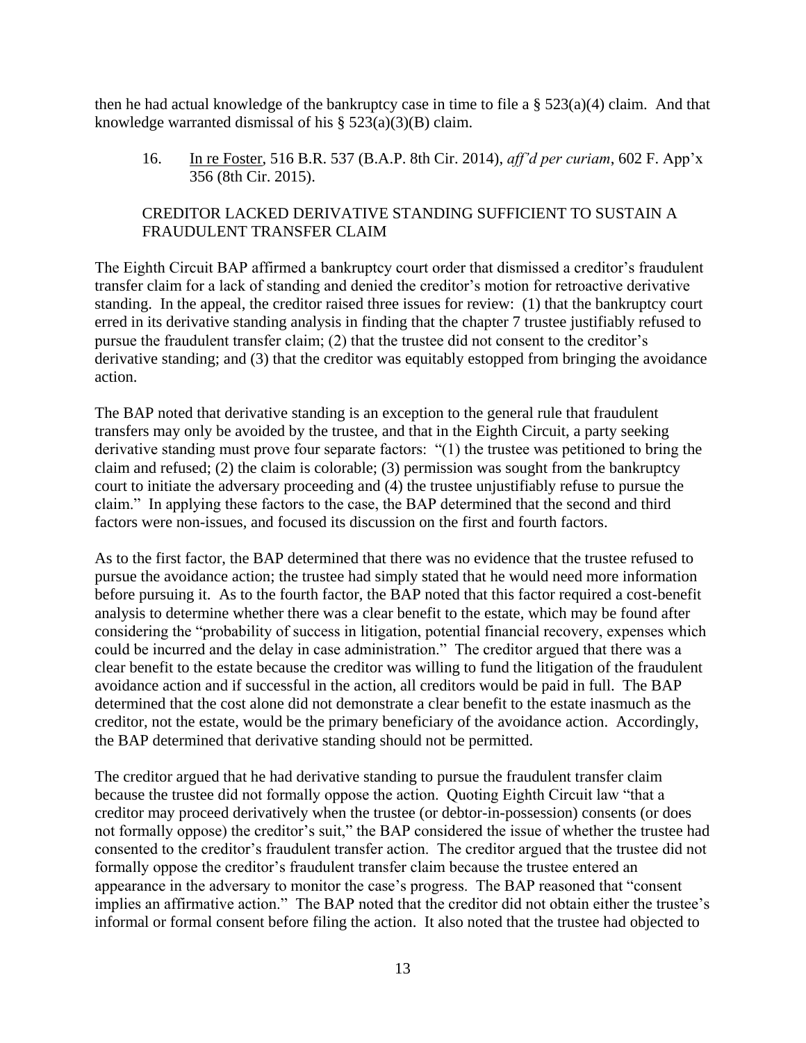then he had actual knowledge of the bankruptcy case in time to file a § 523(a)(4) claim. And that knowledge warranted dismissal of his § 523(a)(3)(B) claim.

16. In re Foster, 516 B.R. 537 (B.A.P. 8th Cir. 2014), *aff'd per curiam*, 602 F. App'x 356 (8th Cir. 2015).

CREDITOR LACKED DERIVATIVE STANDING SUFFICIENT TO SUSTAIN A FRAUDULENT TRANSFER CLAIM

The Eighth Circuit BAP affirmed a bankruptcy court order that dismissed a creditor's fraudulent transfer claim for a lack of standing and denied the creditor's motion for retroactive derivative standing. In the appeal, the creditor raised three issues for review: (1) that the bankruptcy court erred in its derivative standing analysis in finding that the chapter 7 trustee justifiably refused to pursue the fraudulent transfer claim; (2) that the trustee did not consent to the creditor's derivative standing; and (3) that the creditor was equitably estopped from bringing the avoidance action.

The BAP noted that derivative standing is an exception to the general rule that fraudulent transfers may only be avoided by the trustee, and that in the Eighth Circuit, a party seeking derivative standing must prove four separate factors: "(1) the trustee was petitioned to bring the claim and refused; (2) the claim is colorable; (3) permission was sought from the bankruptcy court to initiate the adversary proceeding and (4) the trustee unjustifiably refuse to pursue the claim." In applying these factors to the case, the BAP determined that the second and third factors were non-issues, and focused its discussion on the first and fourth factors.

As to the first factor, the BAP determined that there was no evidence that the trustee refused to pursue the avoidance action; the trustee had simply stated that he would need more information before pursuing it. As to the fourth factor, the BAP noted that this factor required a cost-benefit analysis to determine whether there was a clear benefit to the estate, which may be found after considering the "probability of success in litigation, potential financial recovery, expenses which could be incurred and the delay in case administration." The creditor argued that there was a clear benefit to the estate because the creditor was willing to fund the litigation of the fraudulent avoidance action and if successful in the action, all creditors would be paid in full. The BAP determined that the cost alone did not demonstrate a clear benefit to the estate inasmuch as the creditor, not the estate, would be the primary beneficiary of the avoidance action. Accordingly, the BAP determined that derivative standing should not be permitted.

The creditor argued that he had derivative standing to pursue the fraudulent transfer claim because the trustee did not formally oppose the action. Quoting Eighth Circuit law "that a creditor may proceed derivatively when the trustee (or debtor-in-possession) consents (or does not formally oppose) the creditor's suit," the BAP considered the issue of whether the trustee had consented to the creditor's fraudulent transfer action. The creditor argued that the trustee did not formally oppose the creditor's fraudulent transfer claim because the trustee entered an appearance in the adversary to monitor the case's progress. The BAP reasoned that "consent implies an affirmative action." The BAP noted that the creditor did not obtain either the trustee's informal or formal consent before filing the action. It also noted that the trustee had objected to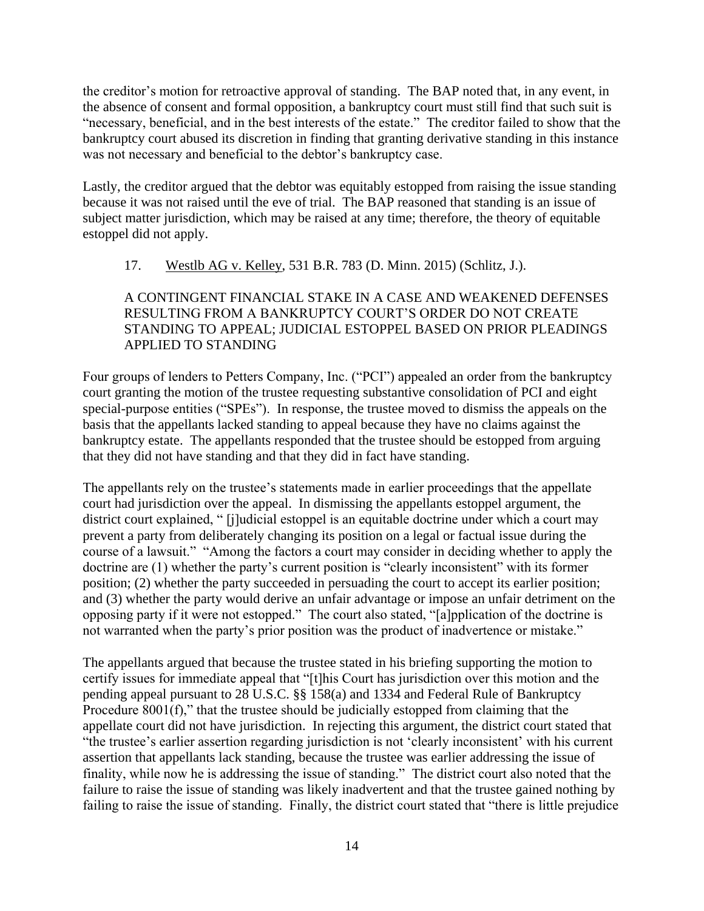the creditor's motion for retroactive approval of standing. The BAP noted that, in any event, in the absence of consent and formal opposition, a bankruptcy court must still find that such suit is "necessary, beneficial, and in the best interests of the estate." The creditor failed to show that the bankruptcy court abused its discretion in finding that granting derivative standing in this instance was not necessary and beneficial to the debtor's bankruptcy case.

Lastly, the creditor argued that the debtor was equitably estopped from raising the issue standing because it was not raised until the eve of trial. The BAP reasoned that standing is an issue of subject matter jurisdiction, which may be raised at any time; therefore, the theory of equitable estoppel did not apply.

17. Westlb AG v. Kelley, 531 B.R. 783 (D. Minn. 2015) (Schlitz, J.).

A CONTINGENT FINANCIAL STAKE IN A CASE AND WEAKENED DEFENSES RESULTING FROM A BANKRUPTCY COURT'S ORDER DO NOT CREATE STANDING TO APPEAL; JUDICIAL ESTOPPEL BASED ON PRIOR PLEADINGS APPLIED TO STANDING

Four groups of lenders to Petters Company, Inc. ("PCI") appealed an order from the bankruptcy court granting the motion of the trustee requesting substantive consolidation of PCI and eight special-purpose entities ("SPEs"). In response, the trustee moved to dismiss the appeals on the basis that the appellants lacked standing to appeal because they have no claims against the bankruptcy estate. The appellants responded that the trustee should be estopped from arguing that they did not have standing and that they did in fact have standing.

The appellants rely on the trustee's statements made in earlier proceedings that the appellate court had jurisdiction over the appeal. In dismissing the appellants estoppel argument, the district court explained, " [j]udicial estoppel is an equitable doctrine under which a court may prevent a party from deliberately changing its position on a legal or factual issue during the course of a lawsuit." "Among the factors a court may consider in deciding whether to apply the doctrine are (1) whether the party's current position is "clearly inconsistent" with its former position; (2) whether the party succeeded in persuading the court to accept its earlier position; and (3) whether the party would derive an unfair advantage or impose an unfair detriment on the opposing party if it were not estopped." The court also stated, "[a]pplication of the doctrine is not warranted when the party's prior position was the product of inadvertence or mistake."

The appellants argued that because the trustee stated in his briefing supporting the motion to certify issues for immediate appeal that "[t]his Court has jurisdiction over this motion and the pending appeal pursuant to 28 U.S.C. §§ 158(a) and 1334 and Federal Rule of Bankruptcy Procedure 8001(f)," that the trustee should be judicially estopped from claiming that the appellate court did not have jurisdiction. In rejecting this argument, the district court stated that "the trustee's earlier assertion regarding jurisdiction is not 'clearly inconsistent' with his current assertion that appellants lack standing, because the trustee was earlier addressing the issue of finality, while now he is addressing the issue of standing." The district court also noted that the failure to raise the issue of standing was likely inadvertent and that the trustee gained nothing by failing to raise the issue of standing. Finally, the district court stated that "there is little prejudice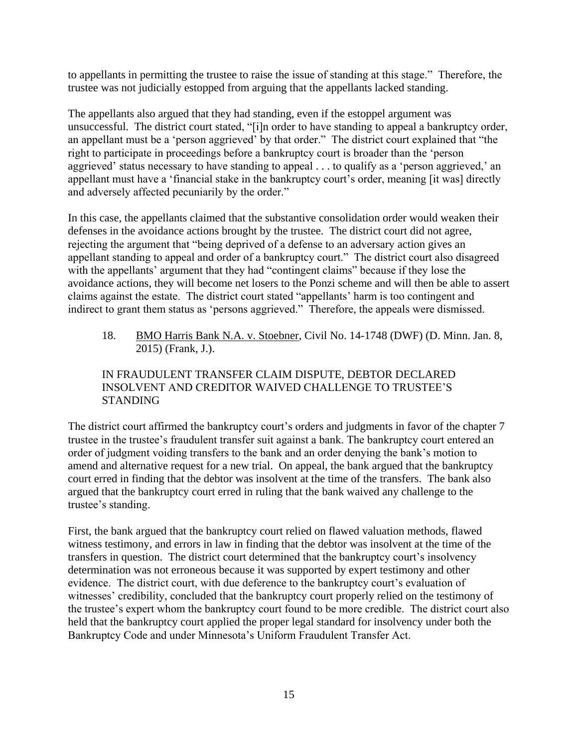to appellants in permitting the trustee to raise the issue of standing at this stage." Therefore, the trustee was not judicially estopped from arguing that the appellants lacked standing.

The appellants also argued that they had standing, even if the estoppel argument was unsuccessful. The district court stated, "[i]n order to have standing to appeal a bankruptcy order, an appellant must be a 'person aggrieved' by that order." The district court explained that "the right to participate in proceedings before a bankruptcy court is broader than the 'person aggrieved' status necessary to have standing to appeal . . . to qualify as a 'person aggrieved,' an appellant must have a 'financial stake in the bankruptcy court's order, meaning [it was] directly and adversely affected pecuniarily by the order."

In this case, the appellants claimed that the substantive consolidation order would weaken their defenses in the avoidance actions brought by the trustee. The district court did not agree, rejecting the argument that "being deprived of a defense to an adversary action gives an appellant standing to appeal and order of a bankruptcy court." The district court also disagreed with the appellants' argument that they had "contingent claims" because if they lose the avoidance actions, they will become net losers to the Ponzi scheme and will then be able to assert claims against the estate. The district court stated "appellants' harm is too contingent and indirect to grant them status as 'persons aggrieved.'" Therefore, the appeals were dismissed.

18. <u>BMO Harris Bank N.A. v. Stoebner</u>, Civil No. 14-1748 (DWF) (D. Minn. Jan. 8, 2015) (Frank, J.).

IN FRAUDULENT TRANSFER CLAIM DISPUTE, DEBTOR DECLARED INSOLVENT AND CREDITOR WAIVED CHALLENGE TO TRUSTEE'S STANDING

The district court affirmed the bankruptcy court's orders and judgments in favor of the chapter 7 trustee in the trustee's fraudulent transfer suit against a bank. The bankruptcy court entered an order of judgment voiding transfers to the bank and an order denying the bank's motion to amend and alternative request for a new trial. On appeal, the bank argued that the bankruptcy court erred in finding that the debtor was insolvent at the time of the transfers. The bank also argued that the bankruptcy court erred in ruling that the bank waived any challenge to the trustee's standing.

First, the bank argued that the bankruptcy court relied on flawed valuation methods, flawed witness testimony, and errors in law in finding that the debtor was insolvent at the time of the transfers in question. The district court determined that the bankruptcy court's insolvency determination was not erroneous because it was supported by expert testimony and other evidence. The district court, with due deference to the bankruptcy court's evaluation of witnesses' credibility, concluded that the bankruptcy court properly relied on the testimony of the trustee's expert whom the bankruptcy court found to be more credible. The district court also held that the bankruptcy court applied the proper legal standard for insolvency under both the Bankruptcy Code and under Minnesota's Uniform Fraudulent Transfer Act.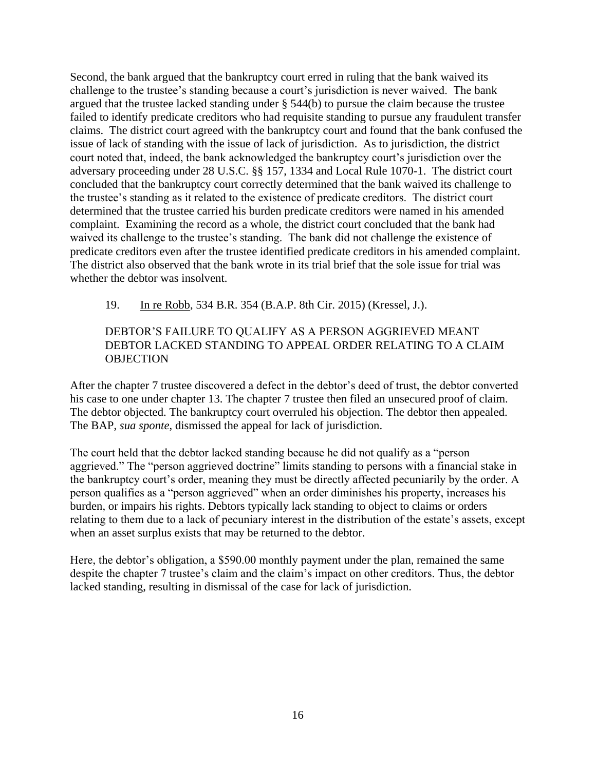Second, the bank argued that the bankruptcy court erred in ruling that the bank waived its challenge to the trustee's standing because a court's jurisdiction is never waived. The bank argued that the trustee lacked standing under § 544(b) to pursue the claim because the trustee failed to identify predicate creditors who had requisite standing to pursue any fraudulent transfer claims. The district court agreed with the bankruptcy court and found that the bank confused the issue of lack of standing with the issue of lack of jurisdiction. As to jurisdiction, the district court noted that, indeed, the bank acknowledged the bankruptcy court's jurisdiction over the adversary proceeding under 28 U.S.C. §§ 157, 1334 and Local Rule 1070-1. The district court concluded that the bankruptcy court correctly determined that the bank waived its challenge to the trustee's standing as it related to the existence of predicate creditors. The district court determined that the trustee carried his burden predicate creditors were named in his amended complaint. Examining the record as a whole, the district court concluded that the bank had waived its challenge to the trustee's standing. The bank did not challenge the existence of predicate creditors even after the trustee identified predicate creditors in his amended complaint. The district also observed that the bank wrote in its trial brief that the sole issue for trial was whether the debtor was insolvent.

19. In re Robb, 534 B.R. 354 (B.A.P. 8th Cir. 2015) (Kressel, J.).

DEBTOR'S FAILURE TO QUALIFY AS A PERSON AGGRIEVED MEANT DEBTOR LACKED STANDING TO APPEAL ORDER RELATING TO A CLAIM OBJECTION

After the chapter 7 trustee discovered a defect in the debtor's deed of trust, the debtor converted his case to one under chapter 13. The chapter 7 trustee then filed an unsecured proof of claim. The debtor objected. The bankruptcy court overruled his objection. The debtor then appealed. The BAP, *sua sponte*, dismissed the appeal for lack of jurisdiction.

The court held that the debtor lacked standing because he did not qualify as a "person aggrieved." The "person aggrieved doctrine" limits standing to persons with a financial stake in the bankruptcy court's order, meaning they must be directly affected pecuniarily by the order. A person qualifies as a "person aggrieved" when an order diminishes his property, increases his burden, or impairs his rights. Debtors typically lack standing to object to claims or orders relating to them due to a lack of pecuniary interest in the distribution of the estate's assets, except when an asset surplus exists that may be returned to the debtor.

Here, the debtor's obligation, a $590.00 monthly payment under the plan, remained the same despite the chapter 7 trustee's claim and the claim's impact on other creditors. Thus, the debtor lacked standing, resulting in dismissal of the case for lack of jurisdiction.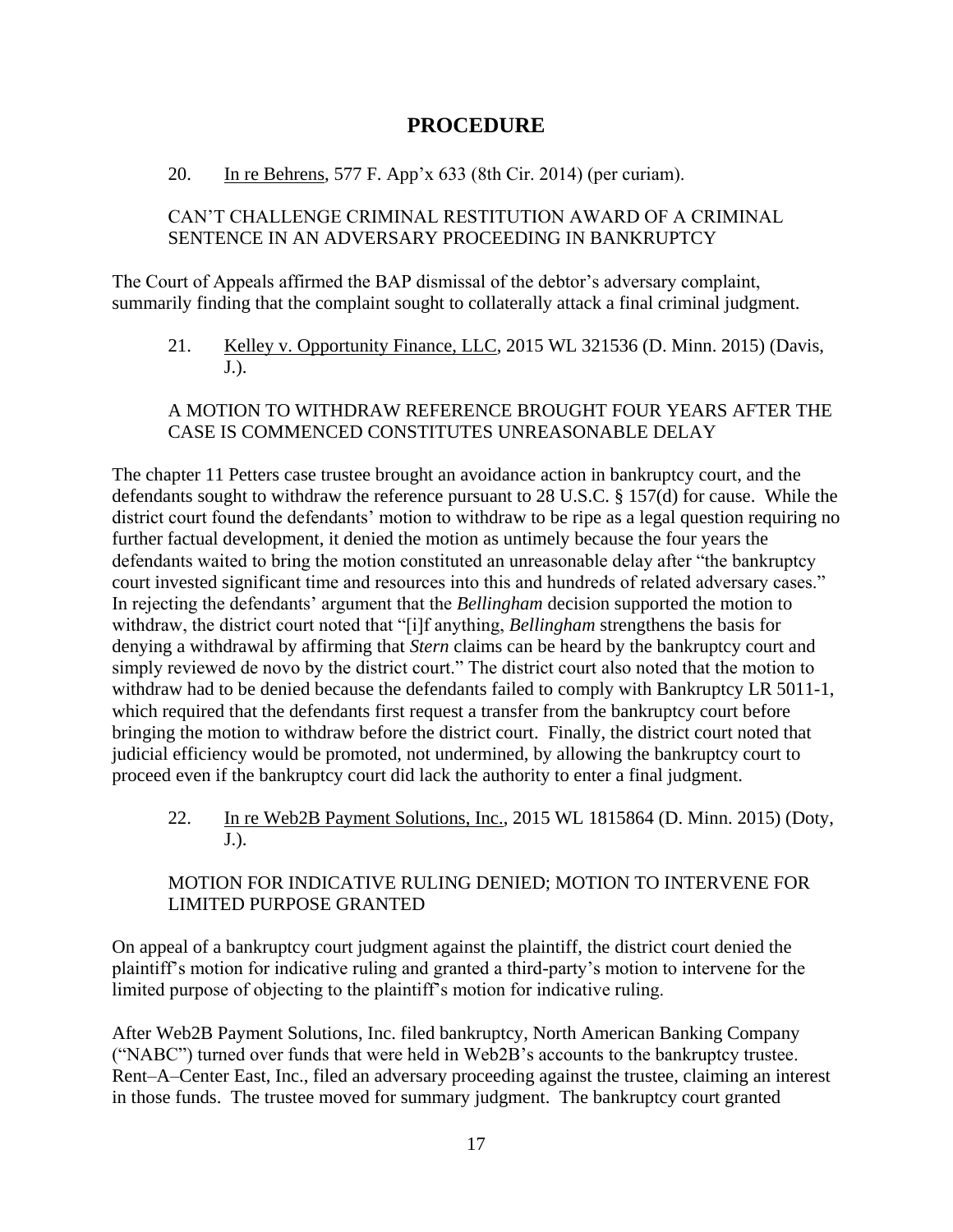## PROCEDURE

20. In re Behrens, 577 F. App'x 633 (8th Cir. 2014) (per curiam).

CAN'T CHALLENGE CRIMINAL RESTITUTION AWARD OF A CRIMINAL SENTENCE IN AN ADVERSARY PROCEEDING IN BANKRUPTCY

The Court of Appeals affirmed the BAP dismissal of the debtor's adversary complaint, summarily finding that the complaint sought to collaterally attack a final criminal judgment.

21. Kelley v. Opportunity Finance, LLC, 2015 WL 321536 (D. Minn. 2015) (Davis, J.).

A MOTION TO WITHDRAW REFERENCE BROUGHT FOUR YEARS AFTER THE CASE IS COMMENCED CONSTITUTES UNREASONABLE DELAY

The chapter 11 Petters case trustee brought an avoidance action in bankruptcy court, and the defendants sought to withdraw the reference pursuant to 28 U.S.C. § 157(d) for cause. While the district court found the defendants' motion to withdraw to be ripe as a legal question requiring no further factual development, it denied the motion as untimely because the four years the defendants waited to bring the motion constituted an unreasonable delay after "the bankruptcy court invested significant time and resources into this and hundreds of related adversary cases." In rejecting the defendants' argument that the *Bellingham* decision supported the motion to withdraw, the district court noted that "[i]f anything, *Bellingham* strengthens the basis for denying a withdrawal by affirming that *Stern* claims can be heard by the bankruptcy court and simply reviewed de novo by the district court." The district court also noted that the motion to withdraw had to be denied because the defendants failed to comply with Bankruptcy LR 5011-1, which required that the defendants first request a transfer from the bankruptcy court before bringing the motion to withdraw before the district court. Finally, the district court noted that judicial efficiency would be promoted, not undermined, by allowing the bankruptcy court to proceed even if the bankruptcy court did lack the authority to enter a final judgment.

22. In re Web2B Payment Solutions, Inc., 2015 WL 1815864 (D. Minn. 2015) (Doty, J.).

MOTION FOR INDICATIVE RULING DENIED; MOTION TO INTERVENE FOR LIMITED PURPOSE GRANTED

On appeal of a bankruptcy court judgment against the plaintiff, the district court denied the plaintiff's motion for indicative ruling and granted a third-party's motion to intervene for the limited purpose of objecting to the plaintiff's motion for indicative ruling.

After Web2B Payment Solutions, Inc. filed bankruptcy, North American Banking Company ("NABC") turned over funds that were held in Web2B's accounts to the bankruptcy trustee. Rent–A–Center East, Inc., filed an adversary proceeding against the trustee, claiming an interest in those funds. The trustee moved for summary judgment. The bankruptcy court granted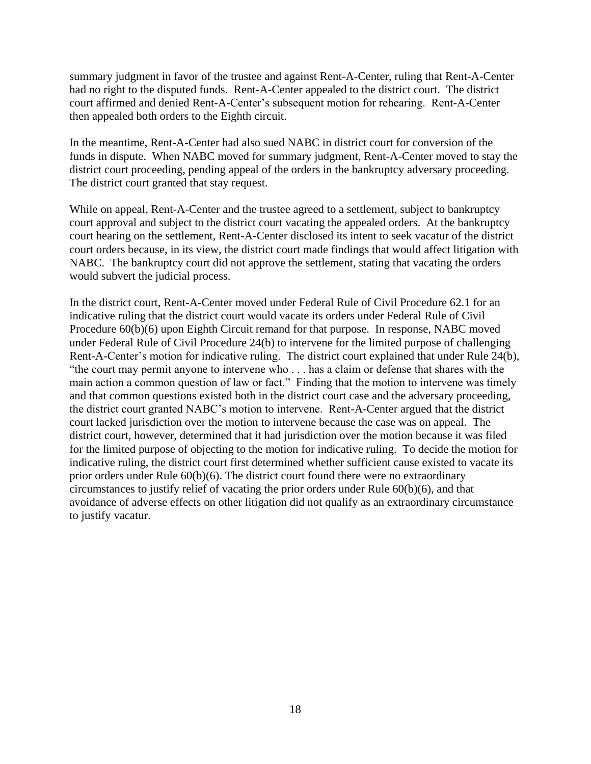summary judgment in favor of the trustee and against Rent-A-Center, ruling that Rent-A-Center had no right to the disputed funds. Rent-A-Center appealed to the district court. The district court affirmed and denied Rent-A-Center's subsequent motion for rehearing. Rent-A-Center then appealed both orders to the Eighth circuit.

In the meantime, Rent-A-Center had also sued NABC in district court for conversion of the funds in dispute. When NABC moved for summary judgment, Rent-A-Center moved to stay the district court proceeding, pending appeal of the orders in the bankruptcy adversary proceeding. The district court granted that stay request.

While on appeal, Rent-A-Center and the trustee agreed to a settlement, subject to bankruptcy court approval and subject to the district court vacating the appealed orders. At the bankruptcy court hearing on the settlement, Rent-A-Center disclosed its intent to seek vacatur of the district court orders because, in its view, the district court made findings that would affect litigation with NABC. The bankruptcy court did not approve the settlement, stating that vacating the orders would subvert the judicial process.

In the district court, Rent-A-Center moved under Federal Rule of Civil Procedure 62.1 for an indicative ruling that the district court would vacate its orders under Federal Rule of Civil Procedure 60(b)(6) upon Eighth Circuit remand for that purpose. In response, NABC moved under Federal Rule of Civil Procedure 24(b) to intervene for the limited purpose of challenging Rent-A-Center's motion for indicative ruling. The district court explained that under Rule 24(b), "the court may permit anyone to intervene who . . . has a claim or defense that shares with the main action a common question of law or fact." Finding that the motion to intervene was timely and that common questions existed both in the district court case and the adversary proceeding, the district court granted NABC's motion to intervene. Rent-A-Center argued that the district court lacked jurisdiction over the motion to intervene because the case was on appeal. The district court, however, determined that it had jurisdiction over the motion because it was filed for the limited purpose of objecting to the motion for indicative ruling. To decide the motion for indicative ruling, the district court first determined whether sufficient cause existed to vacate its prior orders under Rule 60(b)(6). The district court found there were no extraordinary circumstances to justify relief of vacating the prior orders under Rule 60(b)(6), and that avoidance of adverse effects on other litigation did not qualify as an extraordinary circumstance to justify vacatur.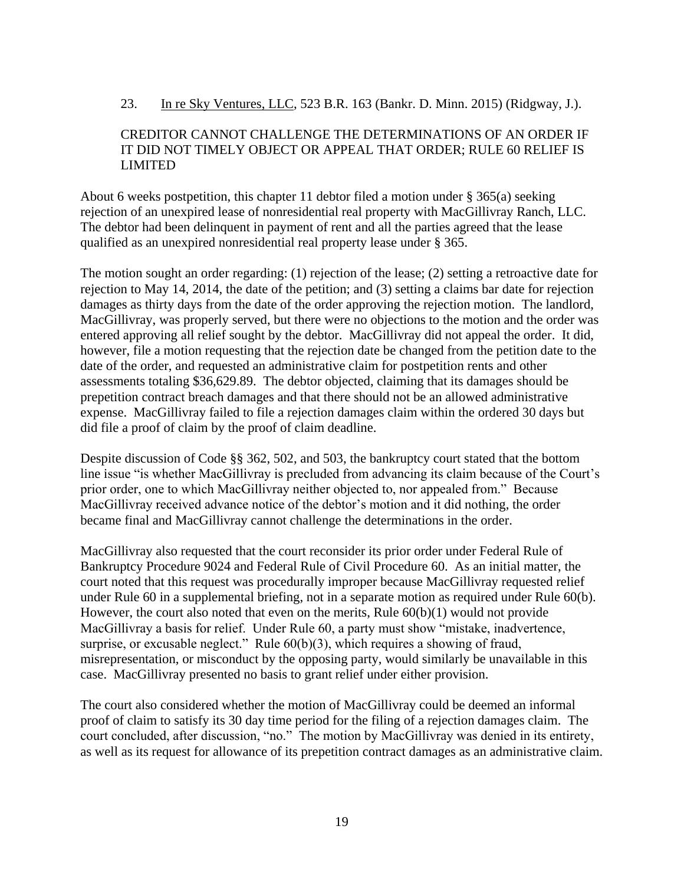23. In re Sky Ventures, LLC, 523 B.R. 163 (Bankr. D. Minn. 2015) (Ridgway, J.).

CREDITOR CANNOT CHALLENGE THE DETERMINATIONS OF AN ORDER IF IT DID NOT TIMELY OBJECT OR APPEAL THAT ORDER; RULE 60 RELIEF IS LIMITED

About 6 weeks postpetition, this chapter 11 debtor filed a motion under § 365(a) seeking rejection of an unexpired lease of nonresidential real property with MacGillivray Ranch, LLC. The debtor had been delinquent in payment of rent and all the parties agreed that the lease qualified as an unexpired nonresidential real property lease under § 365.

The motion sought an order regarding: (1) rejection of the lease; (2) setting a retroactive date for rejection to May 14, 2014, the date of the petition; and (3) setting a claims bar date for rejection damages as thirty days from the date of the order approving the rejection motion. The landlord, MacGillivray, was properly served, but there were no objections to the motion and the order was entered approving all relief sought by the debtor. MacGillivray did not appeal the order. It did, however, file a motion requesting that the rejection date be changed from the petition date to the date of the order, and requested an administrative claim for postpetition rents and other assessments totaling $36,629.89. The debtor objected, claiming that its damages should be prepetition contract breach damages and that there should not be an allowed administrative expense. MacGillivray failed to file a rejection damages claim within the ordered 30 days but did file a proof of claim by the proof of claim deadline.

Despite discussion of Code §§ 362, 502, and 503, the bankruptcy court stated that the bottom line issue "is whether MacGillivray is precluded from advancing its claim because of the Court's prior order, one to which MacGillivray neither objected to, nor appealed from." Because MacGillivray received advance notice of the debtor's motion and it did nothing, the order became final and MacGillivray cannot challenge the determinations in the order.

MacGillivray also requested that the court reconsider its prior order under Federal Rule of Bankruptcy Procedure 9024 and Federal Rule of Civil Procedure 60. As an initial matter, the court noted that this request was procedurally improper because MacGillivray requested relief under Rule 60 in a supplemental briefing, not in a separate motion as required under Rule 60(b). However, the court also noted that even on the merits, Rule 60(b)(1) would not provide MacGillivray a basis for relief. Under Rule 60, a party must show "mistake, inadvertence, surprise, or excusable neglect." Rule 60(b)(3), which requires a showing of fraud, misrepresentation, or misconduct by the opposing party, would similarly be unavailable in this case. MacGillivray presented no basis to grant relief under either provision.

The court also considered whether the motion of MacGillivray could be deemed an informal proof of claim to satisfy its 30 day time period for the filing of a rejection damages claim. The court concluded, after discussion, "no." The motion by MacGillivray was denied in its entirety, as well as its request for allowance of its prepetition contract damages as an administrative claim.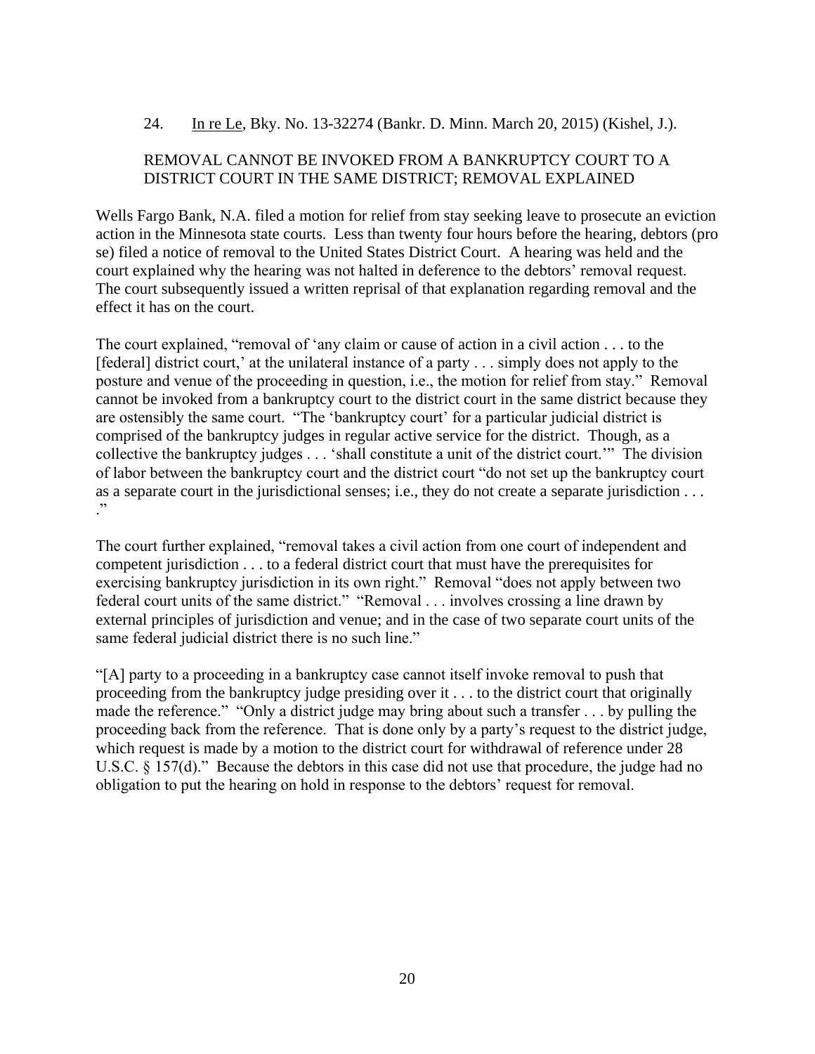24. In re Le, Bky. No. 13-32274 (Bankr. D. Minn. March 20, 2015) (Kishel, J.).

REMOVAL CANNOT BE INVOKED FROM A BANKRUPTCY COURT TO A DISTRICT COURT IN THE SAME DISTRICT; REMOVAL EXPLAINED

Wells Fargo Bank, N.A. filed a motion for relief from stay seeking leave to prosecute an eviction action in the Minnesota state courts. Less than twenty four hours before the hearing, debtors (pro se) filed a notice of removal to the United States District Court. A hearing was held and the court explained why the hearing was not halted in deference to the debtors' removal request. The court subsequently issued a written reprisal of that explanation regarding removal and the effect it has on the court.

The court explained, "removal of 'any claim or cause of action in a civil action . . . to the [federal] district court,' at the unilateral instance of a party . . . simply does not apply to the posture and venue of the proceeding in question, i.e., the motion for relief from stay." Removal cannot be invoked from a bankruptcy court to the district court in the same district because they are ostensibly the same court. "The 'bankruptcy court' for a particular judicial district is comprised of the bankruptcy judges in regular active service for the district. Though, as a collective the bankruptcy judges . . . 'shall constitute a unit of the district court.'" The division of labor between the bankruptcy court and the district court "do not set up the bankruptcy court as a separate court in the jurisdictional senses; i.e., they do not create a separate jurisdiction . . . ."

The court further explained, "removal takes a civil action from one court of independent and competent jurisdiction . . . to a federal district court that must have the prerequisites for exercising bankruptcy jurisdiction in its own right." Removal "does not apply between two federal court units of the same district." "Removal . . . involves crossing a line drawn by external principles of jurisdiction and venue; and in the case of two separate court units of the same federal judicial district there is no such line."

"[A] party to a proceeding in a bankruptcy case cannot itself invoke removal to push that proceeding from the bankruptcy judge presiding over it . . . to the district court that originally made the reference." "Only a district judge may bring about such a transfer . . . by pulling the proceeding back from the reference. That is done only by a party's request to the district judge, which request is made by a motion to the district court for withdrawal of reference under 28 U.S.C. § 157(d)." Because the debtors in this case did not use that procedure, the judge had no obligation to put the hearing on hold in response to the debtors' request for removal.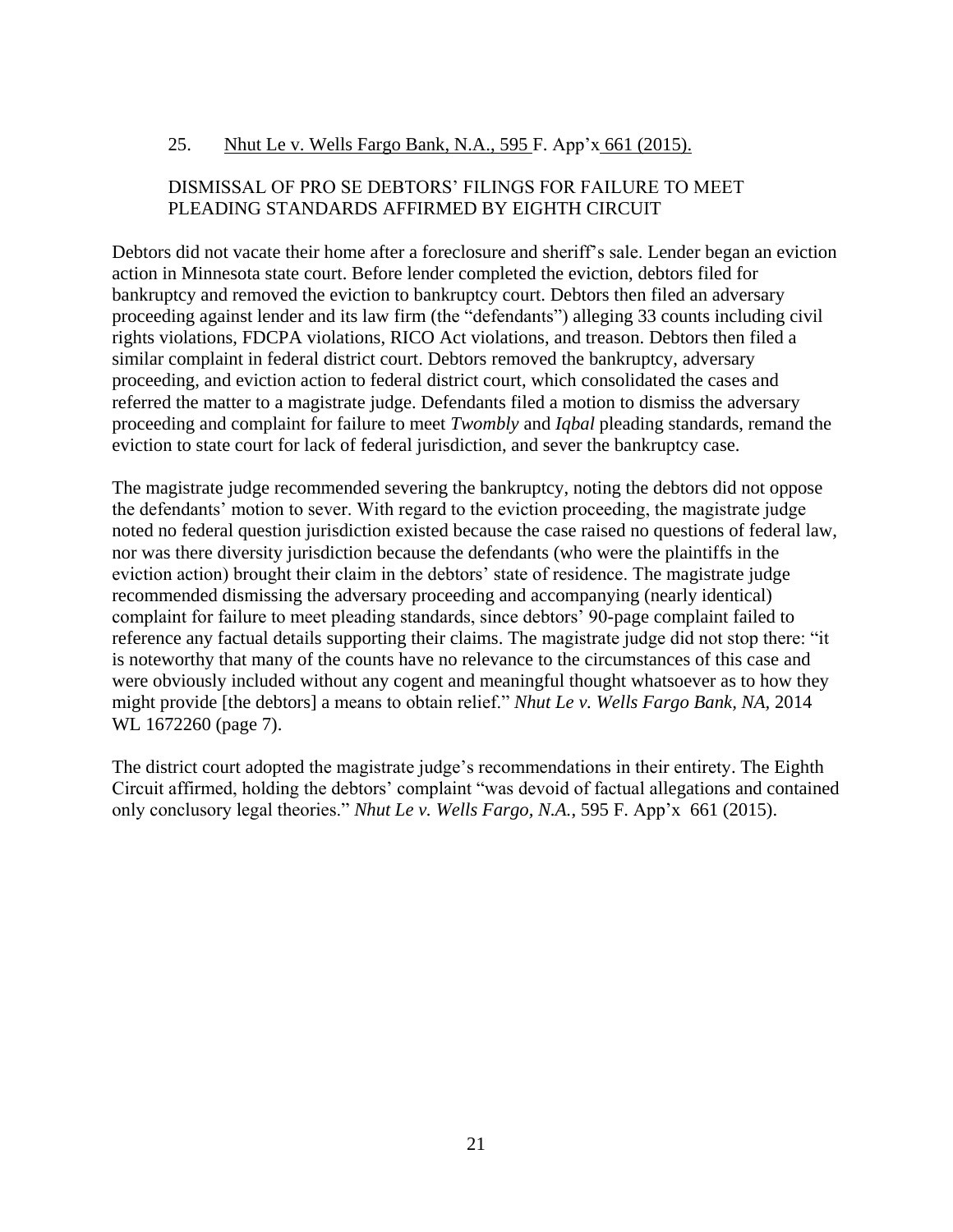25. Nhut Le v. Wells Fargo Bank, N.A., 595 F. App'x 661 (2015).

DISMISSAL OF PRO SE DEBTORS' FILINGS FOR FAILURE TO MEET PLEADING STANDARDS AFFIRMED BY EIGHTH CIRCUIT

Debtors did not vacate their home after a foreclosure and sheriff's sale. Lender began an eviction action in Minnesota state court. Before lender completed the eviction, debtors filed for bankruptcy and removed the eviction to bankruptcy court. Debtors then filed an adversary proceeding against lender and its law firm (the "defendants") alleging 33 counts including civil rights violations, FDCPA violations, RICO Act violations, and treason. Debtors then filed a similar complaint in federal district court. Debtors removed the bankruptcy, adversary proceeding, and eviction action to federal district court, which consolidated the cases and referred the matter to a magistrate judge. Defendants filed a motion to dismiss the adversary proceeding and complaint for failure to meet *Twombly* and *Iqbal* pleading standards, remand the eviction to state court for lack of federal jurisdiction, and sever the bankruptcy case.

The magistrate judge recommended severing the bankruptcy, noting the debtors did not oppose the defendants' motion to sever. With regard to the eviction proceeding, the magistrate judge noted no federal question jurisdiction existed because the case raised no questions of federal law, nor was there diversity jurisdiction because the defendants (who were the plaintiffs in the eviction action) brought their claim in the debtors' state of residence. The magistrate judge recommended dismissing the adversary proceeding and accompanying (nearly identical) complaint for failure to meet pleading standards, since debtors' 90-page complaint failed to reference any factual details supporting their claims. The magistrate judge did not stop there: "it is noteworthy that many of the counts have no relevance to the circumstances of this case and were obviously included without any cogent and meaningful thought whatsoever as to how they might provide [the debtors] a means to obtain relief." *Nhut Le v. Wells Fargo Bank, NA*, 2014 WL 1672260 (page 7).

The district court adopted the magistrate judge's recommendations in their entirety. The Eighth Circuit affirmed, holding the debtors' complaint "was devoid of factual allegations and contained only conclusory legal theories." *Nhut Le v. Wells Fargo, N.A.*, 595 F. App'x 661 (2015).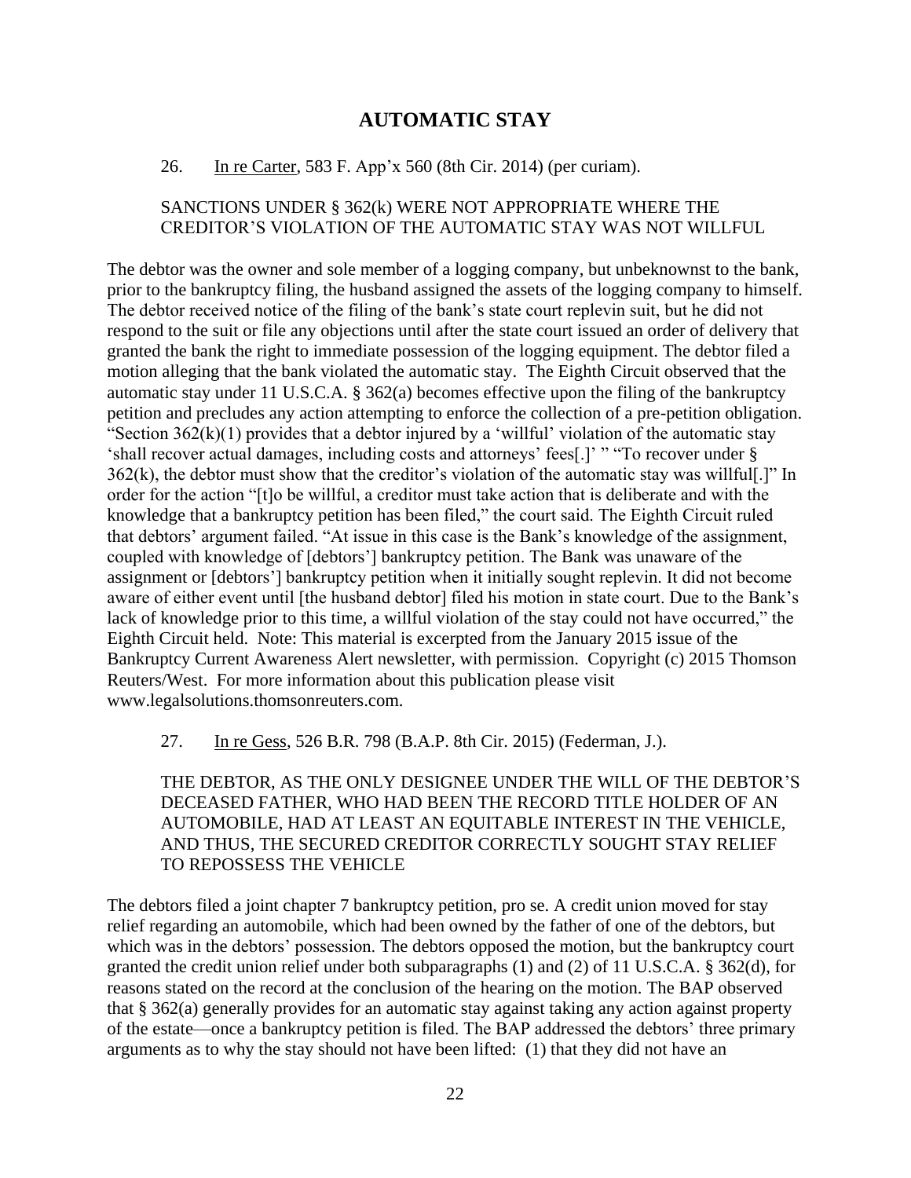# AUTOMATIC STAY

26. In re Carter, 583 F. App'x 560 (8th Cir. 2014) (per curiam).

SANCTIONS UNDER § 362(k) WERE NOT APPROPRIATE WHERE THE CREDITOR'S VIOLATION OF THE AUTOMATIC STAY WAS NOT WILLFUL

The debtor was the owner and sole member of a logging company, but unbeknownst to the bank, prior to the bankruptcy filing, the husband assigned the assets of the logging company to himself. The debtor received notice of the filing of the bank's state court replevin suit, but he did not respond to the suit or file any objections until after the state court issued an order of delivery that granted the bank the right to immediate possession of the logging equipment. The debtor filed a motion alleging that the bank violated the automatic stay. The Eighth Circuit observed that the automatic stay under 11 U.S.C.A. § 362(a) becomes effective upon the filing of the bankruptcy petition and precludes any action attempting to enforce the collection of a pre-petition obligation. "Section 362(k)(1) provides that a debtor injured by a 'willful' violation of the automatic stay 'shall recover actual damages, including costs and attorneys' fees[.]' " "To recover under § 362(k), the debtor must show that the creditor's violation of the automatic stay was willful[.]" In order for the action "[t]o be willful, a creditor must take action that is deliberate and with the knowledge that a bankruptcy petition has been filed," the court said. The Eighth Circuit ruled that debtors' argument failed. "At issue in this case is the Bank's knowledge of the assignment, coupled with knowledge of [debtors'] bankruptcy petition. The Bank was unaware of the assignment or [debtors'] bankruptcy petition when it initially sought replevin. It did not become aware of either event until [the husband debtor] filed his motion in state court. Due to the Bank's lack of knowledge prior to this time, a willful violation of the stay could not have occurred," the Eighth Circuit held. Note: This material is excerpted from the January 2015 issue of the Bankruptcy Current Awareness Alert newsletter, with permission. Copyright (c) 2015 Thomson Reuters/West. For more information about this publication please visit www.legalsolutions.thomsonreuters.com.

27. In re Gess, 526 B.R. 798 (B.A.P. 8th Cir. 2015) (Federman, J.).

THE DEBTOR, AS THE ONLY DESIGNEE UNDER THE WILL OF THE DEBTOR'S DECEASED FATHER, WHO HAD BEEN THE RECORD TITLE HOLDER OF AN AUTOMOBILE, HAD AT LEAST AN EQUITABLE INTEREST IN THE VEHICLE, AND THUS, THE SECURED CREDITOR CORRECTLY SOUGHT STAY RELIEF TO REPOSSESS THE VEHICLE

The debtors filed a joint chapter 7 bankruptcy petition, pro se. A credit union moved for stay relief regarding an automobile, which had been owned by the father of one of the debtors, but which was in the debtors' possession. The debtors opposed the motion, but the bankruptcy court granted the credit union relief under both subparagraphs (1) and (2) of 11 U.S.C.A. § 362(d), for reasons stated on the record at the conclusion of the hearing on the motion. The BAP observed that § 362(a) generally provides for an automatic stay against taking any action against property of the estate—once a bankruptcy petition is filed. The BAP addressed the debtors' three primary arguments as to why the stay should not have been lifted: (1) that they did not have an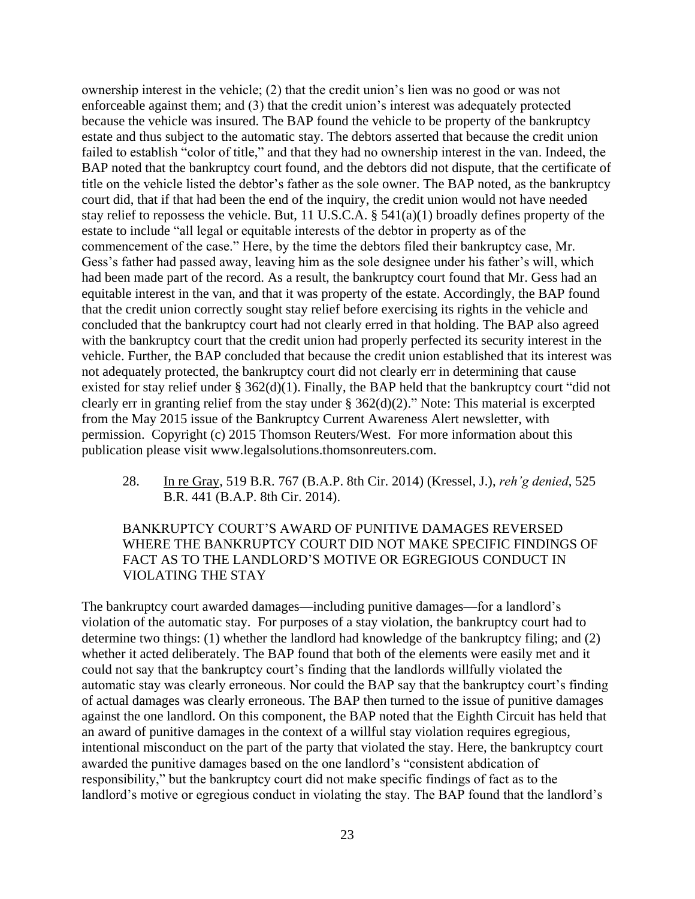ownership interest in the vehicle; (2) that the credit union's lien was no good or was not enforceable against them; and (3) that the credit union's interest was adequately protected because the vehicle was insured. The BAP found the vehicle to be property of the bankruptcy estate and thus subject to the automatic stay. The debtors asserted that because the credit union failed to establish "color of title," and that they had no ownership interest in the van. Indeed, the BAP noted that the bankruptcy court found, and the debtors did not dispute, that the certificate of title on the vehicle listed the debtor's father as the sole owner. The BAP noted, as the bankruptcy court did, that if that had been the end of the inquiry, the credit union would not have needed stay relief to repossess the vehicle. But, 11 U.S.C.A. § 541(a)(1) broadly defines property of the estate to include "all legal or equitable interests of the debtor in property as of the commencement of the case." Here, by the time the debtors filed their bankruptcy case, Mr. Gess's father had passed away, leaving him as the sole designee under his father's will, which had been made part of the record. As a result, the bankruptcy court found that Mr. Gess had an equitable interest in the van, and that it was property of the estate. Accordingly, the BAP found that the credit union correctly sought stay relief before exercising its rights in the vehicle and concluded that the bankruptcy court had not clearly erred in that holding. The BAP also agreed with the bankruptcy court that the credit union had properly perfected its security interest in the vehicle. Further, the BAP concluded that because the credit union established that its interest was not adequately protected, the bankruptcy court did not clearly err in determining that cause existed for stay relief under § 362(d)(1). Finally, the BAP held that the bankruptcy court "did not clearly err in granting relief from the stay under § 362(d)(2)." Note: This material is excerpted from the May 2015 issue of the Bankruptcy Current Awareness Alert newsletter, with permission. Copyright (c) 2015 Thomson Reuters/West. For more information about this publication please visit www.legalsolutions.thomsonreuters.com.

28. In re Gray, 519 B.R. 767 (B.A.P. 8th Cir. 2014) (Kressel, J.), *reh'g denied*, 525 B.R. 441 (B.A.P. 8th Cir. 2014).

BANKRUPTCY COURT'S AWARD OF PUNITIVE DAMAGES REVERSED WHERE THE BANKRUPTCY COURT DID NOT MAKE SPECIFIC FINDINGS OF FACT AS TO THE LANDLORD'S MOTIVE OR EGREGIOUS CONDUCT IN VIOLATING THE STAY

The bankruptcy court awarded damages—including punitive damages—for a landlord's violation of the automatic stay. For purposes of a stay violation, the bankruptcy court had to determine two things: (1) whether the landlord had knowledge of the bankruptcy filing; and (2) whether it acted deliberately. The BAP found that both of the elements were easily met and it could not say that the bankruptcy court's finding that the landlords willfully violated the automatic stay was clearly erroneous. Nor could the BAP say that the bankruptcy court's finding of actual damages was clearly erroneous. The BAP then turned to the issue of punitive damages against the one landlord. On this component, the BAP noted that the Eighth Circuit has held that an award of punitive damages in the context of a willful stay violation requires egregious, intentional misconduct on the part of the party that violated the stay. Here, the bankruptcy court awarded the punitive damages based on the one landlord's "consistent abdication of responsibility," but the bankruptcy court did not make specific findings of fact as to the landlord's motive or egregious conduct in violating the stay. The BAP found that the landlord's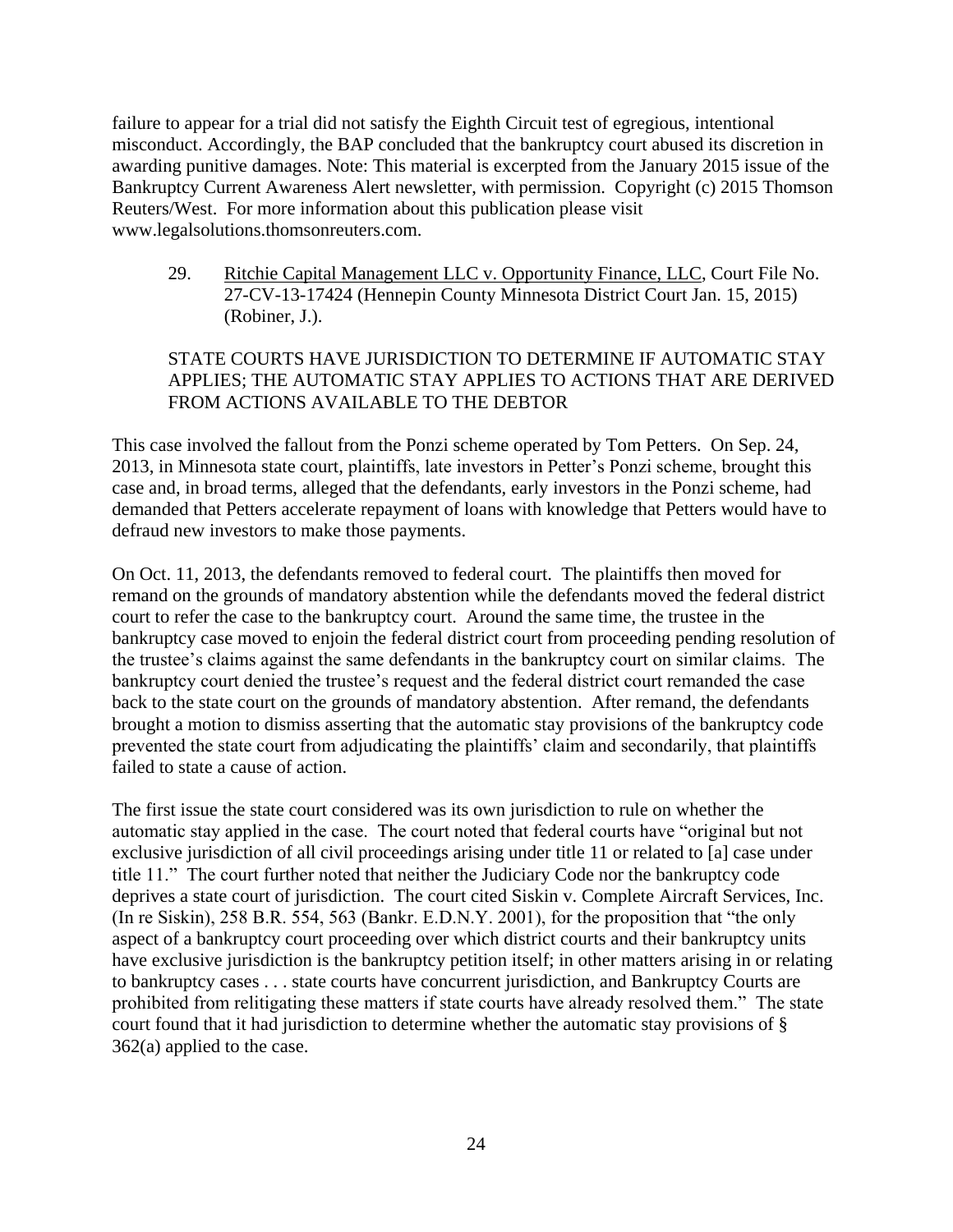failure to appear for a trial did not satisfy the Eighth Circuit test of egregious, intentional misconduct. Accordingly, the BAP concluded that the bankruptcy court abused its discretion in awarding punitive damages. Note: This material is excerpted from the January 2015 issue of the Bankruptcy Current Awareness Alert newsletter, with permission. Copyright (c) 2015 Thomson Reuters/West. For more information about this publication please visit www.legalsolutions.thomsonreuters.com.

29. Ritchie Capital Management LLC v. Opportunity Finance, LLC, Court File No. 27-CV-13-17424 (Hennepin County Minnesota District Court Jan. 15, 2015) (Robiner, J.).

STATE COURTS HAVE JURISDICTION TO DETERMINE IF AUTOMATIC STAY APPLIES; THE AUTOMATIC STAY APPLIES TO ACTIONS THAT ARE DERIVED FROM ACTIONS AVAILABLE TO THE DEBTOR

This case involved the fallout from the Ponzi scheme operated by Tom Petters. On Sep. 24, 2013, in Minnesota state court, plaintiffs, late investors in Petter's Ponzi scheme, brought this case and, in broad terms, alleged that the defendants, early investors in the Ponzi scheme, had demanded that Petters accelerate repayment of loans with knowledge that Petters would have to defraud new investors to make those payments.

On Oct. 11, 2013, the defendants removed to federal court. The plaintiffs then moved for remand on the grounds of mandatory abstention while the defendants moved the federal district court to refer the case to the bankruptcy court. Around the same time, the trustee in the bankruptcy case moved to enjoin the federal district court from proceeding pending resolution of the trustee's claims against the same defendants in the bankruptcy court on similar claims. The bankruptcy court denied the trustee's request and the federal district court remanded the case back to the state court on the grounds of mandatory abstention. After remand, the defendants brought a motion to dismiss asserting that the automatic stay provisions of the bankruptcy code prevented the state court from adjudicating the plaintiffs' claim and secondarily, that plaintiffs failed to state a cause of action.

The first issue the state court considered was its own jurisdiction to rule on whether the automatic stay applied in the case. The court noted that federal courts have "original but not exclusive jurisdiction of all civil proceedings arising under title 11 or related to [a] case under title 11." The court further noted that neither the Judiciary Code nor the bankruptcy code deprives a state court of jurisdiction. The court cited Siskin v. Complete Aircraft Services, Inc. (In re Siskin), 258 B.R. 554, 563 (Bankr. E.D.N.Y. 2001), for the proposition that "the only aspect of a bankruptcy court proceeding over which district courts and their bankruptcy units have exclusive jurisdiction is the bankruptcy petition itself; in other matters arising in or relating to bankruptcy cases . . . state courts have concurrent jurisdiction, and Bankruptcy Courts are prohibited from relitigating these matters if state courts have already resolved them." The state court found that it had jurisdiction to determine whether the automatic stay provisions of § 362(a) applied to the case.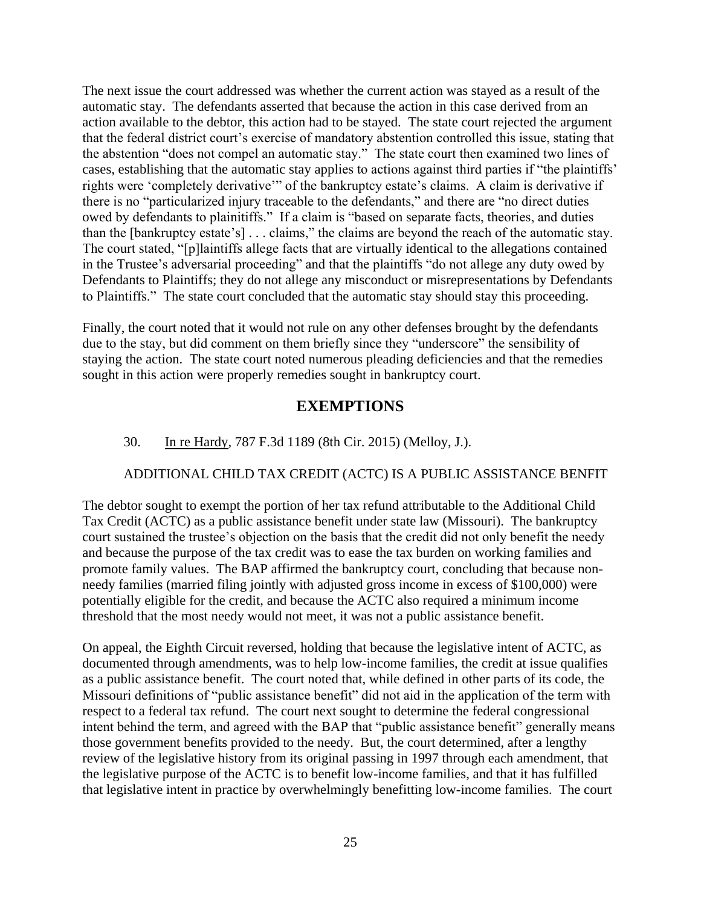The next issue the court addressed was whether the current action was stayed as a result of the automatic stay. The defendants asserted that because the action in this case derived from an action available to the debtor, this action had to be stayed. The state court rejected the argument that the federal district court's exercise of mandatory abstention controlled this issue, stating that the abstention "does not compel an automatic stay." The state court then examined two lines of cases, establishing that the automatic stay applies to actions against third parties if "the plaintiffs' rights were 'completely derivative'" of the bankruptcy estate's claims. A claim is derivative if there is no "particularized injury traceable to the defendants," and there are "no direct duties owed by defendants to plainitiffs." If a claim is "based on separate facts, theories, and duties than the [bankruptcy estate's] . . . claims," the claims are beyond the reach of the automatic stay. The court stated, "[p]laintiffs allege facts that are virtually identical to the allegations contained in the Trustee's adversarial proceeding" and that the plaintiffs "do not allege any duty owed by Defendants to Plaintiffs; they do not allege any misconduct or misrepresentations by Defendants to Plaintiffs." The state court concluded that the automatic stay should stay this proceeding.

Finally, the court noted that it would not rule on any other defenses brought by the defendants due to the stay, but did comment on them briefly since they "underscore" the sensibility of staying the action. The state court noted numerous pleading deficiencies and that the remedies sought in this action were properly remedies sought in bankruptcy court.

## EXEMPTIONS

30. In re Hardy, 787 F.3d 1189 (8th Cir. 2015) (Melloy, J.).

ADDITIONAL CHILD TAX CREDIT (ACTC) IS A PUBLIC ASSISTANCE BENFIT

The debtor sought to exempt the portion of her tax refund attributable to the Additional Child Tax Credit (ACTC) as a public assistance benefit under state law (Missouri). The bankruptcy court sustained the trustee's objection on the basis that the credit did not only benefit the needy and because the purpose of the tax credit was to ease the tax burden on working families and promote family values. The BAP affirmed the bankruptcy court, concluding that because non-needy families (married filing jointly with adjusted gross income in excess of $100,000) were potentially eligible for the credit, and because the ACTC also required a minimum income threshold that the most needy would not meet, it was not a public assistance benefit.

On appeal, the Eighth Circuit reversed, holding that because the legislative intent of ACTC, as documented through amendments, was to help low-income families, the credit at issue qualifies as a public assistance benefit. The court noted that, while defined in other parts of its code, the Missouri definitions of "public assistance benefit" did not aid in the application of the term with respect to a federal tax refund. The court next sought to determine the federal congressional intent behind the term, and agreed with the BAP that "public assistance benefit" generally means those government benefits provided to the needy. But, the court determined, after a lengthy review of the legislative history from its original passing in 1997 through each amendment, that the legislative purpose of the ACTC is to benefit low-income families, and that it has fulfilled that legislative intent in practice by overwhelmingly benefitting low-income families. The court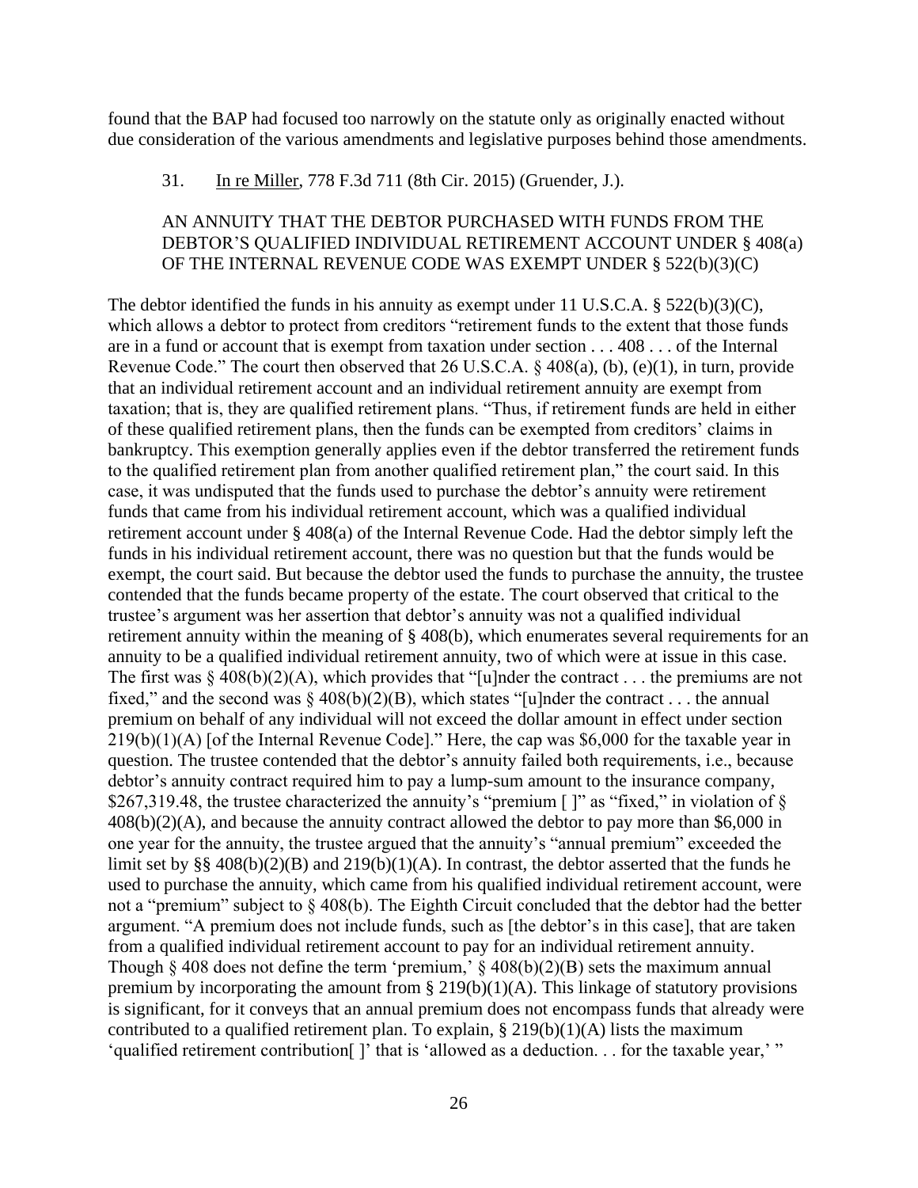found that the BAP had focused too narrowly on the statute only as originally enacted without due consideration of the various amendments and legislative purposes behind those amendments.

31. In re Miller, 778 F.3d 711 (8th Cir. 2015) (Gruender, J.).

AN ANNUITY THAT THE DEBTOR PURCHASED WITH FUNDS FROM THE DEBTOR'S QUALIFIED INDIVIDUAL RETIREMENT ACCOUNT UNDER § 408(a) OF THE INTERNAL REVENUE CODE WAS EXEMPT UNDER § 522(b)(3)(C)

The debtor identified the funds in his annuity as exempt under 11 U.S.C.A. § 522(b)(3)(C), which allows a debtor to protect from creditors "retirement funds to the extent that those funds are in a fund or account that is exempt from taxation under section . . . 408 . . . of the Internal Revenue Code." The court then observed that 26 U.S.C.A. § 408(a), (b), (e)(1), in turn, provide that an individual retirement account and an individual retirement annuity are exempt from taxation; that is, they are qualified retirement plans. "Thus, if retirement funds are held in either of these qualified retirement plans, then the funds can be exempted from creditors' claims in bankruptcy. This exemption generally applies even if the debtor transferred the retirement funds to the qualified retirement plan from another qualified retirement plan," the court said. In this case, it was undisputed that the funds used to purchase the debtor's annuity were retirement funds that came from his individual retirement account, which was a qualified individual retirement account under § 408(a) of the Internal Revenue Code. Had the debtor simply left the funds in his individual retirement account, there was no question but that the funds would be exempt, the court said. But because the debtor used the funds to purchase the annuity, the trustee contended that the funds became property of the estate. The court observed that critical to the trustee's argument was her assertion that debtor's annuity was not a qualified individual retirement annuity within the meaning of § 408(b), which enumerates several requirements for an annuity to be a qualified individual retirement annuity, two of which were at issue in this case. The first was § 408(b)(2)(A), which provides that "[u]nder the contract . . . the premiums are not fixed," and the second was § 408(b)(2)(B), which states "[u]nder the contract . . . the annual premium on behalf of any individual will not exceed the dollar amount in effect under section 219(b)(1)(A) [of the Internal Revenue Code]." Here, the cap was $6,000 for the taxable year in question. The trustee contended that the debtor's annuity failed both requirements, i.e., because debtor's annuity contract required him to pay a lump-sum amount to the insurance company, $267,319.48, the trustee characterized the annuity's "premium [ ]" as "fixed," in violation of § 408(b)(2)(A), and because the annuity contract allowed the debtor to pay more than $6,000 in one year for the annuity, the trustee argued that the annuity's "annual premium" exceeded the limit set by §§ 408(b)(2)(B) and 219(b)(1)(A). In contrast, the debtor asserted that the funds he used to purchase the annuity, which came from his qualified individual retirement account, were not a "premium" subject to § 408(b). The Eighth Circuit concluded that the debtor had the better argument. "A premium does not include funds, such as [the debtor's in this case], that are taken from a qualified individual retirement account to pay for an individual retirement annuity. Though § 408 does not define the term 'premium,' § 408(b)(2)(B) sets the maximum annual premium by incorporating the amount from § 219(b)(1)(A). This linkage of statutory provisions is significant, for it conveys that an annual premium does not encompass funds that already were contributed to a qualified retirement plan. To explain, § 219(b)(1)(A) lists the maximum 'qualified retirement contribution[ ]' that is 'allowed as a deduction. . . for the taxable year,' "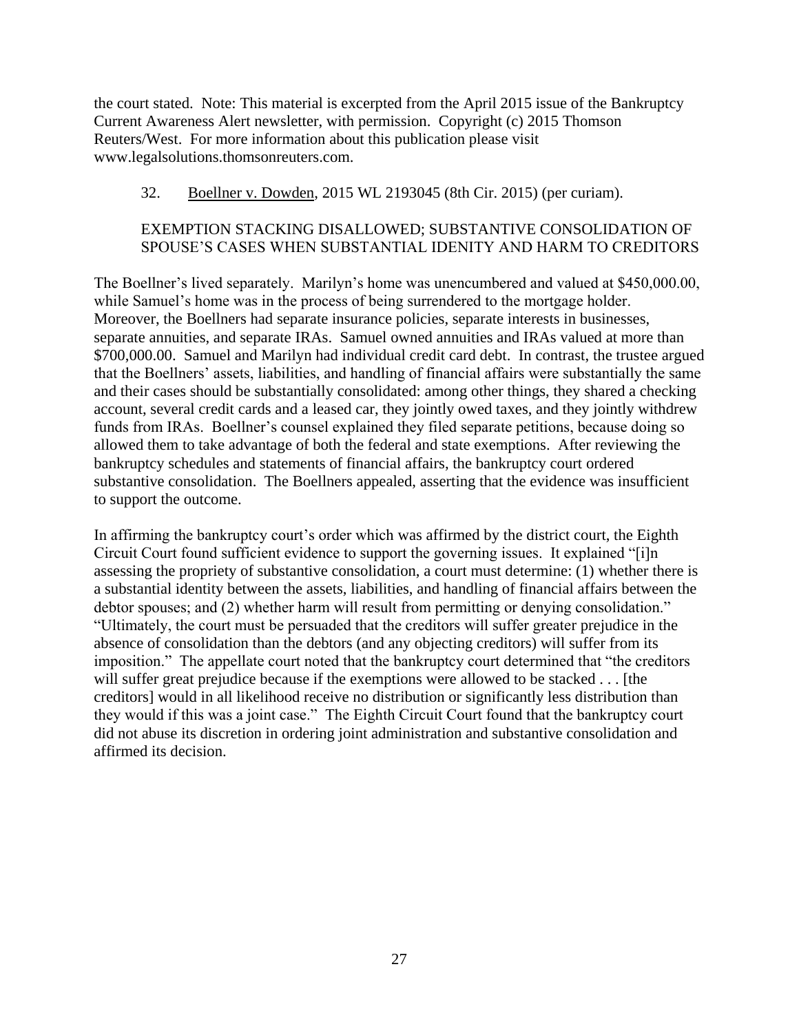the court stated. Note: This material is excerpted from the April 2015 issue of the Bankruptcy Current Awareness Alert newsletter, with permission. Copyright (c) 2015 Thomson Reuters/West. For more information about this publication please visit www.legalsolutions.thomsonreuters.com.

32. Boellner v. Dowden, 2015 WL 2193045 (8th Cir. 2015) (per curiam).

EXEMPTION STACKING DISALLOWED; SUBSTANTIVE CONSOLIDATION OF SPOUSE'S CASES WHEN SUBSTANTIAL IDENITY AND HARM TO CREDITORS

The Boellner's lived separately. Marilyn's home was unencumbered and valued at $450,000.00, while Samuel's home was in the process of being surrendered to the mortgage holder. Moreover, the Boellners had separate insurance policies, separate interests in businesses, separate annuities, and separate IRAs. Samuel owned annuities and IRAs valued at more than $700,000.00. Samuel and Marilyn had individual credit card debt. In contrast, the trustee argued that the Boellners' assets, liabilities, and handling of financial affairs were substantially the same and their cases should be substantially consolidated: among other things, they shared a checking account, several credit cards and a leased car, they jointly owed taxes, and they jointly withdrew funds from IRAs. Boellner's counsel explained they filed separate petitions, because doing so allowed them to take advantage of both the federal and state exemptions. After reviewing the bankruptcy schedules and statements of financial affairs, the bankruptcy court ordered substantive consolidation. The Boellners appealed, asserting that the evidence was insufficient to support the outcome.

In affirming the bankruptcy court's order which was affirmed by the district court, the Eighth Circuit Court found sufficient evidence to support the governing issues. It explained "[i]n assessing the propriety of substantive consolidation, a court must determine: (1) whether there is a substantial identity between the assets, liabilities, and handling of financial affairs between the debtor spouses; and (2) whether harm will result from permitting or denying consolidation." "Ultimately, the court must be persuaded that the creditors will suffer greater prejudice in the absence of consolidation than the debtors (and any objecting creditors) will suffer from its imposition." The appellate court noted that the bankruptcy court determined that "the creditors will suffer great prejudice because if the exemptions were allowed to be stacked . . . [the creditors] would in all likelihood receive no distribution or significantly less distribution than they would if this was a joint case." The Eighth Circuit Court found that the bankruptcy court did not abuse its discretion in ordering joint administration and substantive consolidation and affirmed its decision.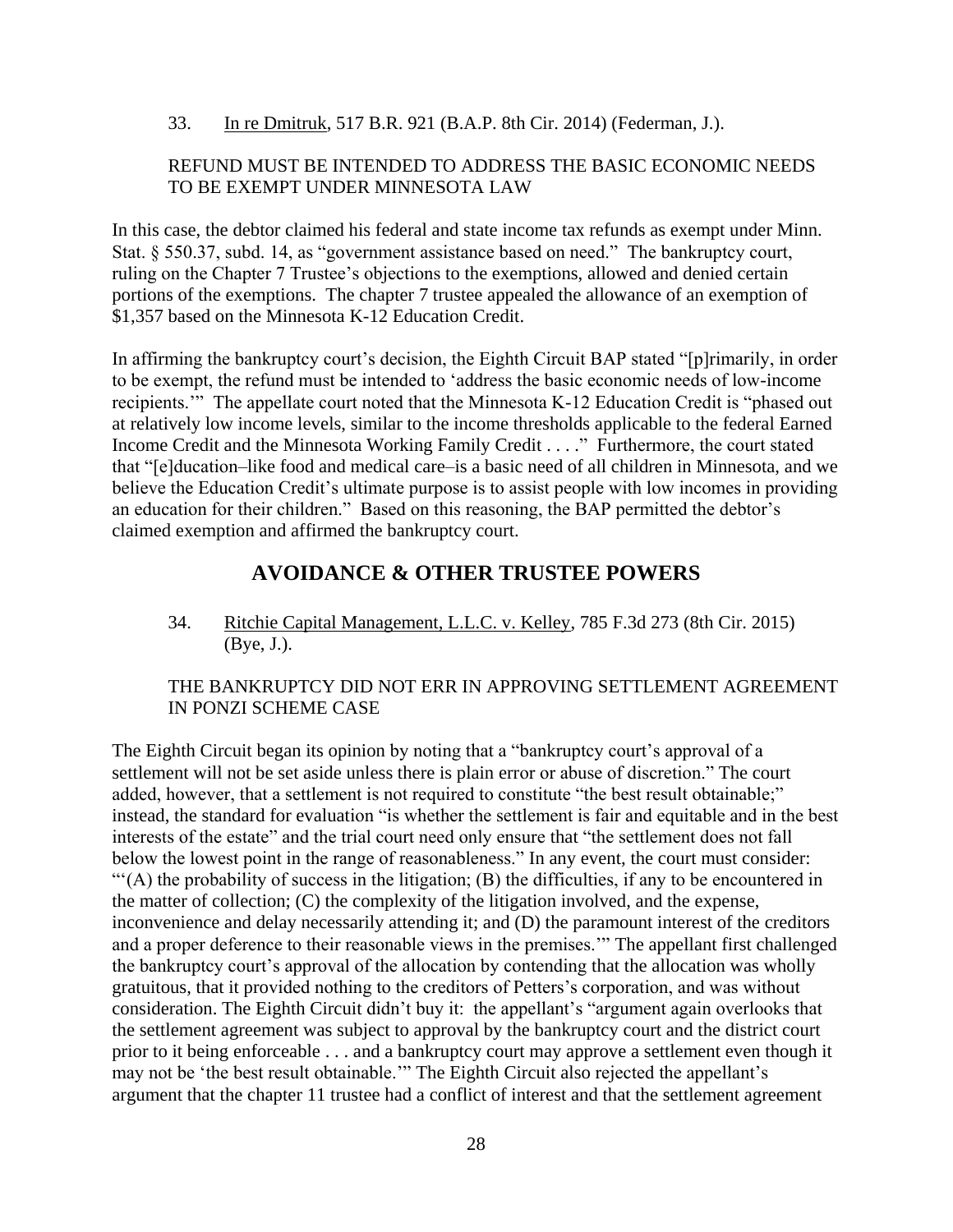33. In re Dmitruk, 517 B.R. 921 (B.A.P. 8th Cir. 2014) (Federman, J.).

REFUND MUST BE INTENDED TO ADDRESS THE BASIC ECONOMIC NEEDS TO BE EXEMPT UNDER MINNESOTA LAW

In this case, the debtor claimed his federal and state income tax refunds as exempt under Minn. Stat. § 550.37, subd. 14, as "government assistance based on need." The bankruptcy court, ruling on the Chapter 7 Trustee's objections to the exemptions, allowed and denied certain portions of the exemptions. The chapter 7 trustee appealed the allowance of an exemption of $1,357 based on the Minnesota K-12 Education Credit.

In affirming the bankruptcy court's decision, the Eighth Circuit BAP stated "[p]rimarily, in order to be exempt, the refund must be intended to 'address the basic economic needs of low-income recipients.'" The appellate court noted that the Minnesota K-12 Education Credit is "phased out at relatively low income levels, similar to the income thresholds applicable to the federal Earned Income Credit and the Minnesota Working Family Credit . . . ." Furthermore, the court stated that "[e]ducation–like food and medical care–is a basic need of all children in Minnesota, and we believe the Education Credit's ultimate purpose is to assist people with low incomes in providing an education for their children." Based on this reasoning, the BAP permitted the debtor's claimed exemption and affirmed the bankruptcy court.

## AVOIDANCE & OTHER TRUSTEE POWERS

34. Ritchie Capital Management, L.L.C. v. Kelley, 785 F.3d 273 (8th Cir. 2015) (Bye, J.).

THE BANKRUPTCY DID NOT ERR IN APPROVING SETTLEMENT AGREEMENT IN PONZI SCHEME CASE

The Eighth Circuit began its opinion by noting that a "bankruptcy court's approval of a settlement will not be set aside unless there is plain error or abuse of discretion." The court added, however, that a settlement is not required to constitute "the best result obtainable;" instead, the standard for evaluation "is whether the settlement is fair and equitable and in the best interests of the estate" and the trial court need only ensure that "the settlement does not fall below the lowest point in the range of reasonableness." In any event, the court must consider: "'(A) the probability of success in the litigation; (B) the difficulties, if any to be encountered in the matter of collection; (C) the complexity of the litigation involved, and the expense, inconvenience and delay necessarily attending it; and (D) the paramount interest of the creditors and a proper deference to their reasonable views in the premises.'" The appellant first challenged the bankruptcy court's approval of the allocation by contending that the allocation was wholly gratuitous, that it provided nothing to the creditors of Petters's corporation, and was without consideration. The Eighth Circuit didn't buy it: the appellant's "argument again overlooks that the settlement agreement was subject to approval by the bankruptcy court and the district court prior to it being enforceable . . . and a bankruptcy court may approve a settlement even though it may not be 'the best result obtainable.'" The Eighth Circuit also rejected the appellant's argument that the chapter 11 trustee had a conflict of interest and that the settlement agreement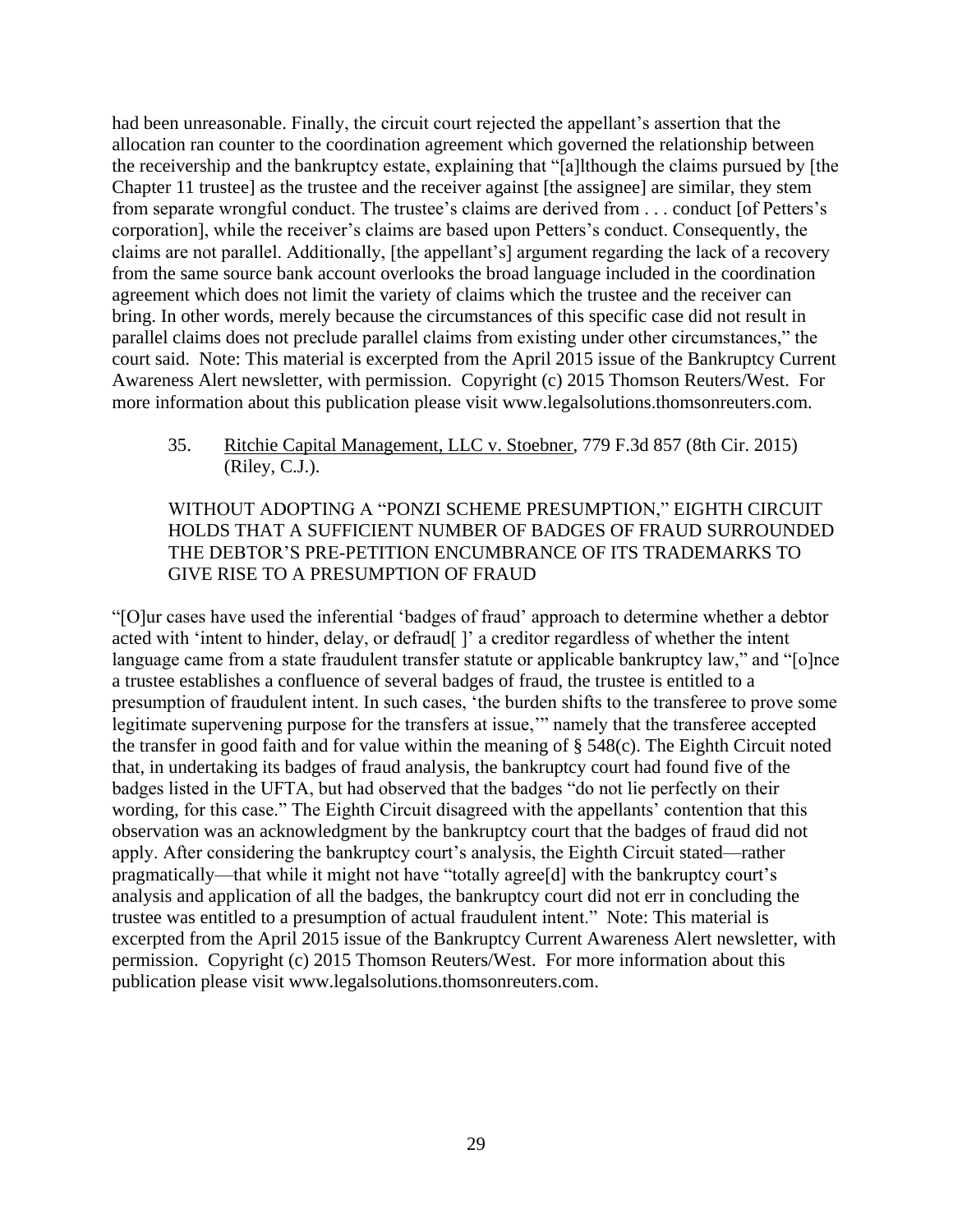had been unreasonable. Finally, the circuit court rejected the appellant's assertion that the allocation ran counter to the coordination agreement which governed the relationship between the receivership and the bankruptcy estate, explaining that "[a]lthough the claims pursued by [the Chapter 11 trustee] as the trustee and the receiver against [the assignee] are similar, they stem from separate wrongful conduct. The trustee's claims are derived from . . . conduct [of Petters's corporation], while the receiver's claims are based upon Petters's conduct. Consequently, the claims are not parallel. Additionally, [the appellant's] argument regarding the lack of a recovery from the same source bank account overlooks the broad language included in the coordination agreement which does not limit the variety of claims which the trustee and the receiver can bring. In other words, merely because the circumstances of this specific case did not result in parallel claims does not preclude parallel claims from existing under other circumstances," the court said. Note: This material is excerpted from the April 2015 issue of the Bankruptcy Current Awareness Alert newsletter, with permission. Copyright (c) 2015 Thomson Reuters/West. For more information about this publication please visit www.legalsolutions.thomsonreuters.com.

35. Ritchie Capital Management, LLC v. Stoebner, 779 F.3d 857 (8th Cir. 2015) (Riley, C.J.).

WITHOUT ADOPTING A "PONZI SCHEME PRESUMPTION," EIGHTH CIRCUIT HOLDS THAT A SUFFICIENT NUMBER OF BADGES OF FRAUD SURROUNDED THE DEBTOR'S PRE-PETITION ENCUMBRANCE OF ITS TRADEMARKS TO GIVE RISE TO A PRESUMPTION OF FRAUD

"[O]ur cases have used the inferential 'badges of fraud' approach to determine whether a debtor acted with 'intent to hinder, delay, or defraud[ ]' a creditor regardless of whether the intent language came from a state fraudulent transfer statute or applicable bankruptcy law," and "[o]nce a trustee establishes a confluence of several badges of fraud, the trustee is entitled to a presumption of fraudulent intent. In such cases, 'the burden shifts to the transferee to prove some legitimate supervening purpose for the transfers at issue,'" namely that the transferee accepted the transfer in good faith and for value within the meaning of § 548(c). The Eighth Circuit noted that, in undertaking its badges of fraud analysis, the bankruptcy court had found five of the badges listed in the UFTA, but had observed that the badges "do not lie perfectly on their wording, for this case." The Eighth Circuit disagreed with the appellants' contention that this observation was an acknowledgment by the bankruptcy court that the badges of fraud did not apply. After considering the bankruptcy court's analysis, the Eighth Circuit stated—rather pragmatically—that while it might not have "totally agree[d] with the bankruptcy court's analysis and application of all the badges, the bankruptcy court did not err in concluding the trustee was entitled to a presumption of actual fraudulent intent." Note: This material is excerpted from the April 2015 issue of the Bankruptcy Current Awareness Alert newsletter, with permission. Copyright (c) 2015 Thomson Reuters/West. For more information about this publication please visit www.legalsolutions.thomsonreuters.com.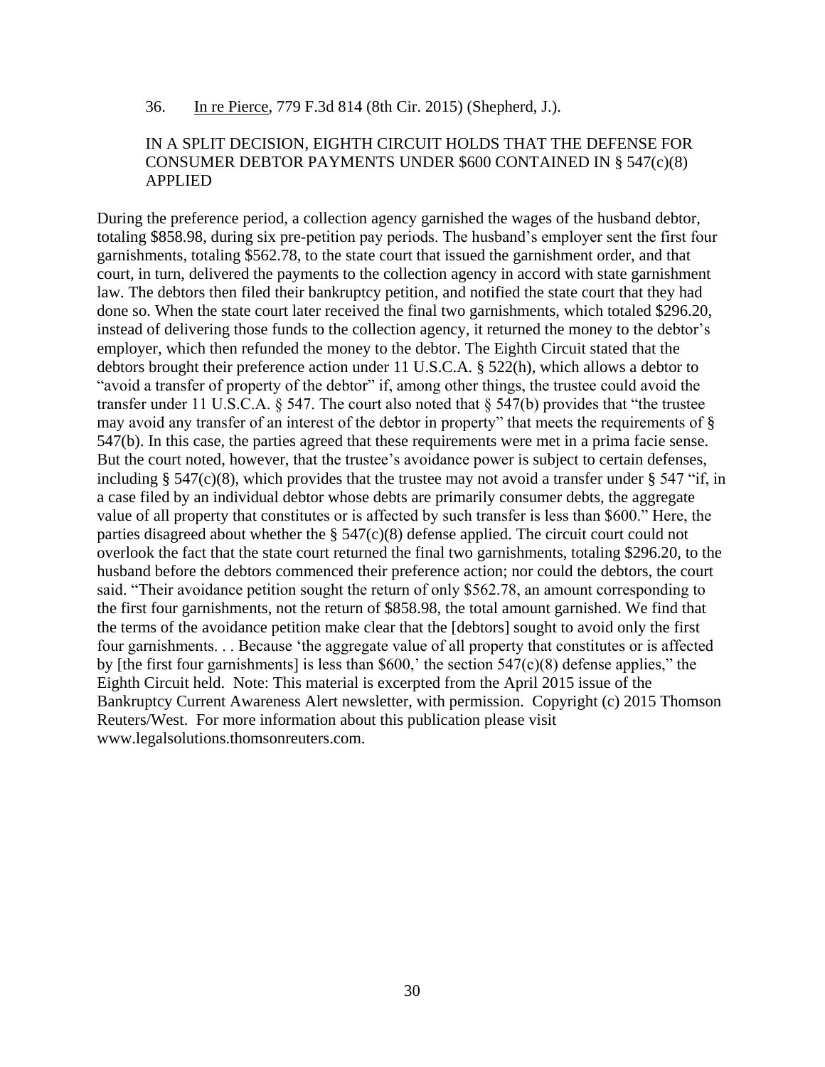36. In re Pierce, 779 F.3d 814 (8th Cir. 2015) (Shepherd, J.).

IN A SPLIT DECISION, EIGHTH CIRCUIT HOLDS THAT THE DEFENSE FOR CONSUMER DEBTOR PAYMENTS UNDER $600 CONTAINED IN § 547(c)(8) APPLIED

During the preference period, a collection agency garnished the wages of the husband debtor, totaling $858.98, during six pre-petition pay periods. The husband's employer sent the first four garnishments, totaling $562.78, to the state court that issued the garnishment order, and that court, in turn, delivered the payments to the collection agency in accord with state garnishment law. The debtors then filed their bankruptcy petition, and notified the state court that they had done so. When the state court later received the final two garnishments, which totaled $296.20, instead of delivering those funds to the collection agency, it returned the money to the debtor's employer, which then refunded the money to the debtor. The Eighth Circuit stated that the debtors brought their preference action under 11 U.S.C.A. § 522(h), which allows a debtor to "avoid a transfer of property of the debtor" if, among other things, the trustee could avoid the transfer under 11 U.S.C.A. § 547. The court also noted that § 547(b) provides that "the trustee may avoid any transfer of an interest of the debtor in property" that meets the requirements of § 547(b). In this case, the parties agreed that these requirements were met in a prima facie sense. But the court noted, however, that the trustee's avoidance power is subject to certain defenses, including § 547(c)(8), which provides that the trustee may not avoid a transfer under § 547 "if, in a case filed by an individual debtor whose debts are primarily consumer debts, the aggregate value of all property that constitutes or is affected by such transfer is less than $600." Here, the parties disagreed about whether the § 547(c)(8) defense applied. The circuit court could not overlook the fact that the state court returned the final two garnishments, totaling $296.20, to the husband before the debtors commenced their preference action; nor could the debtors, the court said. "Their avoidance petition sought the return of only $562.78, an amount corresponding to the first four garnishments, not the return of $858.98, the total amount garnished. We find that the terms of the avoidance petition make clear that the [debtors] sought to avoid only the first four garnishments. . . Because 'the aggregate value of all property that constitutes or is affected by [the first four garnishments] is less than $600,' the section 547(c)(8) defense applies," the Eighth Circuit held. Note: This material is excerpted from the April 2015 issue of the Bankruptcy Current Awareness Alert newsletter, with permission. Copyright (c) 2015 Thomson Reuters/West. For more information about this publication please visit www.legalsolutions.thomsonreuters.com.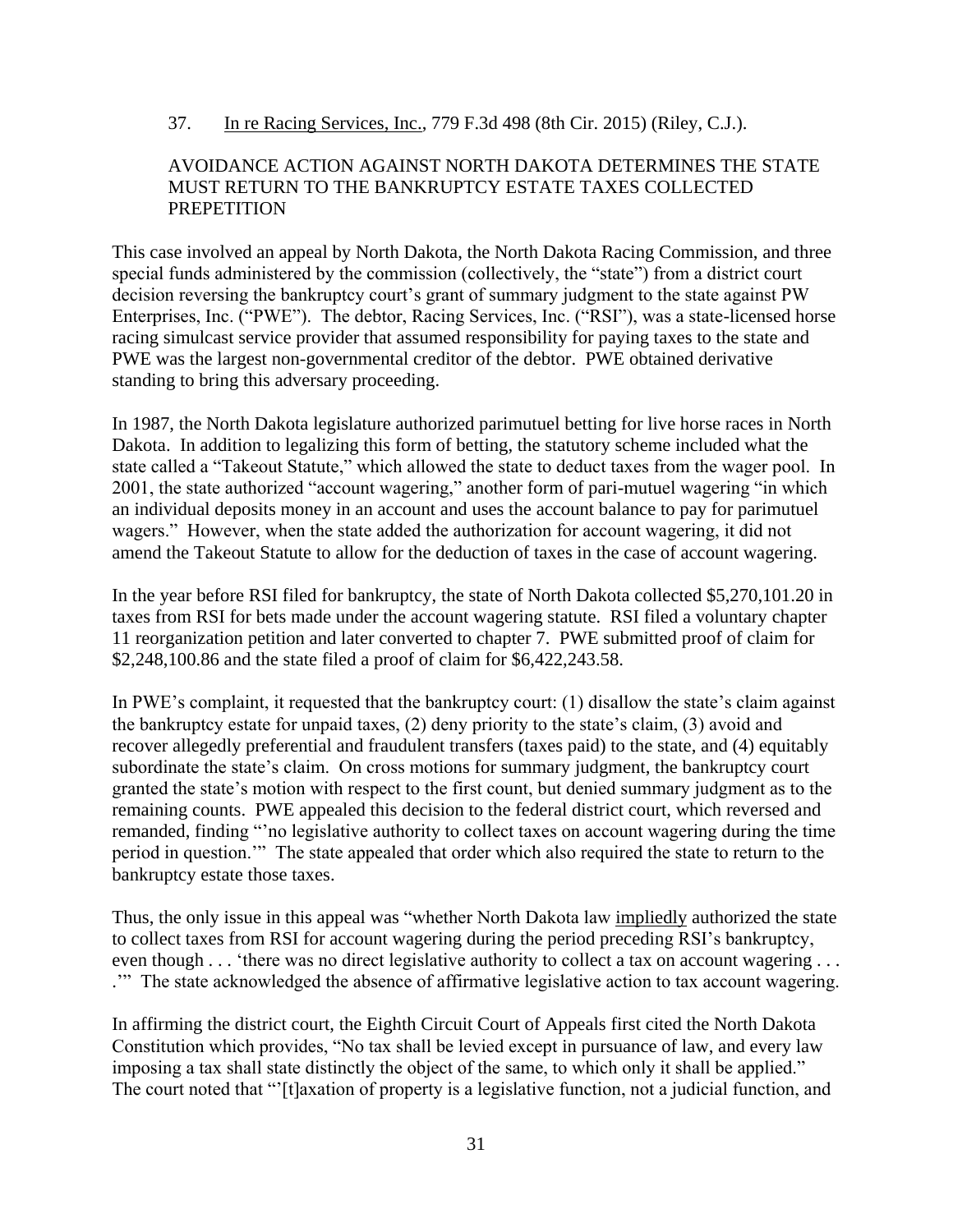37. In re Racing Services, Inc., 779 F.3d 498 (8th Cir. 2015) (Riley, C.J.).

AVOIDANCE ACTION AGAINST NORTH DAKOTA DETERMINES THE STATE MUST RETURN TO THE BANKRUPTCY ESTATE TAXES COLLECTED PREPETITION

This case involved an appeal by North Dakota, the North Dakota Racing Commission, and three special funds administered by the commission (collectively, the "state") from a district court decision reversing the bankruptcy court's grant of summary judgment to the state against PW Enterprises, Inc. ("PWE"). The debtor, Racing Services, Inc. ("RSI"), was a state-licensed horse racing simulcast service provider that assumed responsibility for paying taxes to the state and PWE was the largest non-governmental creditor of the debtor. PWE obtained derivative standing to bring this adversary proceeding.

In 1987, the North Dakota legislature authorized parimutuel betting for live horse races in North Dakota. In addition to legalizing this form of betting, the statutory scheme included what the state called a "Takeout Statute," which allowed the state to deduct taxes from the wager pool. In 2001, the state authorized "account wagering," another form of pari-mutuel wagering "in which an individual deposits money in an account and uses the account balance to pay for parimutuel wagers." However, when the state added the authorization for account wagering, it did not amend the Takeout Statute to allow for the deduction of taxes in the case of account wagering.

In the year before RSI filed for bankruptcy, the state of North Dakota collected $5,270,101.20 in taxes from RSI for bets made under the account wagering statute. RSI filed a voluntary chapter 11 reorganization petition and later converted to chapter 7. PWE submitted proof of claim for $2,248,100.86 and the state filed a proof of claim for $6,422,243.58.

In PWE's complaint, it requested that the bankruptcy court: (1) disallow the state's claim against the bankruptcy estate for unpaid taxes, (2) deny priority to the state's claim, (3) avoid and recover allegedly preferential and fraudulent transfers (taxes paid) to the state, and (4) equitably subordinate the state's claim. On cross motions for summary judgment, the bankruptcy court granted the state's motion with respect to the first count, but denied summary judgment as to the remaining counts. PWE appealed this decision to the federal district court, which reversed and remanded, finding "'no legislative authority to collect taxes on account wagering during the time period in question.'" The state appealed that order which also required the state to return to the bankruptcy estate those taxes.

Thus, the only issue in this appeal was "whether North Dakota law impliedly authorized the state to collect taxes from RSI for account wagering during the period preceding RSI's bankruptcy, even though . . . 'there was no direct legislative authority to collect a tax on account wagering . . . .'" The state acknowledged the absence of affirmative legislative action to tax account wagering.

In affirming the district court, the Eighth Circuit Court of Appeals first cited the North Dakota Constitution which provides, "No tax shall be levied except in pursuance of law, and every law imposing a tax shall state distinctly the object of the same, to which only it shall be applied." The court noted that "'[t]axation of property is a legislative function, not a judicial function, and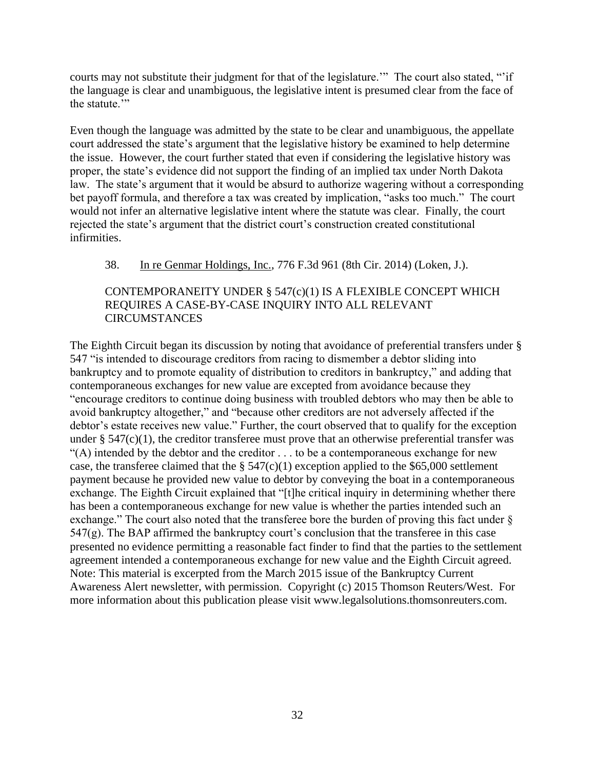courts may not substitute their judgment for that of the legislature.'" The court also stated, "'if the language is clear and unambiguous, the legislative intent is presumed clear from the face of the statute.'"

Even though the language was admitted by the state to be clear and unambiguous, the appellate court addressed the state's argument that the legislative history be examined to help determine the issue. However, the court further stated that even if considering the legislative history was proper, the state's evidence did not support the finding of an implied tax under North Dakota law. The state's argument that it would be absurd to authorize wagering without a corresponding bet payoff formula, and therefore a tax was created by implication, "asks too much." The court would not infer an alternative legislative intent where the statute was clear. Finally, the court rejected the state's argument that the district court's construction created constitutional infirmities.

38. In re Genmar Holdings, Inc., 776 F.3d 961 (8th Cir. 2014) (Loken, J.).

CONTEMPORANEITY UNDER § 547(c)(1) IS A FLEXIBLE CONCEPT WHICH REQUIRES A CASE-BY-CASE INQUIRY INTO ALL RELEVANT CIRCUMSTANCES

The Eighth Circuit began its discussion by noting that avoidance of preferential transfers under § 547 "is intended to discourage creditors from racing to dismember a debtor sliding into bankruptcy and to promote equality of distribution to creditors in bankruptcy," and adding that contemporaneous exchanges for new value are excepted from avoidance because they "encourage creditors to continue doing business with troubled debtors who may then be able to avoid bankruptcy altogether," and "because other creditors are not adversely affected if the debtor's estate receives new value." Further, the court observed that to qualify for the exception under § 547(c)(1), the creditor transferee must prove that an otherwise preferential transfer was "(A) intended by the debtor and the creditor . . . to be a contemporaneous exchange for new case, the transferee claimed that the § 547(c)(1) exception applied to the $65,000 settlement payment because he provided new value to debtor by conveying the boat in a contemporaneous exchange. The Eighth Circuit explained that "[t]he critical inquiry in determining whether there has been a contemporaneous exchange for new value is whether the parties intended such an exchange." The court also noted that the transferee bore the burden of proving this fact under § 547(g). The BAP affirmed the bankruptcy court's conclusion that the transferee in this case presented no evidence permitting a reasonable fact finder to find that the parties to the settlement agreement intended a contemporaneous exchange for new value and the Eighth Circuit agreed. Note: This material is excerpted from the March 2015 issue of the Bankruptcy Current Awareness Alert newsletter, with permission. Copyright (c) 2015 Thomson Reuters/West. For more information about this publication please visit www.legalsolutions.thomsonreuters.com.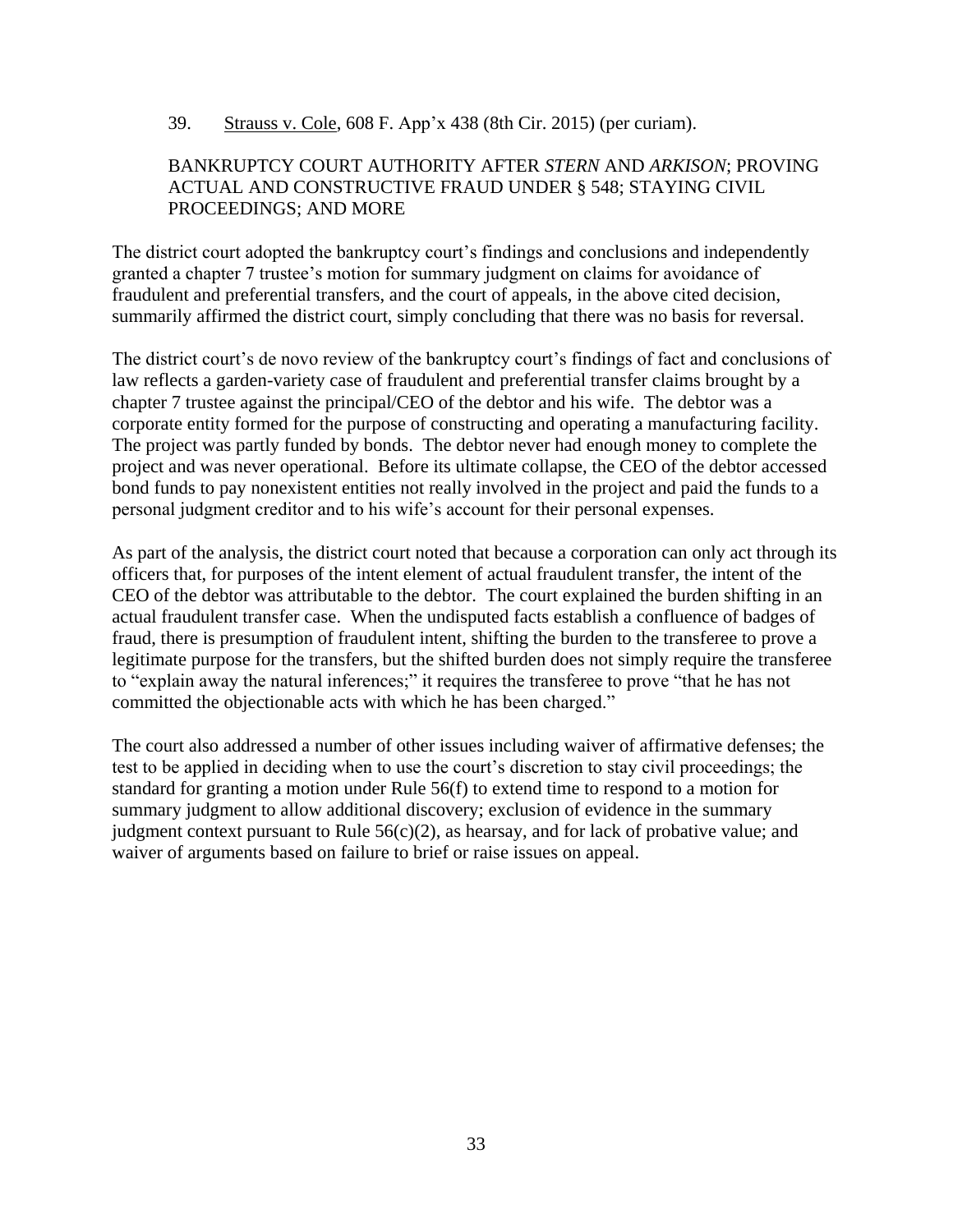39. Strauss v. Cole, 608 F. App'x 438 (8th Cir. 2015) (per curiam).

BANKRUPTCY COURT AUTHORITY AFTER *STERN* AND *ARKISON*; PROVING ACTUAL AND CONSTRUCTIVE FRAUD UNDER § 548; STAYING CIVIL PROCEEDINGS; AND MORE

The district court adopted the bankruptcy court's findings and conclusions and independently granted a chapter 7 trustee's motion for summary judgment on claims for avoidance of fraudulent and preferential transfers, and the court of appeals, in the above cited decision, summarily affirmed the district court, simply concluding that there was no basis for reversal.

The district court's de novo review of the bankruptcy court's findings of fact and conclusions of law reflects a garden-variety case of fraudulent and preferential transfer claims brought by a chapter 7 trustee against the principal/CEO of the debtor and his wife. The debtor was a corporate entity formed for the purpose of constructing and operating a manufacturing facility. The project was partly funded by bonds. The debtor never had enough money to complete the project and was never operational. Before its ultimate collapse, the CEO of the debtor accessed bond funds to pay nonexistent entities not really involved in the project and paid the funds to a personal judgment creditor and to his wife's account for their personal expenses.

As part of the analysis, the district court noted that because a corporation can only act through its officers that, for purposes of the intent element of actual fraudulent transfer, the intent of the CEO of the debtor was attributable to the debtor. The court explained the burden shifting in an actual fraudulent transfer case. When the undisputed facts establish a confluence of badges of fraud, there is presumption of fraudulent intent, shifting the burden to the transferee to prove a legitimate purpose for the transfers, but the shifted burden does not simply require the transferee to "explain away the natural inferences;" it requires the transferee to prove "that he has not committed the objectionable acts with which he has been charged."

The court also addressed a number of other issues including waiver of affirmative defenses; the test to be applied in deciding when to use the court's discretion to stay civil proceedings; the standard for granting a motion under Rule 56(f) to extend time to respond to a motion for summary judgment to allow additional discovery; exclusion of evidence in the summary judgment context pursuant to Rule 56(c)(2), as hearsay, and for lack of probative value; and waiver of arguments based on failure to brief or raise issues on appeal.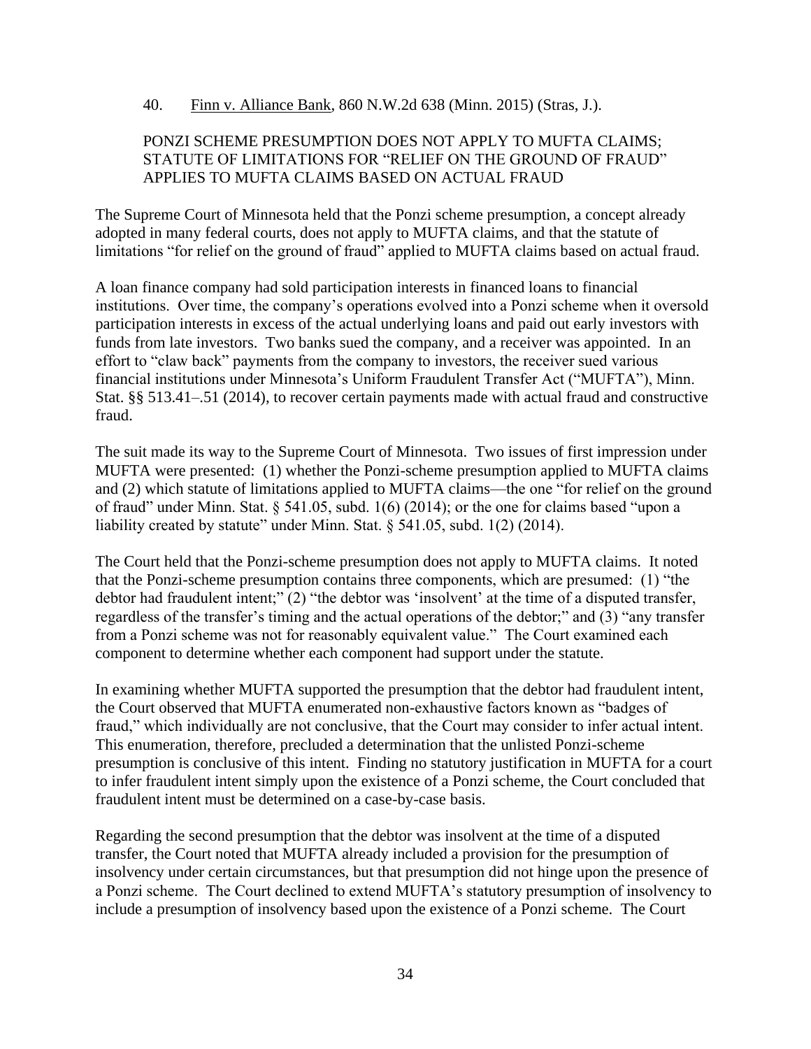40. Finn v. Alliance Bank, 860 N.W.2d 638 (Minn. 2015) (Stras, J.).

PONZI SCHEME PRESUMPTION DOES NOT APPLY TO MUFTA CLAIMS; STATUTE OF LIMITATIONS FOR "RELIEF ON THE GROUND OF FRAUD" APPLIES TO MUFTA CLAIMS BASED ON ACTUAL FRAUD

The Supreme Court of Minnesota held that the Ponzi scheme presumption, a concept already adopted in many federal courts, does not apply to MUFTA claims, and that the statute of limitations "for relief on the ground of fraud" applied to MUFTA claims based on actual fraud.

A loan finance company had sold participation interests in financed loans to financial institutions. Over time, the company's operations evolved into a Ponzi scheme when it oversold participation interests in excess of the actual underlying loans and paid out early investors with funds from late investors. Two banks sued the company, and a receiver was appointed. In an effort to "claw back" payments from the company to investors, the receiver sued various financial institutions under Minnesota's Uniform Fraudulent Transfer Act ("MUFTA"), Minn. Stat. §§ 513.41–.51 (2014), to recover certain payments made with actual fraud and constructive fraud.

The suit made its way to the Supreme Court of Minnesota. Two issues of first impression under MUFTA were presented: (1) whether the Ponzi-scheme presumption applied to MUFTA claims and (2) which statute of limitations applied to MUFTA claims—the one "for relief on the ground of fraud" under Minn. Stat. § 541.05, subd. 1(6) (2014); or the one for claims based "upon a liability created by statute" under Minn. Stat. § 541.05, subd. 1(2) (2014).

The Court held that the Ponzi-scheme presumption does not apply to MUFTA claims. It noted that the Ponzi-scheme presumption contains three components, which are presumed: (1) "the debtor had fraudulent intent;" (2) "the debtor was 'insolvent' at the time of a disputed transfer, regardless of the transfer's timing and the actual operations of the debtor;" and (3) "any transfer from a Ponzi scheme was not for reasonably equivalent value." The Court examined each component to determine whether each component had support under the statute.

In examining whether MUFTA supported the presumption that the debtor had fraudulent intent, the Court observed that MUFTA enumerated non-exhaustive factors known as "badges of fraud," which individually are not conclusive, that the Court may consider to infer actual intent. This enumeration, therefore, precluded a determination that the unlisted Ponzi-scheme presumption is conclusive of this intent. Finding no statutory justification in MUFTA for a court to infer fraudulent intent simply upon the existence of a Ponzi scheme, the Court concluded that fraudulent intent must be determined on a case-by-case basis.

Regarding the second presumption that the debtor was insolvent at the time of a disputed transfer, the Court noted that MUFTA already included a provision for the presumption of insolvency under certain circumstances, but that presumption did not hinge upon the presence of a Ponzi scheme. The Court declined to extend MUFTA's statutory presumption of insolvency to include a presumption of insolvency based upon the existence of a Ponzi scheme. The Court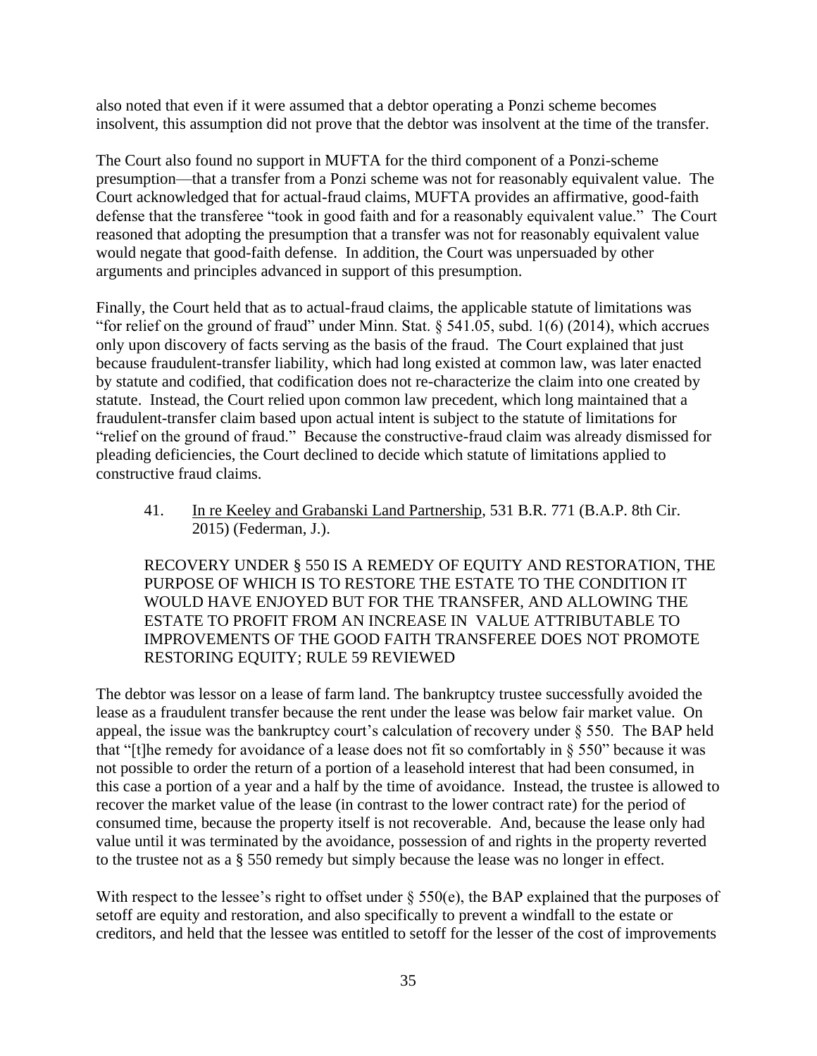also noted that even if it were assumed that a debtor operating a Ponzi scheme becomes insolvent, this assumption did not prove that the debtor was insolvent at the time of the transfer.

The Court also found no support in MUFTA for the third component of a Ponzi-scheme presumption—that a transfer from a Ponzi scheme was not for reasonably equivalent value. The Court acknowledged that for actual-fraud claims, MUFTA provides an affirmative, good-faith defense that the transferee "took in good faith and for a reasonably equivalent value." The Court reasoned that adopting the presumption that a transfer was not for reasonably equivalent value would negate that good-faith defense. In addition, the Court was unpersuaded by other arguments and principles advanced in support of this presumption.

Finally, the Court held that as to actual-fraud claims, the applicable statute of limitations was "for relief on the ground of fraud" under Minn. Stat. § 541.05, subd. 1(6) (2014), which accrues only upon discovery of facts serving as the basis of the fraud. The Court explained that just because fraudulent-transfer liability, which had long existed at common law, was later enacted by statute and codified, that codification does not re-characterize the claim into one created by statute. Instead, the Court relied upon common law precedent, which long maintained that a fraudulent-transfer claim based upon actual intent is subject to the statute of limitations for "relief on the ground of fraud." Because the constructive-fraud claim was already dismissed for pleading deficiencies, the Court declined to decide which statute of limitations applied to constructive fraud claims.

41. In re Keeley and Grabanski Land Partnership, 531 B.R. 771 (B.A.P. 8th Cir. 2015) (Federman, J.).

RECOVERY UNDER § 550 IS A REMEDY OF EQUITY AND RESTORATION, THE PURPOSE OF WHICH IS TO RESTORE THE ESTATE TO THE CONDITION IT WOULD HAVE ENJOYED BUT FOR THE TRANSFER, AND ALLOWING THE ESTATE TO PROFIT FROM AN INCREASE IN VALUE ATTRIBUTABLE TO IMPROVEMENTS OF THE GOOD FAITH TRANSFEREE DOES NOT PROMOTE RESTORING EQUITY; RULE 59 REVIEWED

The debtor was lessor on a lease of farm land. The bankruptcy trustee successfully avoided the lease as a fraudulent transfer because the rent under the lease was below fair market value. On appeal, the issue was the bankruptcy court's calculation of recovery under § 550. The BAP held that "[t]he remedy for avoidance of a lease does not fit so comfortably in § 550" because it was not possible to order the return of a portion of a leasehold interest that had been consumed, in this case a portion of a year and a half by the time of avoidance. Instead, the trustee is allowed to recover the market value of the lease (in contrast to the lower contract rate) for the period of consumed time, because the property itself is not recoverable. And, because the lease only had value until it was terminated by the avoidance, possession of and rights in the property reverted to the trustee not as a § 550 remedy but simply because the lease was no longer in effect.

With respect to the lessee's right to offset under § 550(e), the BAP explained that the purposes of setoff are equity and restoration, and also specifically to prevent a windfall to the estate or creditors, and held that the lessee was entitled to setoff for the lesser of the cost of improvements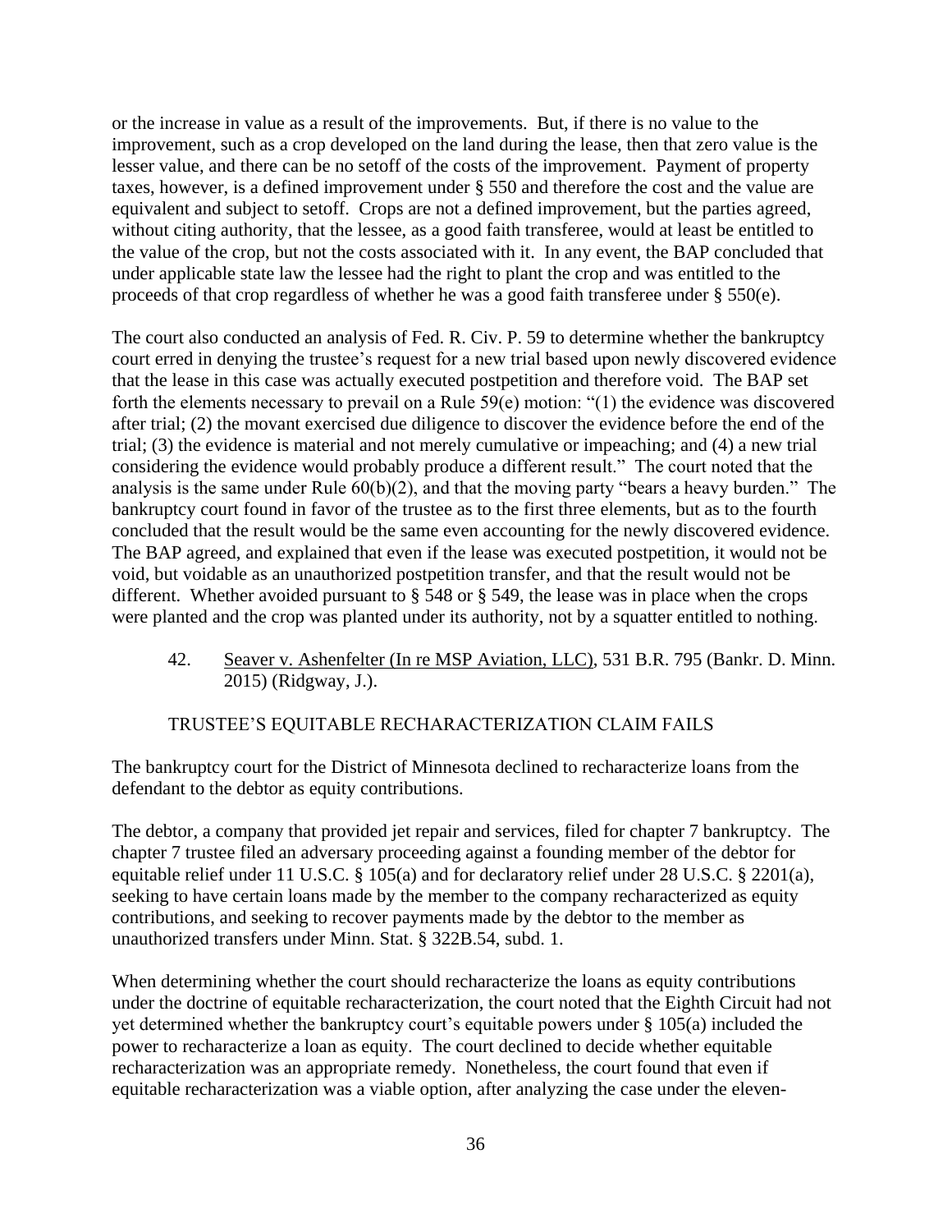or the increase in value as a result of the improvements. But, if there is no value to the improvement, such as a crop developed on the land during the lease, then that zero value is the lesser value, and there can be no setoff of the costs of the improvement. Payment of property taxes, however, is a defined improvement under § 550 and therefore the cost and the value are equivalent and subject to setoff. Crops are not a defined improvement, but the parties agreed, without citing authority, that the lessee, as a good faith transferee, would at least be entitled to the value of the crop, but not the costs associated with it. In any event, the BAP concluded that under applicable state law the lessee had the right to plant the crop and was entitled to the proceeds of that crop regardless of whether he was a good faith transferee under § 550(e).

The court also conducted an analysis of Fed. R. Civ. P. 59 to determine whether the bankruptcy court erred in denying the trustee's request for a new trial based upon newly discovered evidence that the lease in this case was actually executed postpetition and therefore void. The BAP set forth the elements necessary to prevail on a Rule 59(e) motion: "(1) the evidence was discovered after trial; (2) the movant exercised due diligence to discover the evidence before the end of the trial; (3) the evidence is material and not merely cumulative or impeaching; and (4) a new trial considering the evidence would probably produce a different result." The court noted that the analysis is the same under Rule 60(b)(2), and that the moving party "bears a heavy burden." The bankruptcy court found in favor of the trustee as to the first three elements, but as to the fourth concluded that the result would be the same even accounting for the newly discovered evidence. The BAP agreed, and explained that even if the lease was executed postpetition, it would not be void, but voidable as an unauthorized postpetition transfer, and that the result would not be different. Whether avoided pursuant to § 548 or § 549, the lease was in place when the crops were planted and the crop was planted under its authority, not by a squatter entitled to nothing.

42. Seaver v. Ashenfelter (In re MSP Aviation, LLC), 531 B.R. 795 (Bankr. D. Minn. 2015) (Ridgway, J.).

TRUSTEE'S EQUITABLE RECHARACTERIZATION CLAIM FAILS

The bankruptcy court for the District of Minnesota declined to recharacterize loans from the defendant to the debtor as equity contributions.

The debtor, a company that provided jet repair and services, filed for chapter 7 bankruptcy. The chapter 7 trustee filed an adversary proceeding against a founding member of the debtor for equitable relief under 11 U.S.C. § 105(a) and for declaratory relief under 28 U.S.C. § 2201(a), seeking to have certain loans made by the member to the company recharacterized as equity contributions, and seeking to recover payments made by the debtor to the member as unauthorized transfers under Minn. Stat. § 322B.54, subd. 1.

When determining whether the court should recharacterize the loans as equity contributions under the doctrine of equitable recharacterization, the court noted that the Eighth Circuit had not yet determined whether the bankruptcy court's equitable powers under § 105(a) included the power to recharacterize a loan as equity. The court declined to decide whether equitable recharacterization was an appropriate remedy. Nonetheless, the court found that even if equitable recharacterization was a viable option, after analyzing the case under the eleven-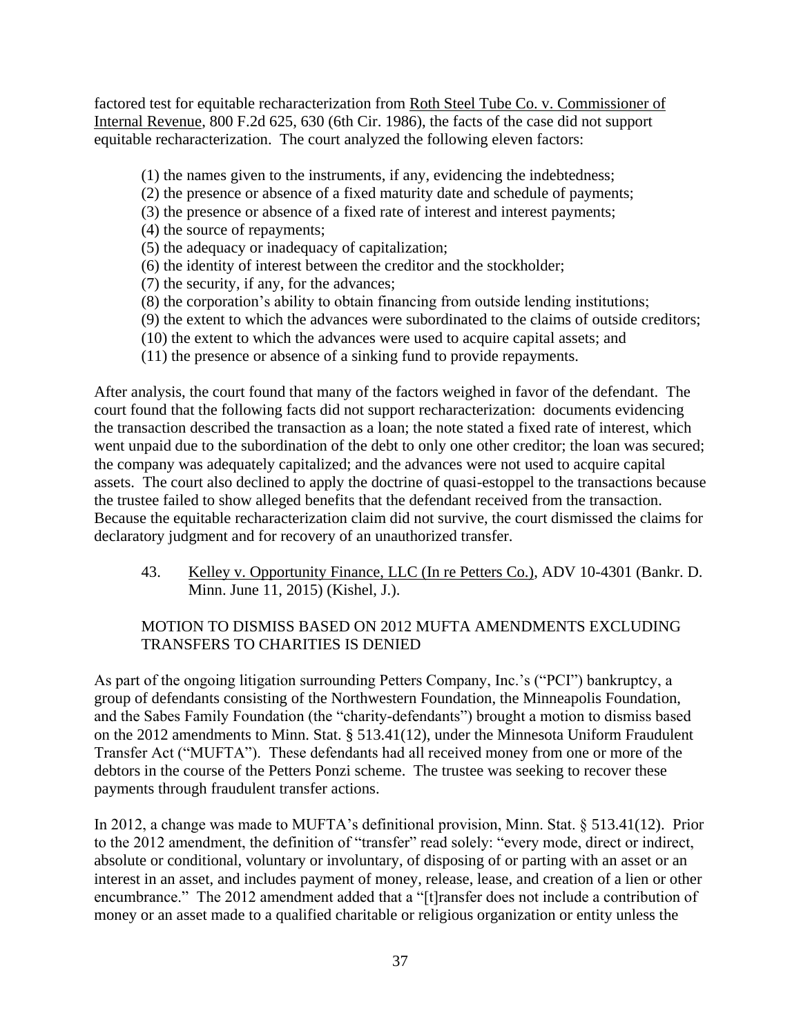factored test for equitable recharacterization from Roth Steel Tube Co. v. Commissioner of Internal Revenue, 800 F.2d 625, 630 (6th Cir. 1986), the facts of the case did not support equitable recharacterization. The court analyzed the following eleven factors:

(1) the names given to the instruments, if any, evidencing the indebtedness;
(2) the presence or absence of a fixed maturity date and schedule of payments;
(3) the presence or absence of a fixed rate of interest and interest payments;
(4) the source of repayments;
(5) the adequacy or inadequacy of capitalization;
(6) the identity of interest between the creditor and the stockholder;
(7) the security, if any, for the advances;
(8) the corporation's ability to obtain financing from outside lending institutions;
(9) the extent to which the advances were subordinated to the claims of outside creditors;
(10) the extent to which the advances were used to acquire capital assets; and
(11) the presence or absence of a sinking fund to provide repayments.

After analysis, the court found that many of the factors weighed in favor of the defendant. The court found that the following facts did not support recharacterization: documents evidencing the transaction described the transaction as a loan; the note stated a fixed rate of interest, which went unpaid due to the subordination of the debt to only one other creditor; the loan was secured; the company was adequately capitalized; and the advances were not used to acquire capital assets. The court also declined to apply the doctrine of quasi-estoppel to the transactions because the trustee failed to show alleged benefits that the defendant received from the transaction. Because the equitable recharacterization claim did not survive, the court dismissed the claims for declaratory judgment and for recovery of an unauthorized transfer.

43. Kelley v. Opportunity Finance, LLC (In re Petters Co.), ADV 10-4301 (Bankr. D. Minn. June 11, 2015) (Kishel, J.).

MOTION TO DISMISS BASED ON 2012 MUFTA AMENDMENTS EXCLUDING TRANSFERS TO CHARITIES IS DENIED

As part of the ongoing litigation surrounding Petters Company, Inc.'s ("PCI") bankruptcy, a group of defendants consisting of the Northwestern Foundation, the Minneapolis Foundation, and the Sabes Family Foundation (the "charity-defendants") brought a motion to dismiss based on the 2012 amendments to Minn. Stat. § 513.41(12), under the Minnesota Uniform Fraudulent Transfer Act ("MUFTA"). These defendants had all received money from one or more of the debtors in the course of the Petters Ponzi scheme. The trustee was seeking to recover these payments through fraudulent transfer actions.

In 2012, a change was made to MUFTA's definitional provision, Minn. Stat. § 513.41(12). Prior to the 2012 amendment, the definition of "transfer" read solely: "every mode, direct or indirect, absolute or conditional, voluntary or involuntary, of disposing of or parting with an asset or an interest in an asset, and includes payment of money, release, lease, and creation of a lien or other encumbrance." The 2012 amendment added that a "[t]ransfer does not include a contribution of money or an asset made to a qualified charitable or religious organization or entity unless the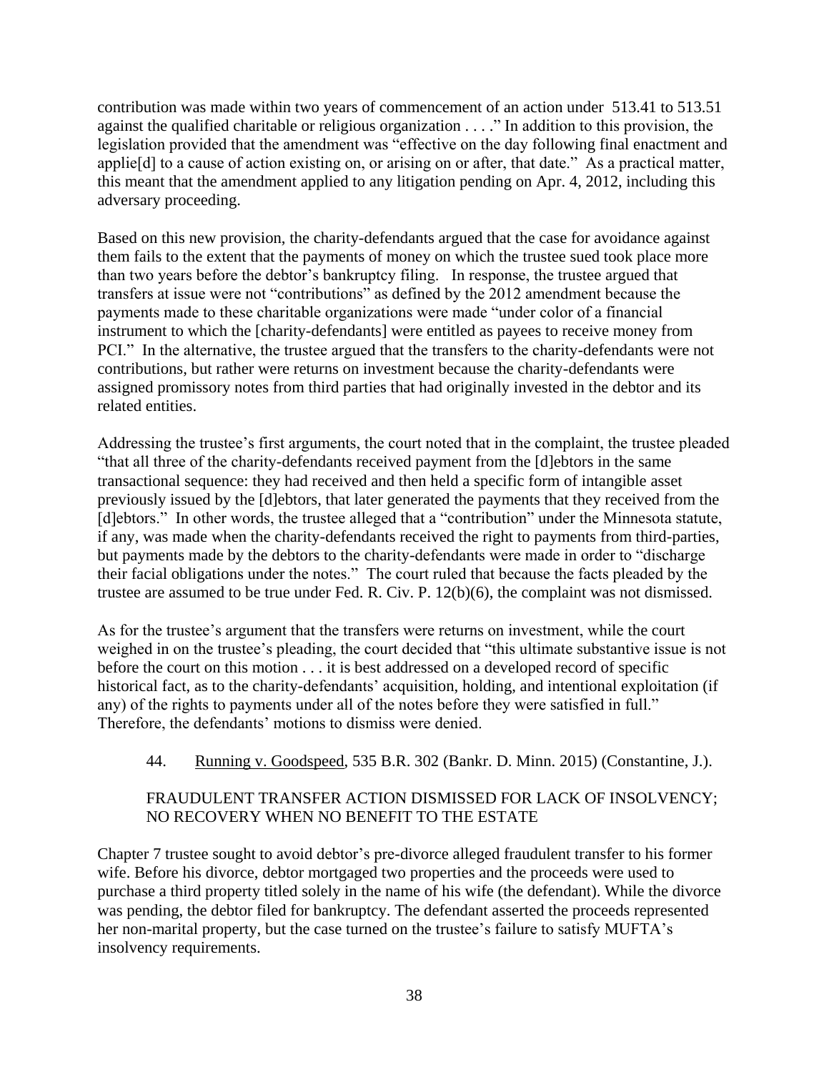contribution was made within two years of commencement of an action under 513.41 to 513.51 against the qualified charitable or religious organization . . . ." In addition to this provision, the legislation provided that the amendment was "effective on the day following final enactment and applie[d] to a cause of action existing on, or arising on or after, that date." As a practical matter, this meant that the amendment applied to any litigation pending on Apr. 4, 2012, including this adversary proceeding.

Based on this new provision, the charity-defendants argued that the case for avoidance against them fails to the extent that the payments of money on which the trustee sued took place more than two years before the debtor's bankruptcy filing. In response, the trustee argued that transfers at issue were not "contributions" as defined by the 2012 amendment because the payments made to these charitable organizations were made "under color of a financial instrument to which the [charity-defendants] were entitled as payees to receive money from PCI." In the alternative, the trustee argued that the transfers to the charity-defendants were not contributions, but rather were returns on investment because the charity-defendants were assigned promissory notes from third parties that had originally invested in the debtor and its related entities.

Addressing the trustee's first arguments, the court noted that in the complaint, the trustee pleaded "that all three of the charity-defendants received payment from the [d]ebtors in the same transactional sequence: they had received and then held a specific form of intangible asset previously issued by the [d]ebtors, that later generated the payments that they received from the [d]ebtors." In other words, the trustee alleged that a "contribution" under the Minnesota statute, if any, was made when the charity-defendants received the right to payments from third-parties, but payments made by the debtors to the charity-defendants were made in order to "discharge their facial obligations under the notes." The court ruled that because the facts pleaded by the trustee are assumed to be true under Fed. R. Civ. P. 12(b)(6), the complaint was not dismissed.

As for the trustee's argument that the transfers were returns on investment, while the court weighed in on the trustee's pleading, the court decided that "this ultimate substantive issue is not before the court on this motion . . . it is best addressed on a developed record of specific historical fact, as to the charity-defendants' acquisition, holding, and intentional exploitation (if any) of the rights to payments under all of the notes before they were satisfied in full." Therefore, the defendants' motions to dismiss were denied.

44. Running v. Goodspeed, 535 B.R. 302 (Bankr. D. Minn. 2015) (Constantine, J.).

FRAUDULENT TRANSFER ACTION DISMISSED FOR LACK OF INSOLVENCY; NO RECOVERY WHEN NO BENEFIT TO THE ESTATE

Chapter 7 trustee sought to avoid debtor's pre-divorce alleged fraudulent transfer to his former wife. Before his divorce, debtor mortgaged two properties and the proceeds were used to purchase a third property titled solely in the name of his wife (the defendant). While the divorce was pending, the debtor filed for bankruptcy. The defendant asserted the proceeds represented her non-marital property, but the case turned on the trustee's failure to satisfy MUFTA's insolvency requirements.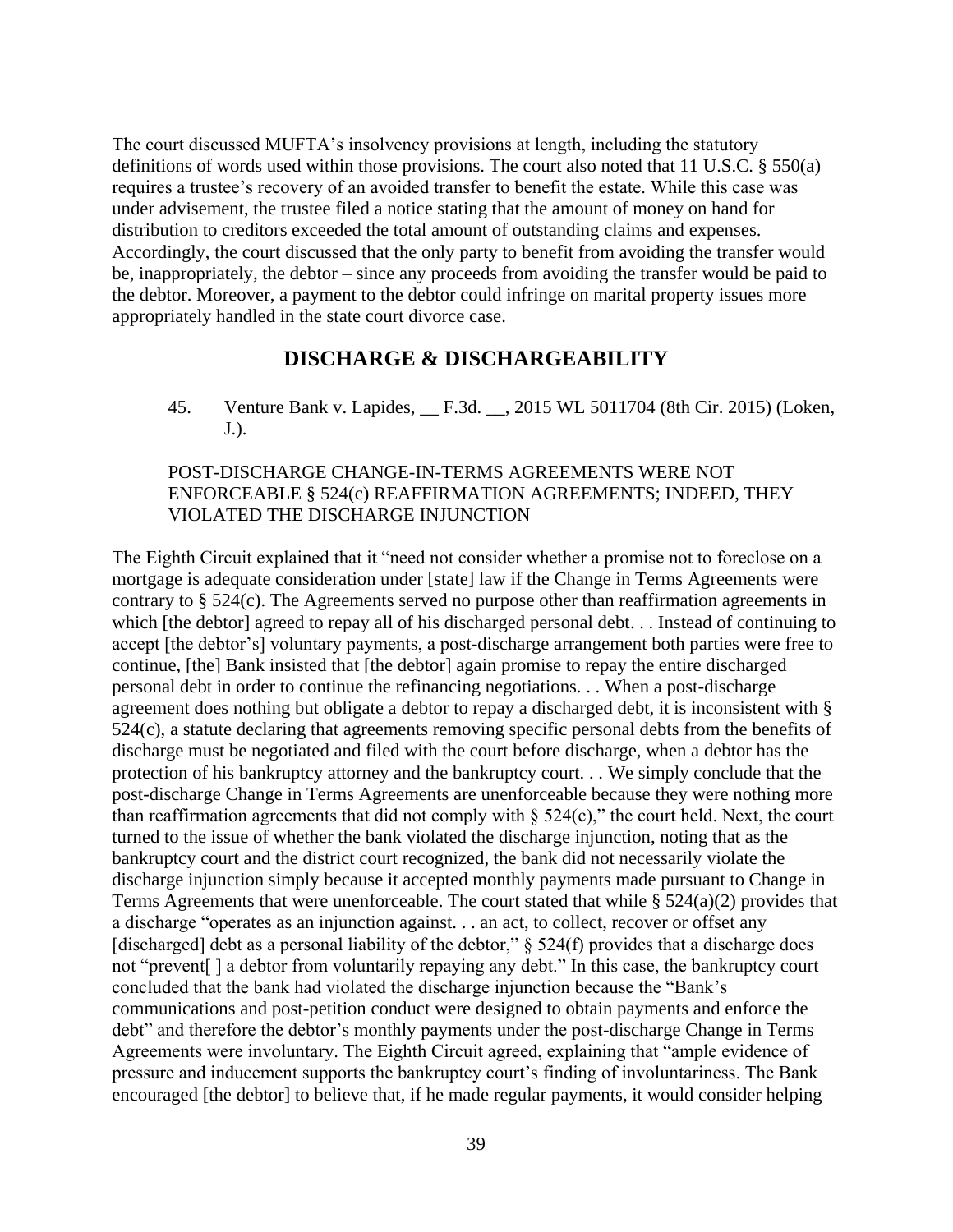The court discussed MUFTA's insolvency provisions at length, including the statutory definitions of words used within those provisions. The court also noted that 11 U.S.C. § 550(a) requires a trustee's recovery of an avoided transfer to benefit the estate. While this case was under advisement, the trustee filed a notice stating that the amount of money on hand for distribution to creditors exceeded the total amount of outstanding claims and expenses. Accordingly, the court discussed that the only party to benefit from avoiding the transfer would be, inappropriately, the debtor – since any proceeds from avoiding the transfer would be paid to the debtor. Moreover, a payment to the debtor could infringe on marital property issues more appropriately handled in the state court divorce case.

## DISCHARGE & DISCHARGEABILITY

45. Venture Bank v. Lapides, __ F.3d. __, 2015 WL 5011704 (8th Cir. 2015) (Loken, J.).

POST-DISCHARGE CHANGE-IN-TERMS AGREEMENTS WERE NOT ENFORCEABLE § 524(c) REAFFIRMATION AGREEMENTS; INDEED, THEY VIOLATED THE DISCHARGE INJUNCTION

The Eighth Circuit explained that it "need not consider whether a promise not to foreclose on a mortgage is adequate consideration under [state] law if the Change in Terms Agreements were contrary to § 524(c). The Agreements served no purpose other than reaffirmation agreements in which [the debtor] agreed to repay all of his discharged personal debt. . . Instead of continuing to accept [the debtor's] voluntary payments, a post-discharge arrangement both parties were free to continue, [the] Bank insisted that [the debtor] again promise to repay the entire discharged personal debt in order to continue the refinancing negotiations. . . When a post-discharge agreement does nothing but obligate a debtor to repay a discharged debt, it is inconsistent with § 524(c), a statute declaring that agreements removing specific personal debts from the benefits of discharge must be negotiated and filed with the court before discharge, when a debtor has the protection of his bankruptcy attorney and the bankruptcy court. . . We simply conclude that the post-discharge Change in Terms Agreements are unenforceable because they were nothing more than reaffirmation agreements that did not comply with § 524(c)," the court held. Next, the court turned to the issue of whether the bank violated the discharge injunction, noting that as the bankruptcy court and the district court recognized, the bank did not necessarily violate the discharge injunction simply because it accepted monthly payments made pursuant to Change in Terms Agreements that were unenforceable. The court stated that while § 524(a)(2) provides that a discharge "operates as an injunction against. . . an act, to collect, recover or offset any [discharged] debt as a personal liability of the debtor," § 524(f) provides that a discharge does not "prevent[ ] a debtor from voluntarily repaying any debt." In this case, the bankruptcy court concluded that the bank had violated the discharge injunction because the "Bank's communications and post-petition conduct were designed to obtain payments and enforce the debt" and therefore the debtor's monthly payments under the post-discharge Change in Terms Agreements were involuntary. The Eighth Circuit agreed, explaining that "ample evidence of pressure and inducement supports the bankruptcy court's finding of involuntariness. The Bank encouraged [the debtor] to believe that, if he made regular payments, it would consider helping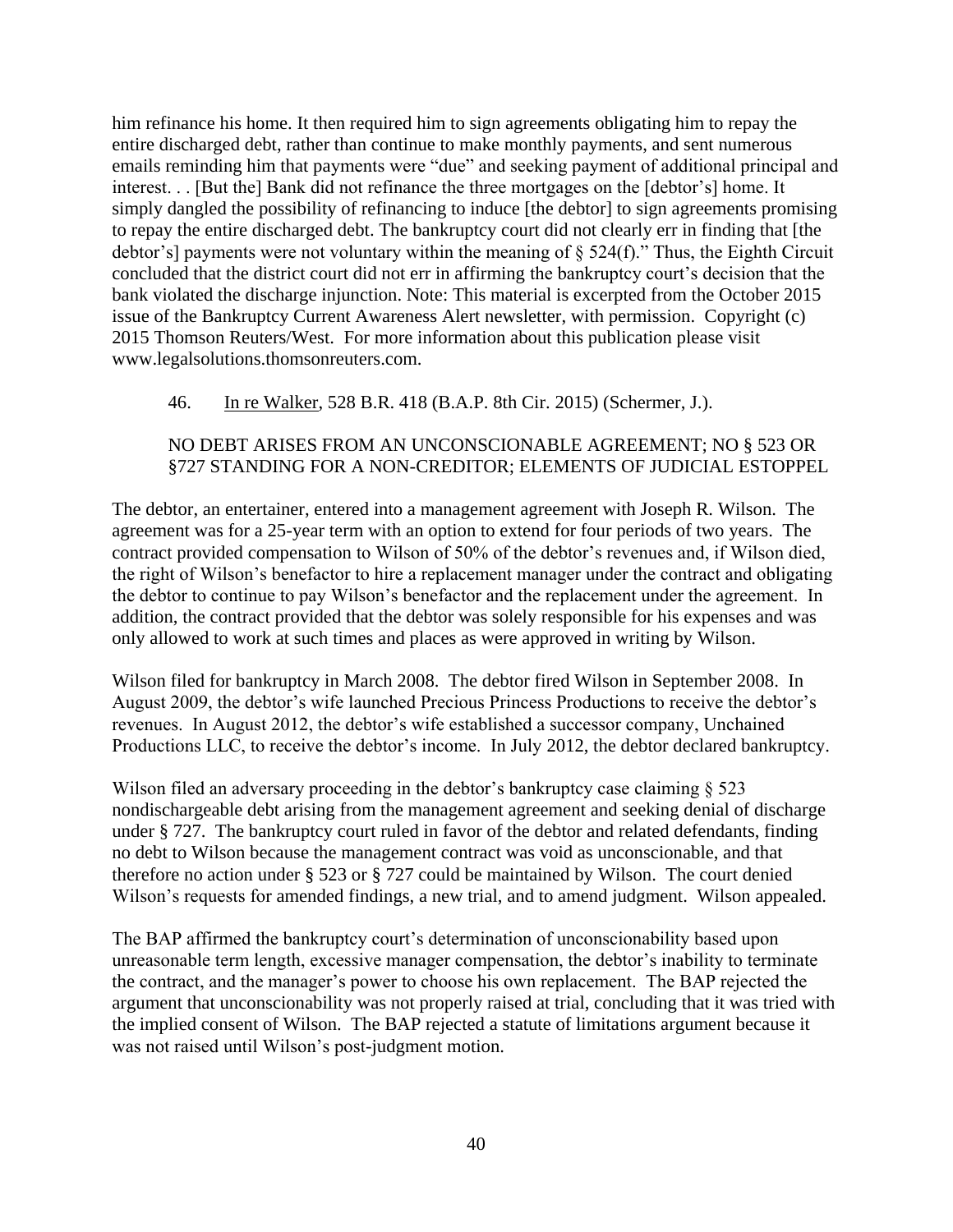him refinance his home. It then required him to sign agreements obligating him to repay the entire discharged debt, rather than continue to make monthly payments, and sent numerous emails reminding him that payments were "due" and seeking payment of additional principal and interest. . . [But the] Bank did not refinance the three mortgages on the [debtor's] home. It simply dangled the possibility of refinancing to induce [the debtor] to sign agreements promising to repay the entire discharged debt. The bankruptcy court did not clearly err in finding that [the debtor's] payments were not voluntary within the meaning of § 524(f)." Thus, the Eighth Circuit concluded that the district court did not err in affirming the bankruptcy court's decision that the bank violated the discharge injunction. Note: This material is excerpted from the October 2015 issue of the Bankruptcy Current Awareness Alert newsletter, with permission. Copyright (c) 2015 Thomson Reuters/West. For more information about this publication please visit www.legalsolutions.thomsonreuters.com.

46. In re Walker, 528 B.R. 418 (B.A.P. 8th Cir. 2015) (Schermer, J.).

NO DEBT ARISES FROM AN UNCONSCIONABLE AGREEMENT; NO § 523 OR §727 STANDING FOR A NON-CREDITOR; ELEMENTS OF JUDICIAL ESTOPPEL

The debtor, an entertainer, entered into a management agreement with Joseph R. Wilson. The agreement was for a 25-year term with an option to extend for four periods of two years. The contract provided compensation to Wilson of 50% of the debtor's revenues and, if Wilson died, the right of Wilson's benefactor to hire a replacement manager under the contract and obligating the debtor to continue to pay Wilson's benefactor and the replacement under the agreement. In addition, the contract provided that the debtor was solely responsible for his expenses and was only allowed to work at such times and places as were approved in writing by Wilson.

Wilson filed for bankruptcy in March 2008. The debtor fired Wilson in September 2008. In August 2009, the debtor's wife launched Precious Princess Productions to receive the debtor's revenues. In August 2012, the debtor's wife established a successor company, Unchained Productions LLC, to receive the debtor's income. In July 2012, the debtor declared bankruptcy.

Wilson filed an adversary proceeding in the debtor's bankruptcy case claiming § 523 nondischargeable debt arising from the management agreement and seeking denial of discharge under § 727. The bankruptcy court ruled in favor of the debtor and related defendants, finding no debt to Wilson because the management contract was void as unconscionable, and that therefore no action under § 523 or § 727 could be maintained by Wilson. The court denied Wilson's requests for amended findings, a new trial, and to amend judgment. Wilson appealed.

The BAP affirmed the bankruptcy court's determination of unconscionability based upon unreasonable term length, excessive manager compensation, the debtor's inability to terminate the contract, and the manager's power to choose his own replacement. The BAP rejected the argument that unconscionability was not properly raised at trial, concluding that it was tried with the implied consent of Wilson. The BAP rejected a statute of limitations argument because it was not raised until Wilson's post-judgment motion.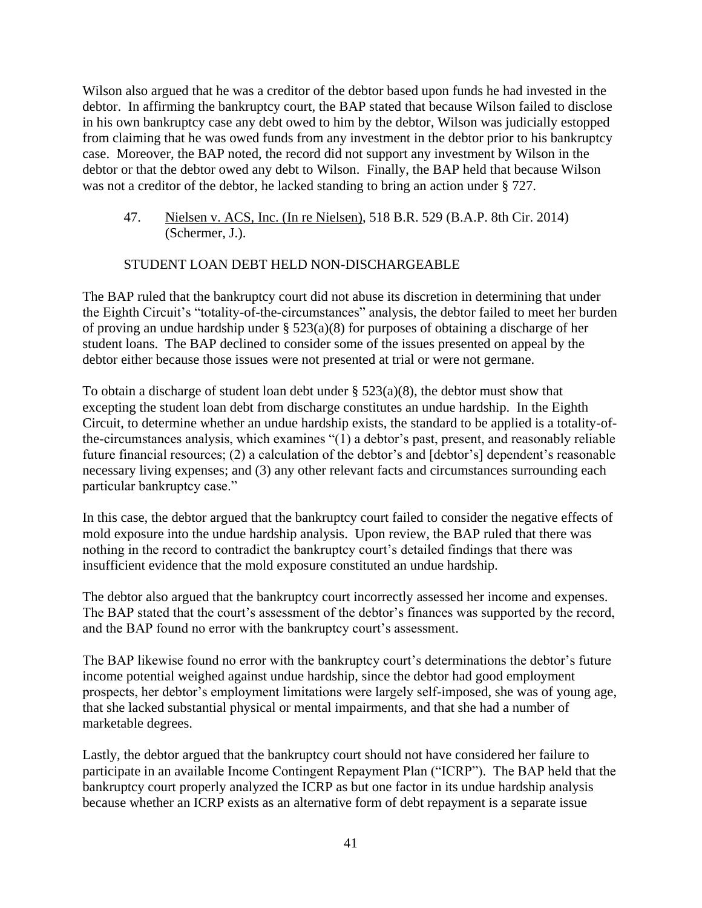Wilson also argued that he was a creditor of the debtor based upon funds he had invested in the debtor. In affirming the bankruptcy court, the BAP stated that because Wilson failed to disclose in his own bankruptcy case any debt owed to him by the debtor, Wilson was judicially estopped from claiming that he was owed funds from any investment in the debtor prior to his bankruptcy case. Moreover, the BAP noted, the record did not support any investment by Wilson in the debtor or that the debtor owed any debt to Wilson. Finally, the BAP held that because Wilson was not a creditor of the debtor, he lacked standing to bring an action under § 727.

47. Nielsen v. ACS, Inc. (In re Nielsen), 518 B.R. 529 (B.A.P. 8th Cir. 2014) (Schermer, J.).

STUDENT LOAN DEBT HELD NON-DISCHARGEABLE

The BAP ruled that the bankruptcy court did not abuse its discretion in determining that under the Eighth Circuit's "totality-of-the-circumstances" analysis, the debtor failed to meet her burden of proving an undue hardship under § 523(a)(8) for purposes of obtaining a discharge of her student loans. The BAP declined to consider some of the issues presented on appeal by the debtor either because those issues were not presented at trial or were not germane.

To obtain a discharge of student loan debt under § 523(a)(8), the debtor must show that excepting the student loan debt from discharge constitutes an undue hardship. In the Eighth Circuit, to determine whether an undue hardship exists, the standard to be applied is a totality-of-the-circumstances analysis, which examines "(1) a debtor's past, present, and reasonably reliable future financial resources; (2) a calculation of the debtor's and [debtor's] dependent's reasonable necessary living expenses; and (3) any other relevant facts and circumstances surrounding each particular bankruptcy case."

In this case, the debtor argued that the bankruptcy court failed to consider the negative effects of mold exposure into the undue hardship analysis. Upon review, the BAP ruled that there was nothing in the record to contradict the bankruptcy court's detailed findings that there was insufficient evidence that the mold exposure constituted an undue hardship.

The debtor also argued that the bankruptcy court incorrectly assessed her income and expenses. The BAP stated that the court's assessment of the debtor's finances was supported by the record, and the BAP found no error with the bankruptcy court's assessment.

The BAP likewise found no error with the bankruptcy court's determinations the debtor's future income potential weighed against undue hardship, since the debtor had good employment prospects, her debtor's employment limitations were largely self-imposed, she was of young age, that she lacked substantial physical or mental impairments, and that she had a number of marketable degrees.

Lastly, the debtor argued that the bankruptcy court should not have considered her failure to participate in an available Income Contingent Repayment Plan ("ICRP"). The BAP held that the bankruptcy court properly analyzed the ICRP as but one factor in its undue hardship analysis because whether an ICRP exists as an alternative form of debt repayment is a separate issue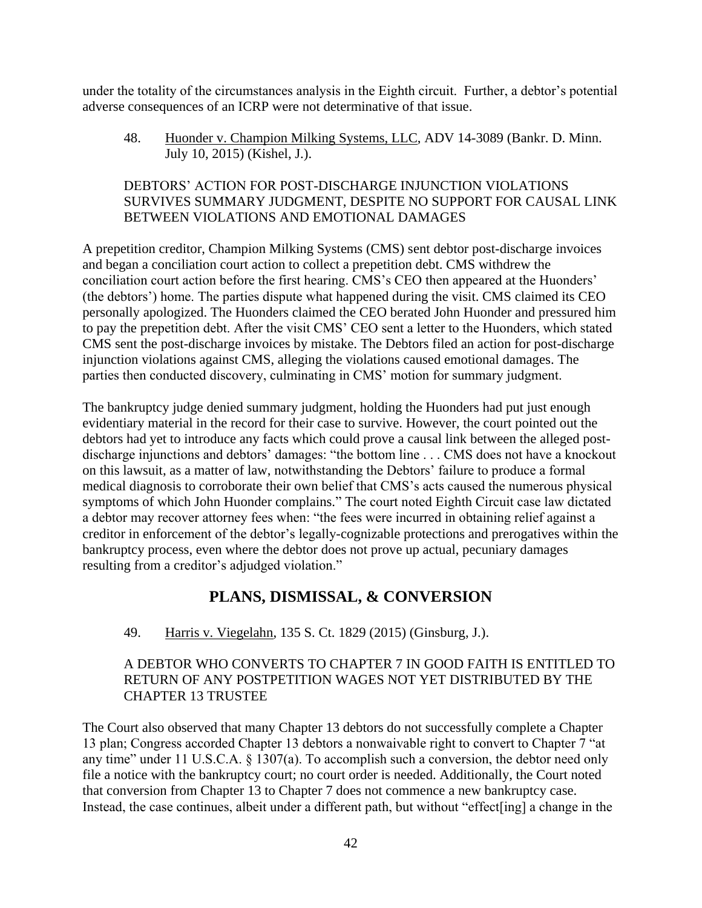under the totality of the circumstances analysis in the Eighth circuit. Further, a debtor's potential adverse consequences of an ICRP were not determinative of that issue.

48. Huonder v. Champion Milking Systems, LLC, ADV 14-3089 (Bankr. D. Minn. July 10, 2015) (Kishel, J.).

DEBTORS' ACTION FOR POST-DISCHARGE INJUNCTION VIOLATIONS SURVIVES SUMMARY JUDGMENT, DESPITE NO SUPPORT FOR CAUSAL LINK BETWEEN VIOLATIONS AND EMOTIONAL DAMAGES

A prepetition creditor, Champion Milking Systems (CMS) sent debtor post-discharge invoices and began a conciliation court action to collect a prepetition debt. CMS withdrew the conciliation court action before the first hearing. CMS's CEO then appeared at the Huonders' (the debtors') home. The parties dispute what happened during the visit. CMS claimed its CEO personally apologized. The Huonders claimed the CEO berated John Huonder and pressured him to pay the prepetition debt. After the visit CMS' CEO sent a letter to the Huonders, which stated CMS sent the post-discharge invoices by mistake. The Debtors filed an action for post-discharge injunction violations against CMS, alleging the violations caused emotional damages. The parties then conducted discovery, culminating in CMS' motion for summary judgment.

The bankruptcy judge denied summary judgment, holding the Huonders had put just enough evidentiary material in the record for their case to survive. However, the court pointed out the debtors had yet to introduce any facts which could prove a causal link between the alleged post-discharge injunctions and debtors' damages: "the bottom line . . . CMS does not have a knockout on this lawsuit, as a matter of law, notwithstanding the Debtors' failure to produce a formal medical diagnosis to corroborate their own belief that CMS's acts caused the numerous physical symptoms of which John Huonder complains." The court noted Eighth Circuit case law dictated a debtor may recover attorney fees when: "the fees were incurred in obtaining relief against a creditor in enforcement of the debtor's legally-cognizable protections and prerogatives within the bankruptcy process, even where the debtor does not prove up actual, pecuniary damages resulting from a creditor's adjudged violation."

## PLANS, DISMISSAL, & CONVERSION

49. Harris v. Viegelahn, 135 S. Ct. 1829 (2015) (Ginsburg, J.).

A DEBTOR WHO CONVERTS TO CHAPTER 7 IN GOOD FAITH IS ENTITLED TO RETURN OF ANY POSTPETITION WAGES NOT YET DISTRIBUTED BY THE CHAPTER 13 TRUSTEE

The Court also observed that many Chapter 13 debtors do not successfully complete a Chapter 13 plan; Congress accorded Chapter 13 debtors a nonwaivable right to convert to Chapter 7 "at any time" under 11 U.S.C.A. § 1307(a). To accomplish such a conversion, the debtor need only file a notice with the bankruptcy court; no court order is needed. Additionally, the Court noted that conversion from Chapter 13 to Chapter 7 does not commence a new bankruptcy case. Instead, the case continues, albeit under a different path, but without "effect[ing] a change in the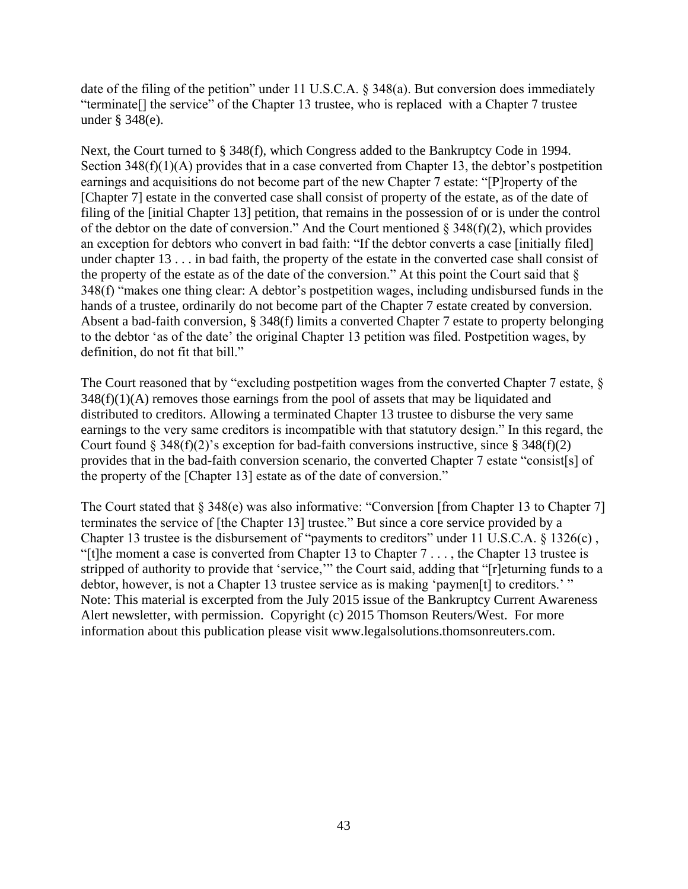date of the filing of the petition" under 11 U.S.C.A. § 348(a). But conversion does immediately "terminate[] the service" of the Chapter 13 trustee, who is replaced with a Chapter 7 trustee under § 348(e).

Next, the Court turned to § 348(f), which Congress added to the Bankruptcy Code in 1994. Section 348(f)(1)(A) provides that in a case converted from Chapter 13, the debtor's postpetition earnings and acquisitions do not become part of the new Chapter 7 estate: "[P]roperty of the [Chapter 7] estate in the converted case shall consist of property of the estate, as of the date of filing of the [initial Chapter 13] petition, that remains in the possession of or is under the control of the debtor on the date of conversion." And the Court mentioned § 348(f)(2), which provides an exception for debtors who convert in bad faith: "If the debtor converts a case [initially filed] under chapter 13 . . . in bad faith, the property of the estate in the converted case shall consist of the property of the estate as of the date of the conversion." At this point the Court said that § 348(f) "makes one thing clear: A debtor's postpetition wages, including undisbursed funds in the hands of a trustee, ordinarily do not become part of the Chapter 7 estate created by conversion. Absent a bad-faith conversion, § 348(f) limits a converted Chapter 7 estate to property belonging to the debtor 'as of the date' the original Chapter 13 petition was filed. Postpetition wages, by definition, do not fit that bill."

The Court reasoned that by "excluding postpetition wages from the converted Chapter 7 estate, § 348(f)(1)(A) removes those earnings from the pool of assets that may be liquidated and distributed to creditors. Allowing a terminated Chapter 13 trustee to disburse the very same earnings to the very same creditors is incompatible with that statutory design." In this regard, the Court found § 348(f)(2)'s exception for bad-faith conversions instructive, since § 348(f)(2) provides that in the bad-faith conversion scenario, the converted Chapter 7 estate "consist[s] of the property of the [Chapter 13] estate as of the date of conversion."

The Court stated that § 348(e) was also informative: "Conversion [from Chapter 13 to Chapter 7] terminates the service of [the Chapter 13] trustee." But since a core service provided by a Chapter 13 trustee is the disbursement of "payments to creditors" under 11 U.S.C.A. § 1326(c) , "[t]he moment a case is converted from Chapter 13 to Chapter 7 . . . , the Chapter 13 trustee is stripped of authority to provide that 'service,'" the Court said, adding that "[r]eturning funds to a debtor, however, is not a Chapter 13 trustee service as is making 'paymen[t] to creditors.' "
Note: This material is excerpted from the July 2015 issue of the Bankruptcy Current Awareness Alert newsletter, with permission. Copyright (c) 2015 Thomson Reuters/West. For more information about this publication please visit www.legalsolutions.thomsonreuters.com.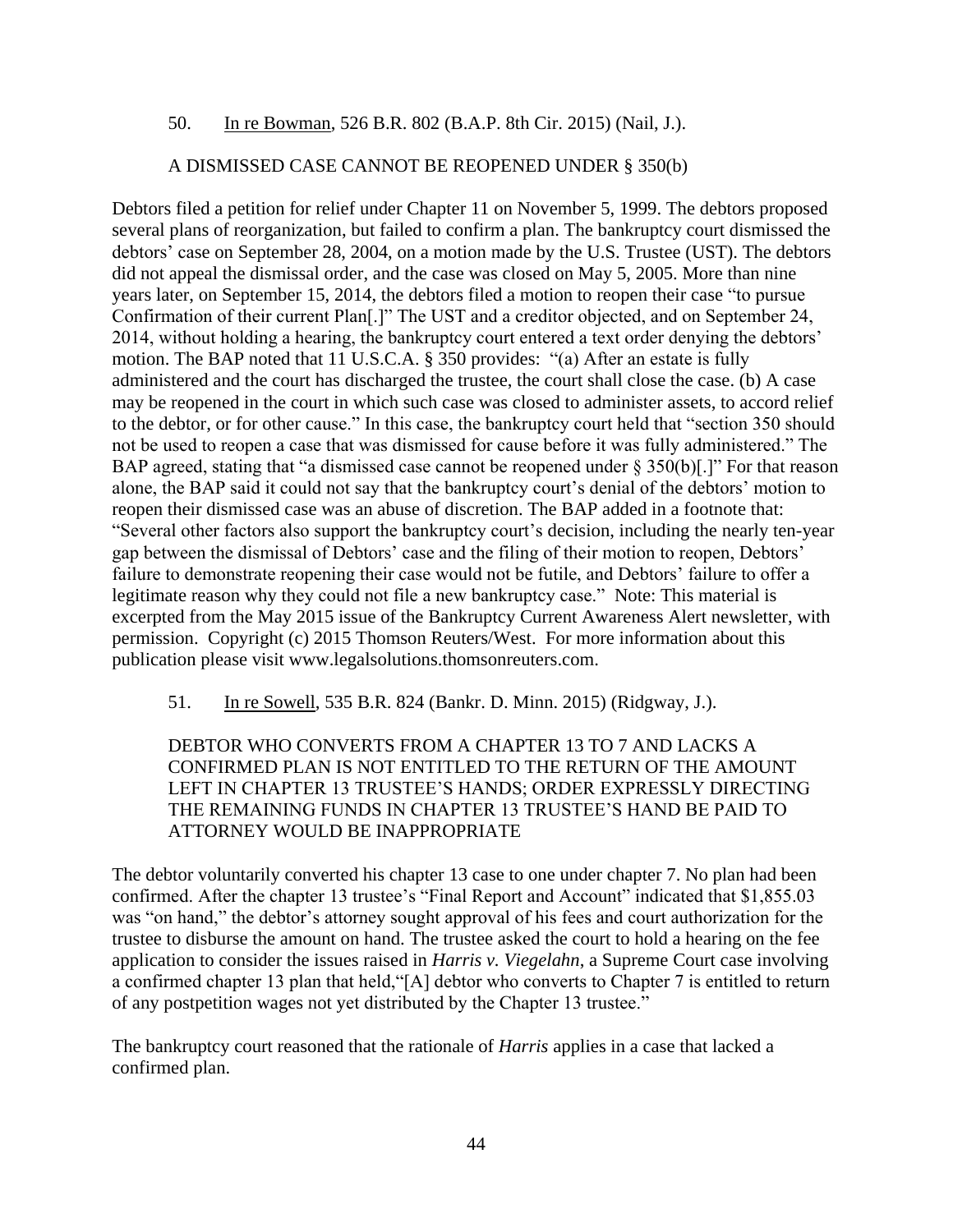50. In re Bowman, 526 B.R. 802 (B.A.P. 8th Cir. 2015) (Nail, J.).

A DISMISSED CASE CANNOT BE REOPENED UNDER § 350(b)

Debtors filed a petition for relief under Chapter 11 on November 5, 1999. The debtors proposed several plans of reorganization, but failed to confirm a plan. The bankruptcy court dismissed the debtors' case on September 28, 2004, on a motion made by the U.S. Trustee (UST). The debtors did not appeal the dismissal order, and the case was closed on May 5, 2005. More than nine years later, on September 15, 2014, the debtors filed a motion to reopen their case "to pursue Confirmation of their current Plan[.]" The UST and a creditor objected, and on September 24, 2014, without holding a hearing, the bankruptcy court entered a text order denying the debtors' motion. The BAP noted that 11 U.S.C.A. § 350 provides: "(a) After an estate is fully administered and the court has discharged the trustee, the court shall close the case. (b) A case may be reopened in the court in which such case was closed to administer assets, to accord relief to the debtor, or for other cause." In this case, the bankruptcy court held that "section 350 should not be used to reopen a case that was dismissed for cause before it was fully administered." The BAP agreed, stating that "a dismissed case cannot be reopened under § 350(b)[.]" For that reason alone, the BAP said it could not say that the bankruptcy court's denial of the debtors' motion to reopen their dismissed case was an abuse of discretion. The BAP added in a footnote that: "Several other factors also support the bankruptcy court's decision, including the nearly ten-year gap between the dismissal of Debtors' case and the filing of their motion to reopen, Debtors' failure to demonstrate reopening their case would not be futile, and Debtors' failure to offer a legitimate reason why they could not file a new bankruptcy case." Note: This material is excerpted from the May 2015 issue of the Bankruptcy Current Awareness Alert newsletter, with permission. Copyright (c) 2015 Thomson Reuters/West. For more information about this publication please visit www.legalsolutions.thomsonreuters.com.

51. In re Sowell, 535 B.R. 824 (Bankr. D. Minn. 2015) (Ridgway, J.).

DEBTOR WHO CONVERTS FROM A CHAPTER 13 TO 7 AND LACKS A CONFIRMED PLAN IS NOT ENTITLED TO THE RETURN OF THE AMOUNT LEFT IN CHAPTER 13 TRUSTEE'S HANDS; ORDER EXPRESSLY DIRECTING THE REMAINING FUNDS IN CHAPTER 13 TRUSTEE'S HAND BE PAID TO ATTORNEY WOULD BE INAPPROPRIATE

The debtor voluntarily converted his chapter 13 case to one under chapter 7. No plan had been confirmed. After the chapter 13 trustee's "Final Report and Account" indicated that $1,855.03 was "on hand," the debtor's attorney sought approval of his fees and court authorization for the trustee to disburse the amount on hand. The trustee asked the court to hold a hearing on the fee application to consider the issues raised in *Harris v. Viegelahn*, a Supreme Court case involving a confirmed chapter 13 plan that held,"[A] debtor who converts to Chapter 7 is entitled to return of any postpetition wages not yet distributed by the Chapter 13 trustee."

The bankruptcy court reasoned that the rationale of *Harris* applies in a case that lacked a confirmed plan.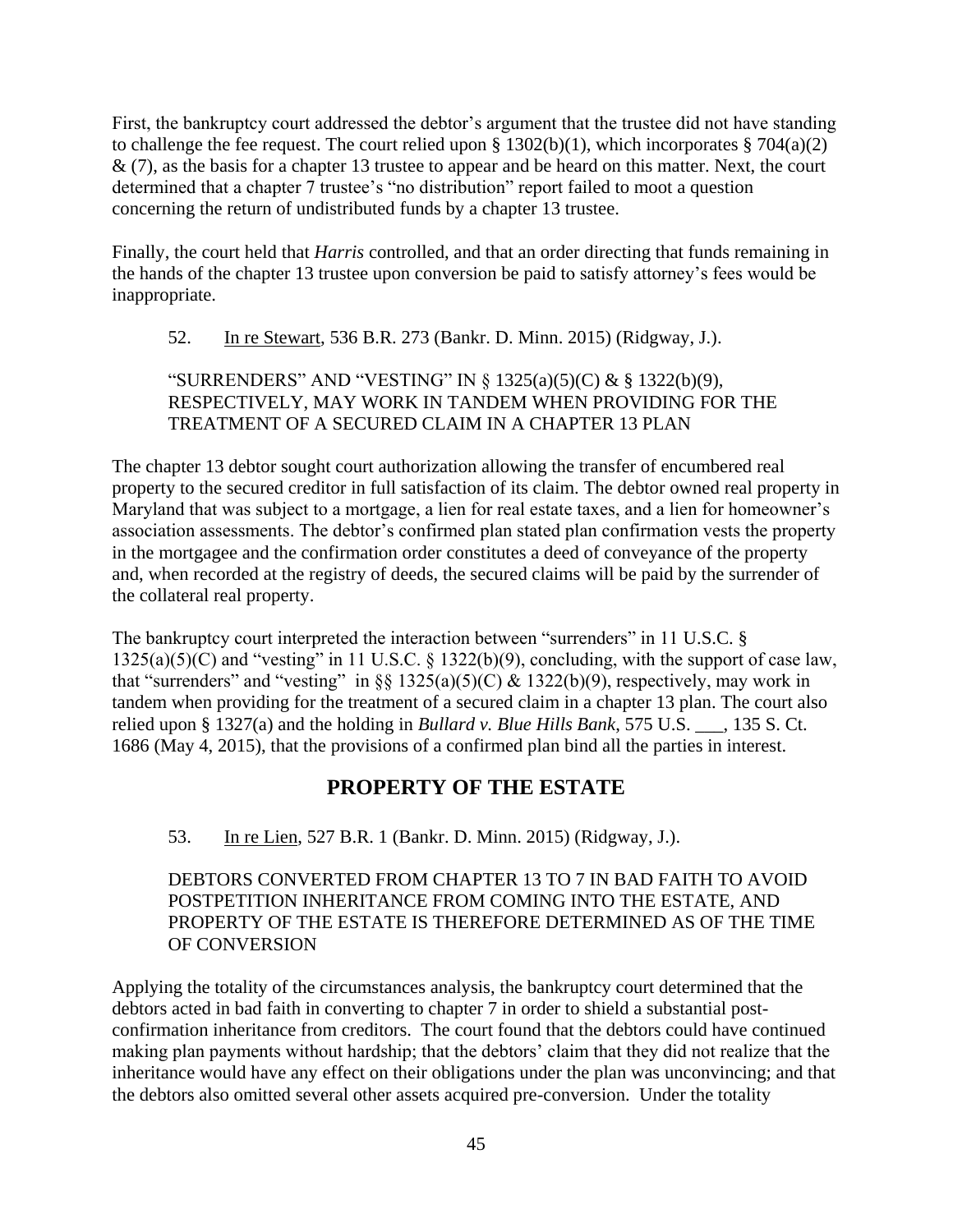First, the bankruptcy court addressed the debtor's argument that the trustee did not have standing to challenge the fee request. The court relied upon § 1302(b)(1), which incorporates § 704(a)(2) & (7), as the basis for a chapter 13 trustee to appear and be heard on this matter. Next, the court determined that a chapter 7 trustee's "no distribution" report failed to moot a question concerning the return of undistributed funds by a chapter 13 trustee.

Finally, the court held that *Harris* controlled, and that an order directing that funds remaining in the hands of the chapter 13 trustee upon conversion be paid to satisfy attorney's fees would be inappropriate.

52. In re Stewart, 536 B.R. 273 (Bankr. D. Minn. 2015) (Ridgway, J.).

"SURRENDERS" AND "VESTING" IN § 1325(a)(5)(C) & § 1322(b)(9), RESPECTIVELY, MAY WORK IN TANDEM WHEN PROVIDING FOR THE TREATMENT OF A SECURED CLAIM IN A CHAPTER 13 PLAN

The chapter 13 debtor sought court authorization allowing the transfer of encumbered real property to the secured creditor in full satisfaction of its claim. The debtor owned real property in Maryland that was subject to a mortgage, a lien for real estate taxes, and a lien for homeowner's association assessments. The debtor's confirmed plan stated plan confirmation vests the property in the mortgagee and the confirmation order constitutes a deed of conveyance of the property and, when recorded at the registry of deeds, the secured claims will be paid by the surrender of the collateral real property.

The bankruptcy court interpreted the interaction between "surrenders" in 11 U.S.C. § 1325(a)(5)(C) and "vesting" in 11 U.S.C. § 1322(b)(9), concluding, with the support of case law, that "surrenders" and "vesting" in §§ 1325(a)(5)(C) & 1322(b)(9), respectively, may work in tandem when providing for the treatment of a secured claim in a chapter 13 plan. The court also relied upon § 1327(a) and the holding in *Bullard v. Blue Hills Bank*, 575 U.S. ___, 135 S. Ct. 1686 (May 4, 2015), that the provisions of a confirmed plan bind all the parties in interest.

## PROPERTY OF THE ESTATE

53. In re Lien, 527 B.R. 1 (Bankr. D. Minn. 2015) (Ridgway, J.).

DEBTORS CONVERTED FROM CHAPTER 13 TO 7 IN BAD FAITH TO AVOID POSTPETITION INHERITANCE FROM COMING INTO THE ESTATE, AND PROPERTY OF THE ESTATE IS THEREFORE DETERMINED AS OF THE TIME OF CONVERSION

Applying the totality of the circumstances analysis, the bankruptcy court determined that the debtors acted in bad faith in converting to chapter 7 in order to shield a substantial post-confirmation inheritance from creditors. The court found that the debtors could have continued making plan payments without hardship; that the debtors' claim that they did not realize that the inheritance would have any effect on their obligations under the plan was unconvincing; and that the debtors also omitted several other assets acquired pre-conversion. Under the totality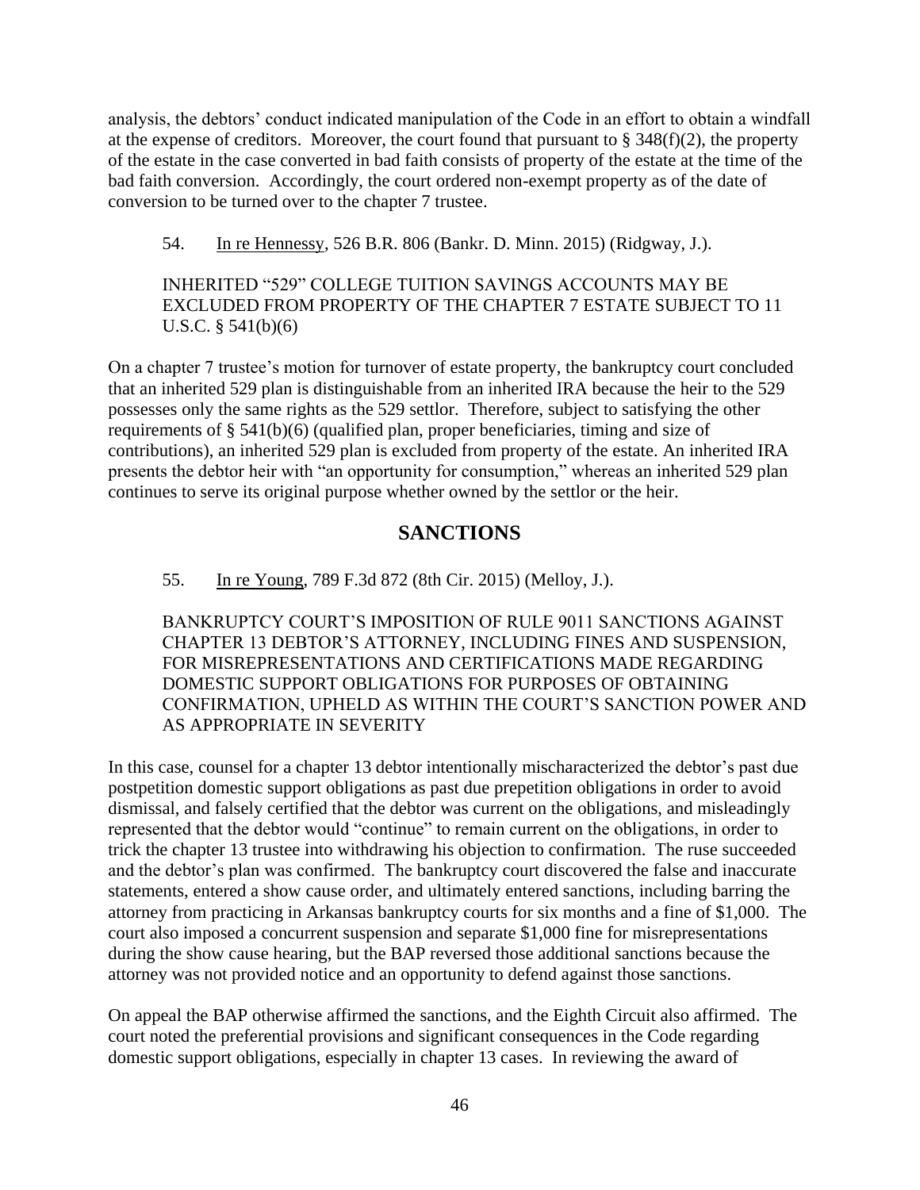analysis, the debtors' conduct indicated manipulation of the Code in an effort to obtain a windfall at the expense of creditors. Moreover, the court found that pursuant to § 348(f)(2), the property of the estate in the case converted in bad faith consists of property of the estate at the time of the bad faith conversion. Accordingly, the court ordered non-exempt property as of the date of conversion to be turned over to the chapter 7 trustee.

54. In re Hennessy, 526 B.R. 806 (Bankr. D. Minn. 2015) (Ridgway, J.).

INHERITED "529" COLLEGE TUITION SAVINGS ACCOUNTS MAY BE EXCLUDED FROM PROPERTY OF THE CHAPTER 7 ESTATE SUBJECT TO 11 U.S.C. § 541(b)(6)

On a chapter 7 trustee's motion for turnover of estate property, the bankruptcy court concluded that an inherited 529 plan is distinguishable from an inherited IRA because the heir to the 529 possesses only the same rights as the 529 settlor. Therefore, subject to satisfying the other requirements of § 541(b)(6) (qualified plan, proper beneficiaries, timing and size of contributions), an inherited 529 plan is excluded from property of the estate. An inherited IRA presents the debtor heir with "an opportunity for consumption," whereas an inherited 529 plan continues to serve its original purpose whether owned by the settlor or the heir.

## SANCTIONS

55. In re Young, 789 F.3d 872 (8th Cir. 2015) (Melloy, J.).

BANKRUPTCY COURT'S IMPOSITION OF RULE 9011 SANCTIONS AGAINST CHAPTER 13 DEBTOR'S ATTORNEY, INCLUDING FINES AND SUSPENSION, FOR MISREPRESENTATIONS AND CERTIFICATIONS MADE REGARDING DOMESTIC SUPPORT OBLIGATIONS FOR PURPOSES OF OBTAINING CONFIRMATION, UPHELD AS WITHIN THE COURT'S SANCTION POWER AND AS APPROPRIATE IN SEVERITY

In this case, counsel for a chapter 13 debtor intentionally mischaracterized the debtor's past due postpetition domestic support obligations as past due prepetition obligations in order to avoid dismissal, and falsely certified that the debtor was current on the obligations, and misleadingly represented that the debtor would "continue" to remain current on the obligations, in order to trick the chapter 13 trustee into withdrawing his objection to confirmation. The ruse succeeded and the debtor's plan was confirmed. The bankruptcy court discovered the false and inaccurate statements, entered a show cause order, and ultimately entered sanctions, including barring the attorney from practicing in Arkansas bankruptcy courts for six months and a fine of $1,000. The court also imposed a concurrent suspension and separate $1,000 fine for misrepresentations during the show cause hearing, but the BAP reversed those additional sanctions because the attorney was not provided notice and an opportunity to defend against those sanctions.

On appeal the BAP otherwise affirmed the sanctions, and the Eighth Circuit also affirmed. The court noted the preferential provisions and significant consequences in the Code regarding domestic support obligations, especially in chapter 13 cases. In reviewing the award of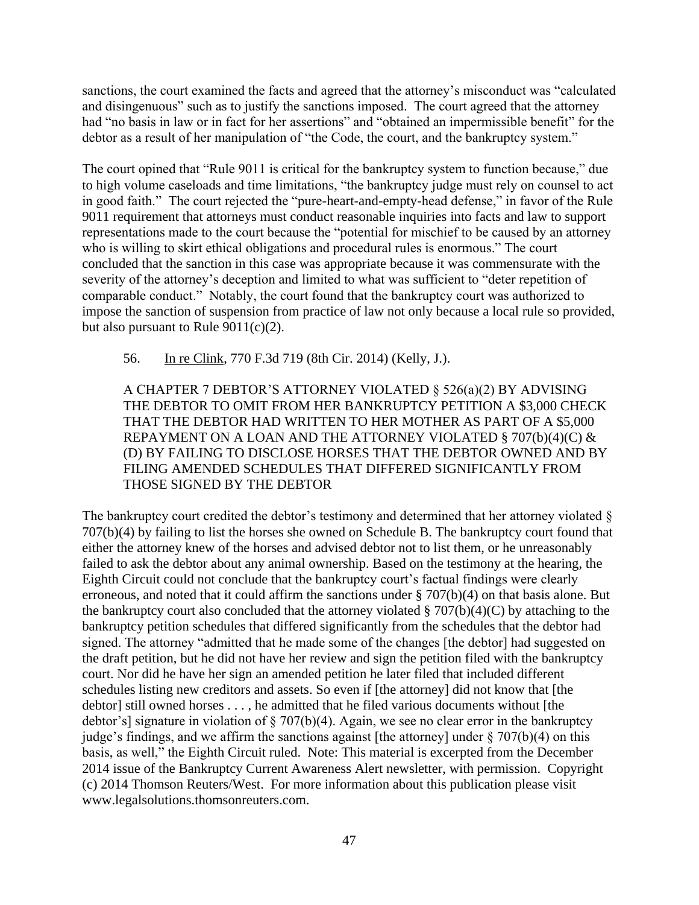sanctions, the court examined the facts and agreed that the attorney's misconduct was "calculated and disingenuous" such as to justify the sanctions imposed. The court agreed that the attorney had "no basis in law or in fact for her assertions" and "obtained an impermissible benefit" for the debtor as a result of her manipulation of "the Code, the court, and the bankruptcy system."

The court opined that "Rule 9011 is critical for the bankruptcy system to function because," due to high volume caseloads and time limitations, "the bankruptcy judge must rely on counsel to act in good faith." The court rejected the "pure-heart-and-empty-head defense," in favor of the Rule 9011 requirement that attorneys must conduct reasonable inquiries into facts and law to support representations made to the court because the "potential for mischief to be caused by an attorney who is willing to skirt ethical obligations and procedural rules is enormous." The court concluded that the sanction in this case was appropriate because it was commensurate with the severity of the attorney's deception and limited to what was sufficient to "deter repetition of comparable conduct." Notably, the court found that the bankruptcy court was authorized to impose the sanction of suspension from practice of law not only because a local rule so provided, but also pursuant to Rule 9011(c)(2).

56. In re Clink, 770 F.3d 719 (8th Cir. 2014) (Kelly, J.).

A CHAPTER 7 DEBTOR'S ATTORNEY VIOLATED § 526(a)(2) BY ADVISING THE DEBTOR TO OMIT FROM HER BANKRUPTCY PETITION A $3,000 CHECK THAT THE DEBTOR HAD WRITTEN TO HER MOTHER AS PART OF A $5,000 REPAYMENT ON A LOAN AND THE ATTORNEY VIOLATED § 707(b)(4)(C) & (D) BY FAILING TO DISCLOSE HORSES THAT THE DEBTOR OWNED AND BY FILING AMENDED SCHEDULES THAT DIFFERED SIGNIFICANTLY FROM THOSE SIGNED BY THE DEBTOR

The bankruptcy court credited the debtor's testimony and determined that her attorney violated § 707(b)(4) by failing to list the horses she owned on Schedule B. The bankruptcy court found that either the attorney knew of the horses and advised debtor not to list them, or he unreasonably failed to ask the debtor about any animal ownership. Based on the testimony at the hearing, the Eighth Circuit could not conclude that the bankruptcy court's factual findings were clearly erroneous, and noted that it could affirm the sanctions under § 707(b)(4) on that basis alone. But the bankruptcy court also concluded that the attorney violated § 707(b)(4)(C) by attaching to the bankruptcy petition schedules that differed significantly from the schedules that the debtor had signed. The attorney "admitted that he made some of the changes [the debtor] had suggested on the draft petition, but he did not have her review and sign the petition filed with the bankruptcy court. Nor did he have her sign an amended petition he later filed that included different schedules listing new creditors and assets. So even if [the attorney] did not know that [the debtor] still owned horses . . . , he admitted that he filed various documents without [the debtor's] signature in violation of § 707(b)(4). Again, we see no clear error in the bankruptcy judge's findings, and we affirm the sanctions against [the attorney] under § 707(b)(4) on this basis, as well," the Eighth Circuit ruled. Note: This material is excerpted from the December 2014 issue of the Bankruptcy Current Awareness Alert newsletter, with permission. Copyright (c) 2014 Thomson Reuters/West. For more information about this publication please visit www.legalsolutions.thomsonreuters.com.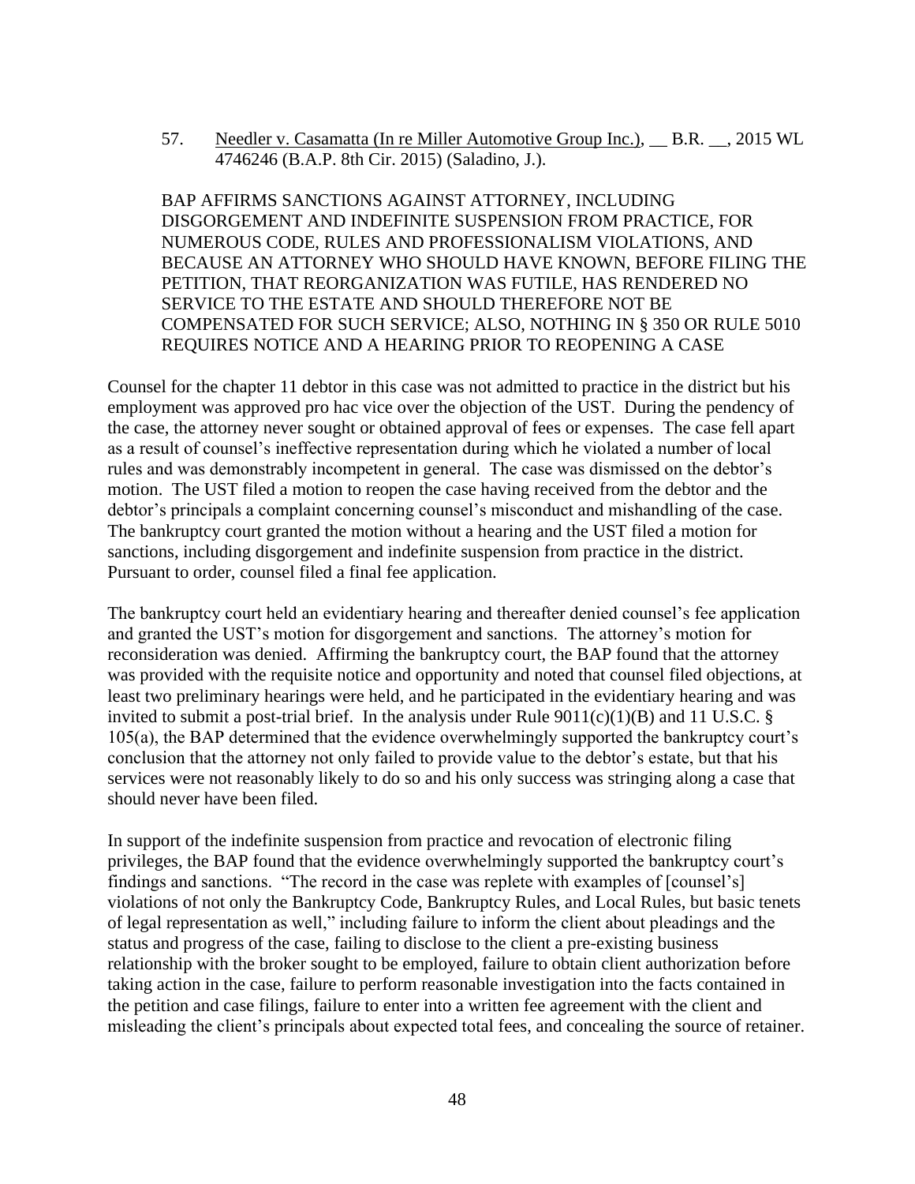57. Needler v. Casamatta (In re Miller Automotive Group Inc.), __ B.R. __, 2015 WL 4746246 (B.A.P. 8th Cir. 2015) (Saladino, J.).

BAP AFFIRMS SANCTIONS AGAINST ATTORNEY, INCLUDING DISGORGEMENT AND INDEFINITE SUSPENSION FROM PRACTICE, FOR NUMEROUS CODE, RULES AND PROFESSIONALISM VIOLATIONS, AND BECAUSE AN ATTORNEY WHO SHOULD HAVE KNOWN, BEFORE FILING THE PETITION, THAT REORGANIZATION WAS FUTILE, HAS RENDERED NO SERVICE TO THE ESTATE AND SHOULD THEREFORE NOT BE COMPENSATED FOR SUCH SERVICE; ALSO, NOTHING IN § 350 OR RULE 5010 REQUIRES NOTICE AND A HEARING PRIOR TO REOPENING A CASE

Counsel for the chapter 11 debtor in this case was not admitted to practice in the district but his employment was approved pro hac vice over the objection of the UST. During the pendency of the case, the attorney never sought or obtained approval of fees or expenses. The case fell apart as a result of counsel's ineffective representation during which he violated a number of local rules and was demonstrably incompetent in general. The case was dismissed on the debtor's motion. The UST filed a motion to reopen the case having received from the debtor and the debtor's principals a complaint concerning counsel's misconduct and mishandling of the case. The bankruptcy court granted the motion without a hearing and the UST filed a motion for sanctions, including disgorgement and indefinite suspension from practice in the district. Pursuant to order, counsel filed a final fee application.

The bankruptcy court held an evidentiary hearing and thereafter denied counsel's fee application and granted the UST's motion for disgorgement and sanctions. The attorney's motion for reconsideration was denied. Affirming the bankruptcy court, the BAP found that the attorney was provided with the requisite notice and opportunity and noted that counsel filed objections, at least two preliminary hearings were held, and he participated in the evidentiary hearing and was invited to submit a post-trial brief. In the analysis under Rule 9011(c)(1)(B) and 11 U.S.C. § 105(a), the BAP determined that the evidence overwhelmingly supported the bankruptcy court's conclusion that the attorney not only failed to provide value to the debtor's estate, but that his services were not reasonably likely to do so and his only success was stringing along a case that should never have been filed.

In support of the indefinite suspension from practice and revocation of electronic filing privileges, the BAP found that the evidence overwhelmingly supported the bankruptcy court's findings and sanctions. "The record in the case was replete with examples of [counsel's] violations of not only the Bankruptcy Code, Bankruptcy Rules, and Local Rules, but basic tenets of legal representation as well," including failure to inform the client about pleadings and the status and progress of the case, failing to disclose to the client a pre-existing business relationship with the broker sought to be employed, failure to obtain client authorization before taking action in the case, failure to perform reasonable investigation into the facts contained in the petition and case filings, failure to enter into a written fee agreement with the client and misleading the client's principals about expected total fees, and concealing the source of retainer.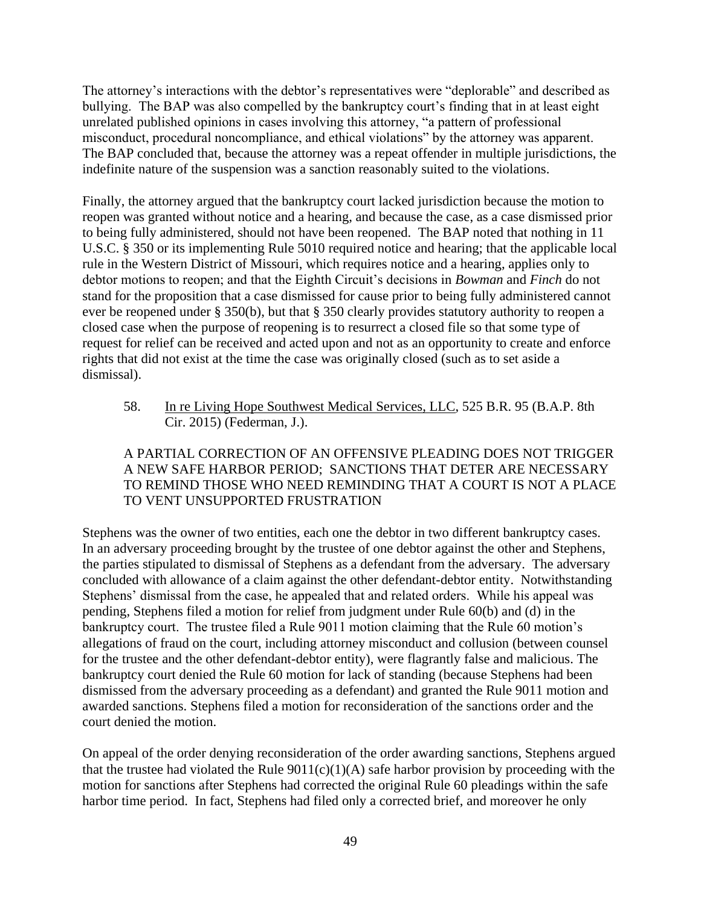The attorney's interactions with the debtor's representatives were "deplorable" and described as bullying. The BAP was also compelled by the bankruptcy court's finding that in at least eight unrelated published opinions in cases involving this attorney, "a pattern of professional misconduct, procedural noncompliance, and ethical violations" by the attorney was apparent. The BAP concluded that, because the attorney was a repeat offender in multiple jurisdictions, the indefinite nature of the suspension was a sanction reasonably suited to the violations.

Finally, the attorney argued that the bankruptcy court lacked jurisdiction because the motion to reopen was granted without notice and a hearing, and because the case, as a case dismissed prior to being fully administered, should not have been reopened. The BAP noted that nothing in 11 U.S.C. § 350 or its implementing Rule 5010 required notice and hearing; that the applicable local rule in the Western District of Missouri, which requires notice and a hearing, applies only to debtor motions to reopen; and that the Eighth Circuit's decisions in *Bowman* and *Finch* do not stand for the proposition that a case dismissed for cause prior to being fully administered cannot ever be reopened under § 350(b), but that § 350 clearly provides statutory authority to reopen a closed case when the purpose of reopening is to resurrect a closed file so that some type of request for relief can be received and acted upon and not as an opportunity to create and enforce rights that did not exist at the time the case was originally closed (such as to set aside a dismissal).

58. In re Living Hope Southwest Medical Services, LLC, 525 B.R. 95 (B.A.P. 8th Cir. 2015) (Federman, J.).

A PARTIAL CORRECTION OF AN OFFENSIVE PLEADING DOES NOT TRIGGER A NEW SAFE HARBOR PERIOD; SANCTIONS THAT DETER ARE NECESSARY TO REMIND THOSE WHO NEED REMINDING THAT A COURT IS NOT A PLACE TO VENT UNSUPPORTED FRUSTRATION

Stephens was the owner of two entities, each one the debtor in two different bankruptcy cases. In an adversary proceeding brought by the trustee of one debtor against the other and Stephens, the parties stipulated to dismissal of Stephens as a defendant from the adversary. The adversary concluded with allowance of a claim against the other defendant-debtor entity. Notwithstanding Stephens' dismissal from the case, he appealed that and related orders. While his appeal was pending, Stephens filed a motion for relief from judgment under Rule 60(b) and (d) in the bankruptcy court. The trustee filed a Rule 9011 motion claiming that the Rule 60 motion's allegations of fraud on the court, including attorney misconduct and collusion (between counsel for the trustee and the other defendant-debtor entity), were flagrantly false and malicious. The bankruptcy court denied the Rule 60 motion for lack of standing (because Stephens had been dismissed from the adversary proceeding as a defendant) and granted the Rule 9011 motion and awarded sanctions. Stephens filed a motion for reconsideration of the sanctions order and the court denied the motion.

On appeal of the order denying reconsideration of the order awarding sanctions, Stephens argued that the trustee had violated the Rule 9011(c)(1)(A) safe harbor provision by proceeding with the motion for sanctions after Stephens had corrected the original Rule 60 pleadings within the safe harbor time period. In fact, Stephens had filed only a corrected brief, and moreover he only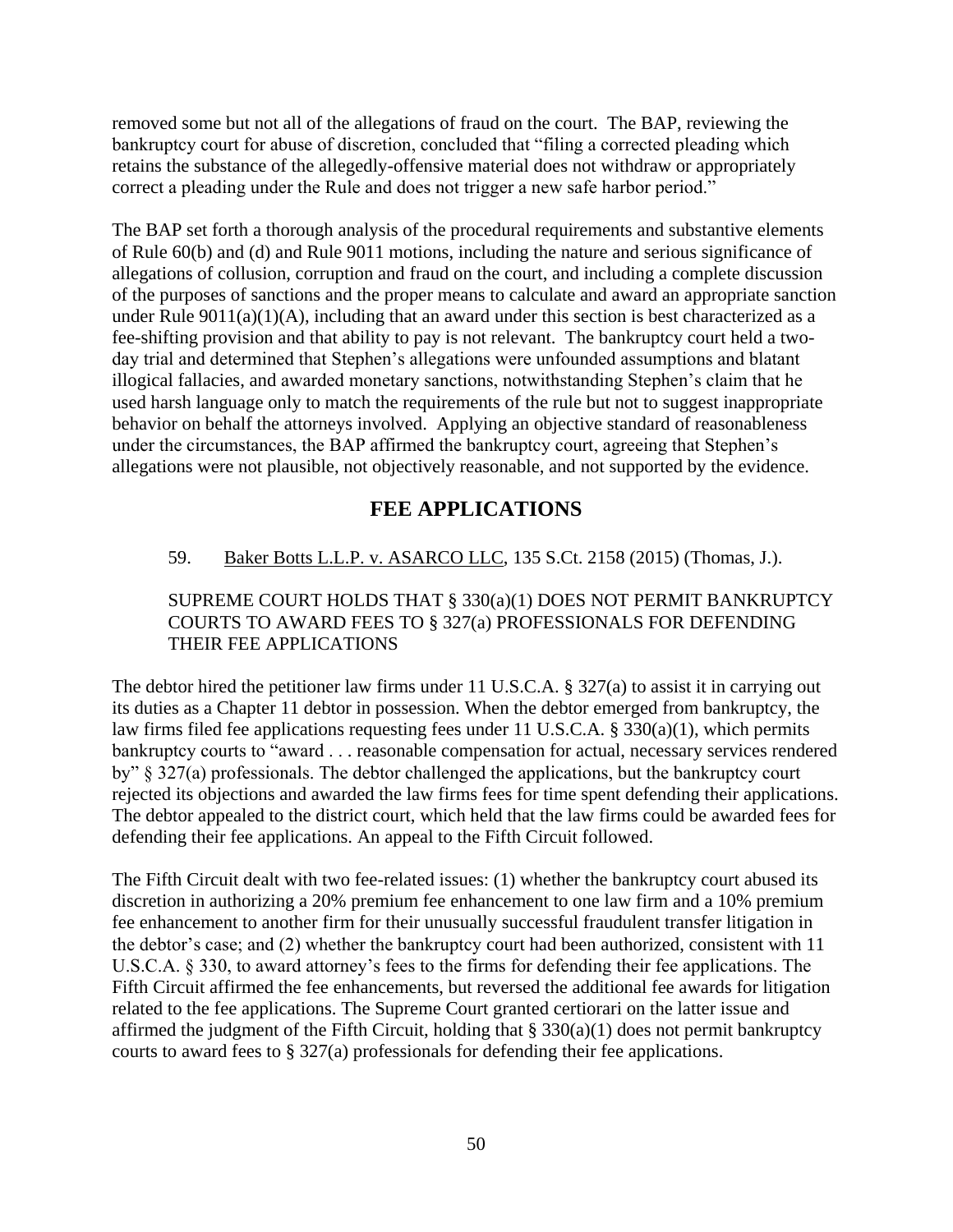removed some but not all of the allegations of fraud on the court. The BAP, reviewing the bankruptcy court for abuse of discretion, concluded that "filing a corrected pleading which retains the substance of the allegedly-offensive material does not withdraw or appropriately correct a pleading under the Rule and does not trigger a new safe harbor period."

The BAP set forth a thorough analysis of the procedural requirements and substantive elements of Rule 60(b) and (d) and Rule 9011 motions, including the nature and serious significance of allegations of collusion, corruption and fraud on the court, and including a complete discussion of the purposes of sanctions and the proper means to calculate and award an appropriate sanction under Rule 9011(a)(1)(A), including that an award under this section is best characterized as a fee-shifting provision and that ability to pay is not relevant. The bankruptcy court held a two-day trial and determined that Stephen's allegations were unfounded assumptions and blatant illogical fallacies, and awarded monetary sanctions, notwithstanding Stephen's claim that he used harsh language only to match the requirements of the rule but not to suggest inappropriate behavior on behalf the attorneys involved. Applying an objective standard of reasonableness under the circumstances, the BAP affirmed the bankruptcy court, agreeing that Stephen's allegations were not plausible, not objectively reasonable, and not supported by the evidence.

## FEE APPLICATIONS

59. <u>Baker Botts L.L.P. v. ASARCO LLC</u>, 135 S.Ct. 2158 (2015) (Thomas, J.).

SUPREME COURT HOLDS THAT § 330(a)(1) DOES NOT PERMIT BANKRUPTCY COURTS TO AWARD FEES TO § 327(a) PROFESSIONALS FOR DEFENDING THEIR FEE APPLICATIONS

The debtor hired the petitioner law firms under 11 U.S.C.A. § 327(a) to assist it in carrying out its duties as a Chapter 11 debtor in possession. When the debtor emerged from bankruptcy, the law firms filed fee applications requesting fees under 11 U.S.C.A. § 330(a)(1), which permits bankruptcy courts to "award . . . reasonable compensation for actual, necessary services rendered by" § 327(a) professionals. The debtor challenged the applications, but the bankruptcy court rejected its objections and awarded the law firms fees for time spent defending their applications. The debtor appealed to the district court, which held that the law firms could be awarded fees for defending their fee applications. An appeal to the Fifth Circuit followed.

The Fifth Circuit dealt with two fee-related issues: (1) whether the bankruptcy court abused its discretion in authorizing a 20% premium fee enhancement to one law firm and a 10% premium fee enhancement to another firm for their unusually successful fraudulent transfer litigation in the debtor's case; and (2) whether the bankruptcy court had been authorized, consistent with 11 U.S.C.A. § 330, to award attorney's fees to the firms for defending their fee applications. The Fifth Circuit affirmed the fee enhancements, but reversed the additional fee awards for litigation related to the fee applications. The Supreme Court granted certiorari on the latter issue and affirmed the judgment of the Fifth Circuit, holding that § 330(a)(1) does not permit bankruptcy courts to award fees to § 327(a) professionals for defending their fee applications.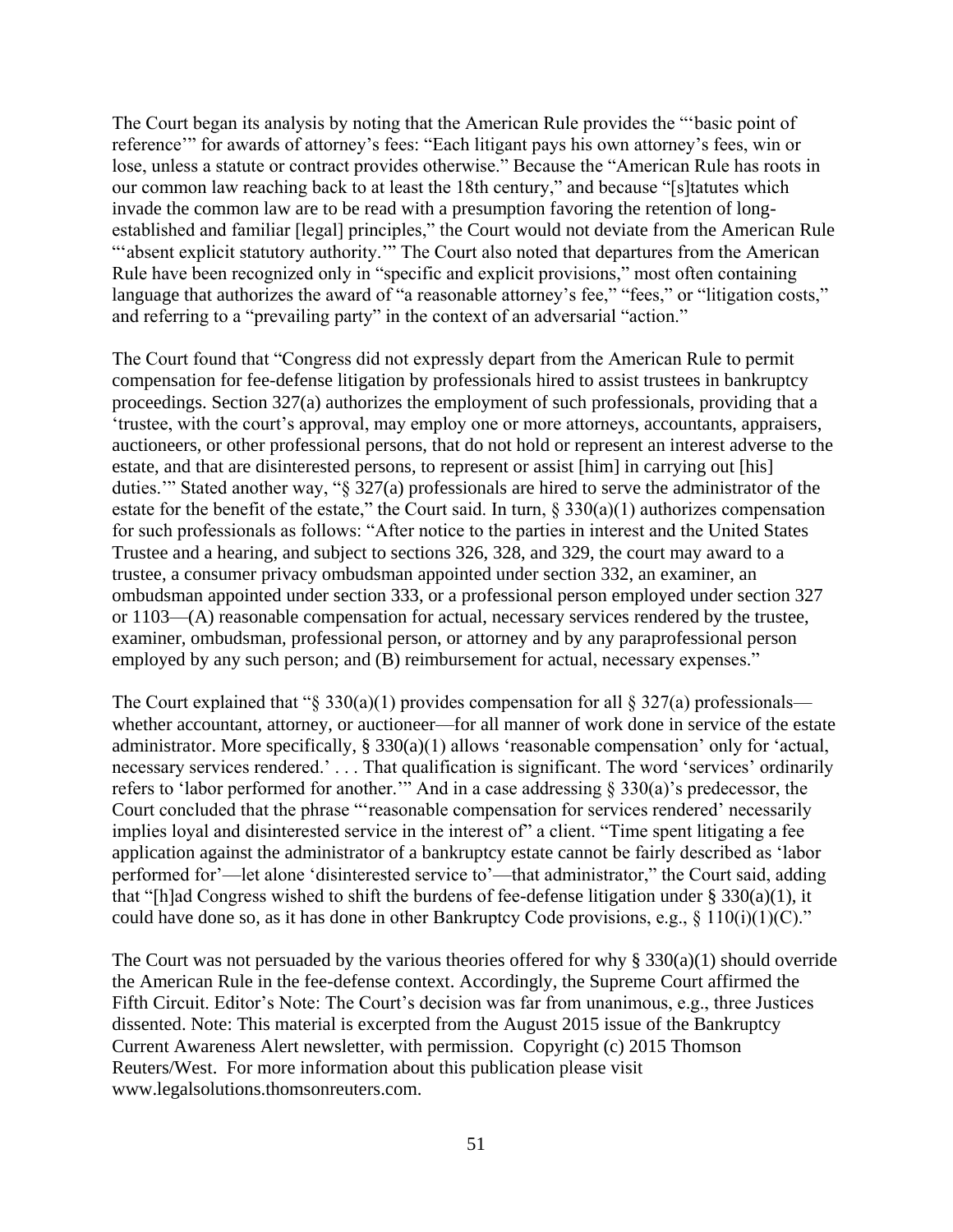The Court began its analysis by noting that the American Rule provides the "'basic point of reference'" for awards of attorney's fees: "Each litigant pays his own attorney's fees, win or lose, unless a statute or contract provides otherwise." Because the "American Rule has roots in our common law reaching back to at least the 18th century," and because "[s]tatutes which invade the common law are to be read with a presumption favoring the retention of long-established and familiar [legal] principles," the Court would not deviate from the American Rule "'absent explicit statutory authority.'" The Court also noted that departures from the American Rule have been recognized only in "specific and explicit provisions," most often containing language that authorizes the award of "a reasonable attorney's fee," "fees," or "litigation costs," and referring to a "prevailing party" in the context of an adversarial "action."

The Court found that "Congress did not expressly depart from the American Rule to permit compensation for fee-defense litigation by professionals hired to assist trustees in bankruptcy proceedings. Section 327(a) authorizes the employment of such professionals, providing that a 'trustee, with the court's approval, may employ one or more attorneys, accountants, appraisers, auctioneers, or other professional persons, that do not hold or represent an interest adverse to the estate, and that are disinterested persons, to represent or assist [him] in carrying out [his] duties.'" Stated another way, "§ 327(a) professionals are hired to serve the administrator of the estate for the benefit of the estate," the Court said. In turn, § 330(a)(1) authorizes compensation for such professionals as follows: "After notice to the parties in interest and the United States Trustee and a hearing, and subject to sections 326, 328, and 329, the court may award to a trustee, a consumer privacy ombudsman appointed under section 332, an examiner, an ombudsman appointed under section 333, or a professional person employed under section 327 or 1103—(A) reasonable compensation for actual, necessary services rendered by the trustee, examiner, ombudsman, professional person, or attorney and by any paraprofessional person employed by any such person; and (B) reimbursement for actual, necessary expenses."

The Court explained that "§ 330(a)(1) provides compensation for all § 327(a) professionals—whether accountant, attorney, or auctioneer—for all manner of work done in service of the estate administrator. More specifically, § 330(a)(1) allows 'reasonable compensation' only for 'actual, necessary services rendered.' . . . That qualification is significant. The word 'services' ordinarily refers to 'labor performed for another.'" And in a case addressing § 330(a)'s predecessor, the Court concluded that the phrase "'reasonable compensation for services rendered' necessarily implies loyal and disinterested service in the interest of" a client. "Time spent litigating a fee application against the administrator of a bankruptcy estate cannot be fairly described as 'labor performed for'—let alone 'disinterested service to'—that administrator," the Court said, adding that "[h]ad Congress wished to shift the burdens of fee-defense litigation under § 330(a)(1), it could have done so, as it has done in other Bankruptcy Code provisions, e.g., § 110(i)(1)(C)."

The Court was not persuaded by the various theories offered for why § 330(a)(1) should override the American Rule in the fee-defense context. Accordingly, the Supreme Court affirmed the Fifth Circuit. Editor's Note: The Court's decision was far from unanimous, e.g., three Justices dissented. Note: This material is excerpted from the August 2015 issue of the Bankruptcy Current Awareness Alert newsletter, with permission. Copyright (c) 2015 Thomson Reuters/West. For more information about this publication please visit www.legalsolutions.thomsonreuters.com.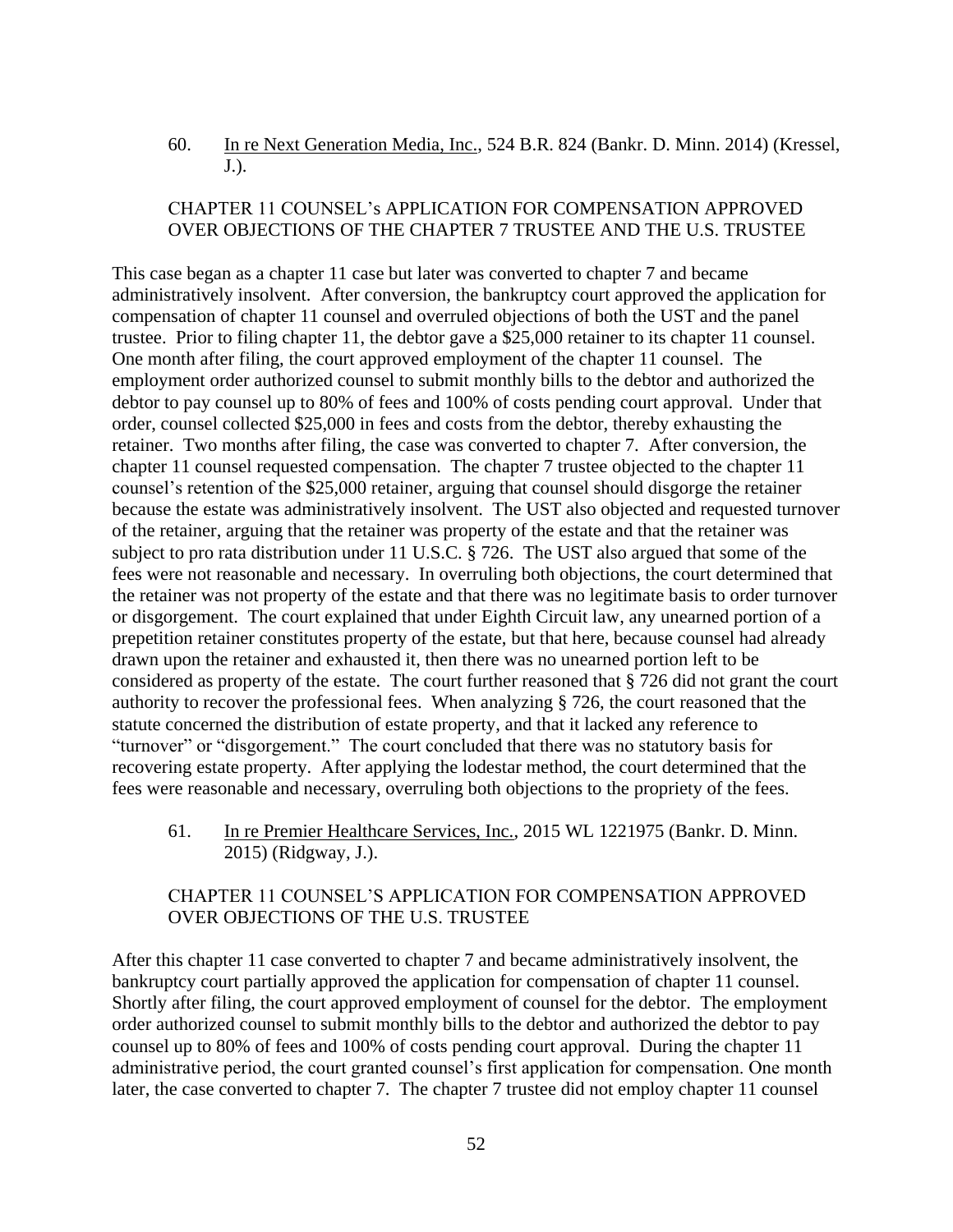60. In re Next Generation Media, Inc., 524 B.R. 824 (Bankr. D. Minn. 2014) (Kressel, J.).

CHAPTER 11 COUNSEL's APPLICATION FOR COMPENSATION APPROVED OVER OBJECTIONS OF THE CHAPTER 7 TRUSTEE AND THE U.S. TRUSTEE

This case began as a chapter 11 case but later was converted to chapter 7 and became administratively insolvent. After conversion, the bankruptcy court approved the application for compensation of chapter 11 counsel and overruled objections of both the UST and the panel trustee. Prior to filing chapter 11, the debtor gave a $25,000 retainer to its chapter 11 counsel. One month after filing, the court approved employment of the chapter 11 counsel. The employment order authorized counsel to submit monthly bills to the debtor and authorized the debtor to pay counsel up to 80% of fees and 100% of costs pending court approval. Under that order, counsel collected $25,000 in fees and costs from the debtor, thereby exhausting the retainer. Two months after filing, the case was converted to chapter 7. After conversion, the chapter 11 counsel requested compensation. The chapter 7 trustee objected to the chapter 11 counsel's retention of the $25,000 retainer, arguing that counsel should disgorge the retainer because the estate was administratively insolvent. The UST also objected and requested turnover of the retainer, arguing that the retainer was property of the estate and that the retainer was subject to pro rata distribution under 11 U.S.C. § 726. The UST also argued that some of the fees were not reasonable and necessary. In overruling both objections, the court determined that the retainer was not property of the estate and that there was no legitimate basis to order turnover or disgorgement. The court explained that under Eighth Circuit law, any unearned portion of a prepetition retainer constitutes property of the estate, but that here, because counsel had already drawn upon the retainer and exhausted it, then there was no unearned portion left to be considered as property of the estate. The court further reasoned that § 726 did not grant the court authority to recover the professional fees. When analyzing § 726, the court reasoned that the statute concerned the distribution of estate property, and that it lacked any reference to "turnover" or "disgorgement." The court concluded that there was no statutory basis for recovering estate property. After applying the lodestar method, the court determined that the fees were reasonable and necessary, overruling both objections to the propriety of the fees.

61. In re Premier Healthcare Services, Inc., 2015 WL 1221975 (Bankr. D. Minn. 2015) (Ridgway, J.).

CHAPTER 11 COUNSEL'S APPLICATION FOR COMPENSATION APPROVED OVER OBJECTIONS OF THE U.S. TRUSTEE

After this chapter 11 case converted to chapter 7 and became administratively insolvent, the bankruptcy court partially approved the application for compensation of chapter 11 counsel. Shortly after filing, the court approved employment of counsel for the debtor. The employment order authorized counsel to submit monthly bills to the debtor and authorized the debtor to pay counsel up to 80% of fees and 100% of costs pending court approval. During the chapter 11 administrative period, the court granted counsel's first application for compensation. One month later, the case converted to chapter 7. The chapter 7 trustee did not employ chapter 11 counsel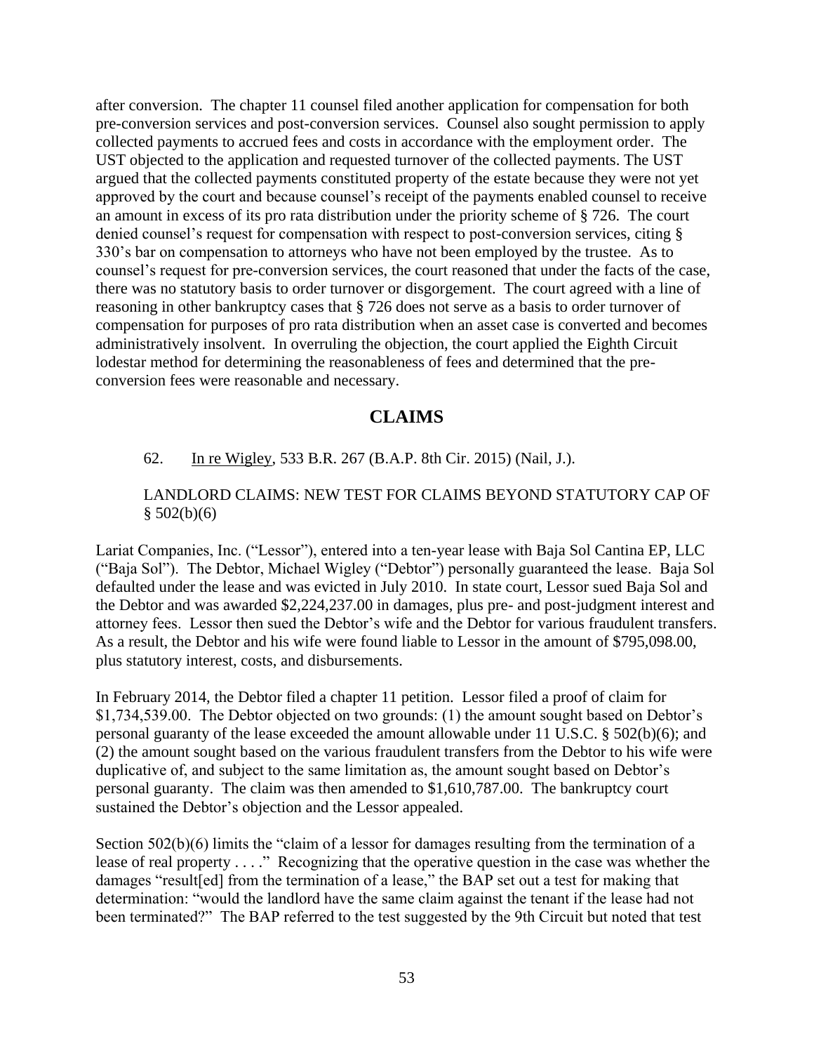after conversion. The chapter 11 counsel filed another application for compensation for both pre-conversion services and post-conversion services. Counsel also sought permission to apply collected payments to accrued fees and costs in accordance with the employment order. The UST objected to the application and requested turnover of the collected payments. The UST argued that the collected payments constituted property of the estate because they were not yet approved by the court and because counsel's receipt of the payments enabled counsel to receive an amount in excess of its pro rata distribution under the priority scheme of § 726. The court denied counsel's request for compensation with respect to post-conversion services, citing § 330's bar on compensation to attorneys who have not been employed by the trustee. As to counsel's request for pre-conversion services, the court reasoned that under the facts of the case, there was no statutory basis to order turnover or disgorgement. The court agreed with a line of reasoning in other bankruptcy cases that § 726 does not serve as a basis to order turnover of compensation for purposes of pro rata distribution when an asset case is converted and becomes administratively insolvent. In overruling the objection, the court applied the Eighth Circuit lodestar method for determining the reasonableness of fees and determined that the pre-conversion fees were reasonable and necessary.

## CLAIMS

62. In re Wigley, 533 B.R. 267 (B.A.P. 8th Cir. 2015) (Nail, J.).

LANDLORD CLAIMS: NEW TEST FOR CLAIMS BEYOND STATUTORY CAP OF § 502(b)(6)

Lariat Companies, Inc. ("Lessor"), entered into a ten-year lease with Baja Sol Cantina EP, LLC ("Baja Sol"). The Debtor, Michael Wigley ("Debtor") personally guaranteed the lease. Baja Sol defaulted under the lease and was evicted in July 2010. In state court, Lessor sued Baja Sol and the Debtor and was awarded $2,224,237.00 in damages, plus pre- and post-judgment interest and attorney fees. Lessor then sued the Debtor's wife and the Debtor for various fraudulent transfers. As a result, the Debtor and his wife were found liable to Lessor in the amount of $795,098.00, plus statutory interest, costs, and disbursements.

In February 2014, the Debtor filed a chapter 11 petition. Lessor filed a proof of claim for $1,734,539.00. The Debtor objected on two grounds: (1) the amount sought based on Debtor's personal guaranty of the lease exceeded the amount allowable under 11 U.S.C. § 502(b)(6); and (2) the amount sought based on the various fraudulent transfers from the Debtor to his wife were duplicative of, and subject to the same limitation as, the amount sought based on Debtor's personal guaranty. The claim was then amended to $1,610,787.00. The bankruptcy court sustained the Debtor's objection and the Lessor appealed.

Section 502(b)(6) limits the "claim of a lessor for damages resulting from the termination of a lease of real property . . . ." Recognizing that the operative question in the case was whether the damages "result[ed] from the termination of a lease," the BAP set out a test for making that determination: "would the landlord have the same claim against the tenant if the lease had not been terminated?" The BAP referred to the test suggested by the 9th Circuit but noted that test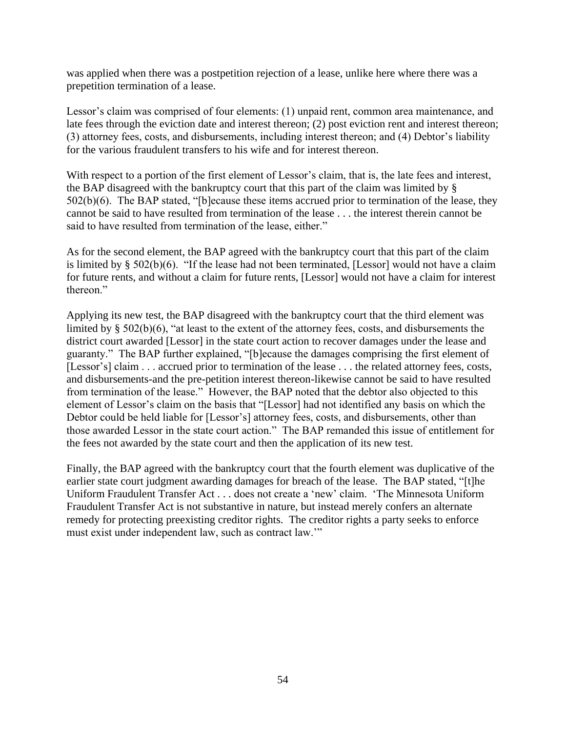was applied when there was a postpetition rejection of a lease, unlike here where there was a prepetition termination of a lease.

Lessor's claim was comprised of four elements: (1) unpaid rent, common area maintenance, and late fees through the eviction date and interest thereon; (2) post eviction rent and interest thereon; (3) attorney fees, costs, and disbursements, including interest thereon; and (4) Debtor's liability for the various fraudulent transfers to his wife and for interest thereon.

With respect to a portion of the first element of Lessor's claim, that is, the late fees and interest, the BAP disagreed with the bankruptcy court that this part of the claim was limited by § 502(b)(6). The BAP stated, "[b]ecause these items accrued prior to termination of the lease, they cannot be said to have resulted from termination of the lease . . . the interest therein cannot be said to have resulted from termination of the lease, either."

As for the second element, the BAP agreed with the bankruptcy court that this part of the claim is limited by § 502(b)(6). "If the lease had not been terminated, [Lessor] would not have a claim for future rents, and without a claim for future rents, [Lessor] would not have a claim for interest thereon."

Applying its new test, the BAP disagreed with the bankruptcy court that the third element was limited by § 502(b)(6), "at least to the extent of the attorney fees, costs, and disbursements the district court awarded [Lessor] in the state court action to recover damages under the lease and guaranty." The BAP further explained, "[b]ecause the damages comprising the first element of [Lessor's] claim . . . accrued prior to termination of the lease . . . the related attorney fees, costs, and disbursements-and the pre-petition interest thereon-likewise cannot be said to have resulted from termination of the lease." However, the BAP noted that the debtor also objected to this element of Lessor's claim on the basis that "[Lessor] had not identified any basis on which the Debtor could be held liable for [Lessor's] attorney fees, costs, and disbursements, other than those awarded Lessor in the state court action." The BAP remanded this issue of entitlement for the fees not awarded by the state court and then the application of its new test.

Finally, the BAP agreed with the bankruptcy court that the fourth element was duplicative of the earlier state court judgment awarding damages for breach of the lease. The BAP stated, "[t]he Uniform Fraudulent Transfer Act . . . does not create a 'new' claim. 'The Minnesota Uniform Fraudulent Transfer Act is not substantive in nature, but instead merely confers an alternate remedy for protecting preexisting creditor rights. The creditor rights a party seeks to enforce must exist under independent law, such as contract law.'"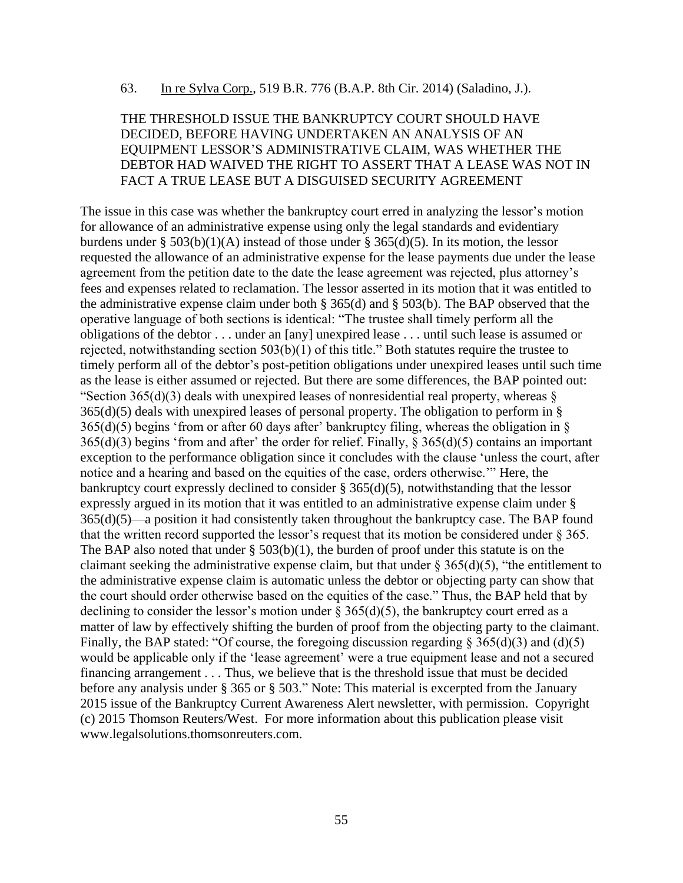63. <u>In re Sylva Corp.</u>, 519 B.R. 776 (B.A.P. 8th Cir. 2014) (Saladino, J.).

THE THRESHOLD ISSUE THE BANKRUPTCY COURT SHOULD HAVE DECIDED, BEFORE HAVING UNDERTAKEN AN ANALYSIS OF AN EQUIPMENT LESSOR'S ADMINISTRATIVE CLAIM, WAS WHETHER THE DEBTOR HAD WAIVED THE RIGHT TO ASSERT THAT A LEASE WAS NOT IN FACT A TRUE LEASE BUT A DISGUISED SECURITY AGREEMENT

The issue in this case was whether the bankruptcy court erred in analyzing the lessor's motion for allowance of an administrative expense using only the legal standards and evidentiary burdens under § 503(b)(1)(A) instead of those under § 365(d)(5). In its motion, the lessor requested the allowance of an administrative expense for the lease payments due under the lease agreement from the petition date to the date the lease agreement was rejected, plus attorney's fees and expenses related to reclamation. The lessor asserted in its motion that it was entitled to the administrative expense claim under both § 365(d) and § 503(b). The BAP observed that the operative language of both sections is identical: "The trustee shall timely perform all the obligations of the debtor . . . under an [any] unexpired lease . . . until such lease is assumed or rejected, notwithstanding section 503(b)(1) of this title." Both statutes require the trustee to timely perform all of the debtor's post-petition obligations under unexpired leases until such time as the lease is either assumed or rejected. But there are some differences, the BAP pointed out: "Section 365(d)(3) deals with unexpired leases of nonresidential real property, whereas § 365(d)(5) deals with unexpired leases of personal property. The obligation to perform in § 365(d)(5) begins 'from or after 60 days after' bankruptcy filing, whereas the obligation in § 365(d)(3) begins 'from and after' the order for relief. Finally, § 365(d)(5) contains an important exception to the performance obligation since it concludes with the clause 'unless the court, after notice and a hearing and based on the equities of the case, orders otherwise.'" Here, the bankruptcy court expressly declined to consider § 365(d)(5), notwithstanding that the lessor expressly argued in its motion that it was entitled to an administrative expense claim under § 365(d)(5)—a position it had consistently taken throughout the bankruptcy case. The BAP found that the written record supported the lessor's request that its motion be considered under § 365. The BAP also noted that under § 503(b)(1), the burden of proof under this statute is on the claimant seeking the administrative expense claim, but that under § 365(d)(5), "the entitlement to the administrative expense claim is automatic unless the debtor or objecting party can show that the court should order otherwise based on the equities of the case." Thus, the BAP held that by declining to consider the lessor's motion under § 365(d)(5), the bankruptcy court erred as a matter of law by effectively shifting the burden of proof from the objecting party to the claimant. Finally, the BAP stated: "Of course, the foregoing discussion regarding § 365(d)(3) and (d)(5) would be applicable only if the 'lease agreement' were a true equipment lease and not a secured financing arrangement . . . Thus, we believe that is the threshold issue that must be decided before any analysis under § 365 or § 503." Note: This material is excerpted from the January 2015 issue of the Bankruptcy Current Awareness Alert newsletter, with permission. Copyright (c) 2015 Thomson Reuters/West. For more information about this publication please visit www.legalsolutions.thomsonreuters.com.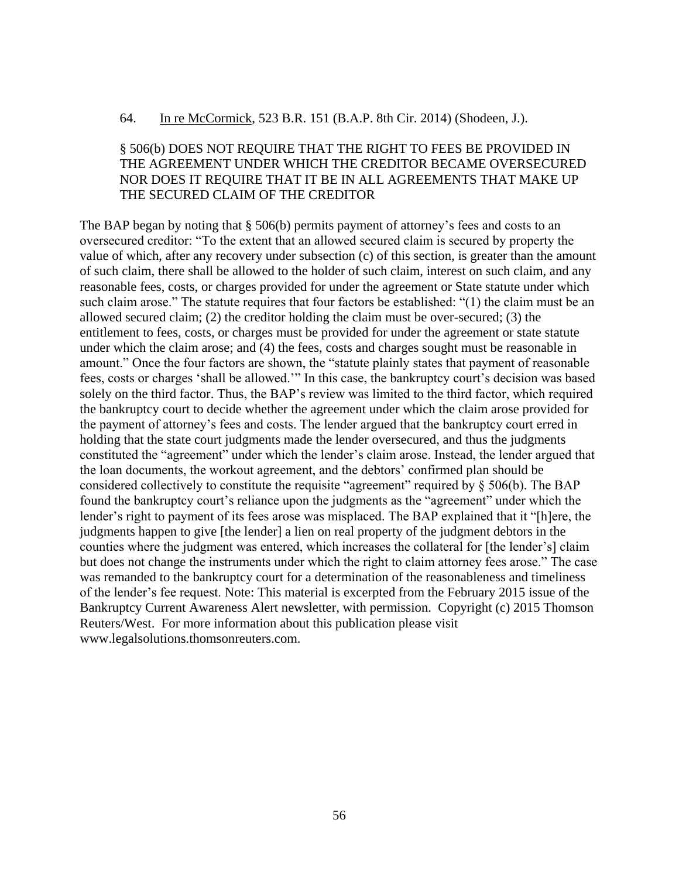64. In re McCormick, 523 B.R. 151 (B.A.P. 8th Cir. 2014) (Shodeen, J.).

§ 506(b) DOES NOT REQUIRE THAT THE RIGHT TO FEES BE PROVIDED IN THE AGREEMENT UNDER WHICH THE CREDITOR BECAME OVERSECURED NOR DOES IT REQUIRE THAT IT BE IN ALL AGREEMENTS THAT MAKE UP THE SECURED CLAIM OF THE CREDITOR

The BAP began by noting that § 506(b) permits payment of attorney's fees and costs to an oversecured creditor: "To the extent that an allowed secured claim is secured by property the value of which, after any recovery under subsection (c) of this section, is greater than the amount of such claim, there shall be allowed to the holder of such claim, interest on such claim, and any reasonable fees, costs, or charges provided for under the agreement or State statute under which such claim arose." The statute requires that four factors be established: "(1) the claim must be an allowed secured claim; (2) the creditor holding the claim must be over-secured; (3) the entitlement to fees, costs, or charges must be provided for under the agreement or state statute under which the claim arose; and (4) the fees, costs and charges sought must be reasonable in amount." Once the four factors are shown, the "statute plainly states that payment of reasonable fees, costs or charges 'shall be allowed.'" In this case, the bankruptcy court's decision was based solely on the third factor. Thus, the BAP's review was limited to the third factor, which required the bankruptcy court to decide whether the agreement under which the claim arose provided for the payment of attorney's fees and costs. The lender argued that the bankruptcy court erred in holding that the state court judgments made the lender oversecured, and thus the judgments constituted the "agreement" under which the lender's claim arose. Instead, the lender argued that the loan documents, the workout agreement, and the debtors' confirmed plan should be considered collectively to constitute the requisite "agreement" required by § 506(b). The BAP found the bankruptcy court's reliance upon the judgments as the "agreement" under which the lender's right to payment of its fees arose was misplaced. The BAP explained that it "[h]ere, the judgments happen to give [the lender] a lien on real property of the judgment debtors in the counties where the judgment was entered, which increases the collateral for [the lender's] claim but does not change the instruments under which the right to claim attorney fees arose." The case was remanded to the bankruptcy court for a determination of the reasonableness and timeliness of the lender's fee request. Note: This material is excerpted from the February 2015 issue of the Bankruptcy Current Awareness Alert newsletter, with permission. Copyright (c) 2015 Thomson Reuters/West. For more information about this publication please visit www.legalsolutions.thomsonreuters.com.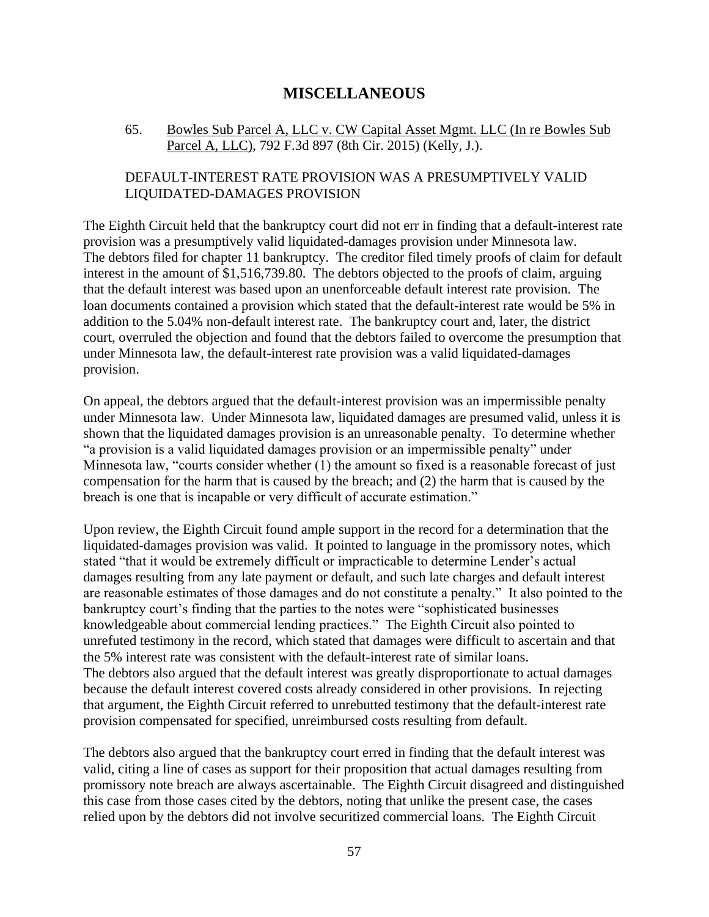# MISCELLANEOUS

65. Bowles Sub Parcel A, LLC v. CW Capital Asset Mgmt. LLC (In re Bowles Sub Parcel A, LLC), 792 F.3d 897 (8th Cir. 2015) (Kelly, J.).

DEFAULT-INTEREST RATE PROVISION WAS A PRESUMPTIVELY VALID LIQUIDATED-DAMAGES PROVISION

The Eighth Circuit held that the bankruptcy court did not err in finding that a default-interest rate provision was a presumptively valid liquidated-damages provision under Minnesota law. The debtors filed for chapter 11 bankruptcy. The creditor filed timely proofs of claim for default interest in the amount of $1,516,739.80. The debtors objected to the proofs of claim, arguing that the default interest was based upon an unenforceable default interest rate provision. The loan documents contained a provision which stated that the default-interest rate would be 5% in addition to the 5.04% non-default interest rate. The bankruptcy court and, later, the district court, overruled the objection and found that the debtors failed to overcome the presumption that under Minnesota law, the default-interest rate provision was a valid liquidated-damages provision.

On appeal, the debtors argued that the default-interest provision was an impermissible penalty under Minnesota law. Under Minnesota law, liquidated damages are presumed valid, unless it is shown that the liquidated damages provision is an unreasonable penalty. To determine whether "a provision is a valid liquidated damages provision or an impermissible penalty" under Minnesota law, "courts consider whether (1) the amount so fixed is a reasonable forecast of just compensation for the harm that is caused by the breach; and (2) the harm that is caused by the breach is one that is incapable or very difficult of accurate estimation."

Upon review, the Eighth Circuit found ample support in the record for a determination that the liquidated-damages provision was valid. It pointed to language in the promissory notes, which stated "that it would be extremely difficult or impracticable to determine Lender's actual damages resulting from any late payment or default, and such late charges and default interest are reasonable estimates of those damages and do not constitute a penalty." It also pointed to the bankruptcy court's finding that the parties to the notes were "sophisticated businesses knowledgeable about commercial lending practices." The Eighth Circuit also pointed to unrefuted testimony in the record, which stated that damages were difficult to ascertain and that the 5% interest rate was consistent with the default-interest rate of similar loans. The debtors also argued that the default interest was greatly disproportionate to actual damages because the default interest covered costs already considered in other provisions. In rejecting that argument, the Eighth Circuit referred to unrebutted testimony that the default-interest rate provision compensated for specified, unreimbursed costs resulting from default.

The debtors also argued that the bankruptcy court erred in finding that the default interest was valid, citing a line of cases as support for their proposition that actual damages resulting from promissory note breach are always ascertainable. The Eighth Circuit disagreed and distinguished this case from those cases cited by the debtors, noting that unlike the present case, the cases relied upon by the debtors did not involve securitized commercial loans. The Eighth Circuit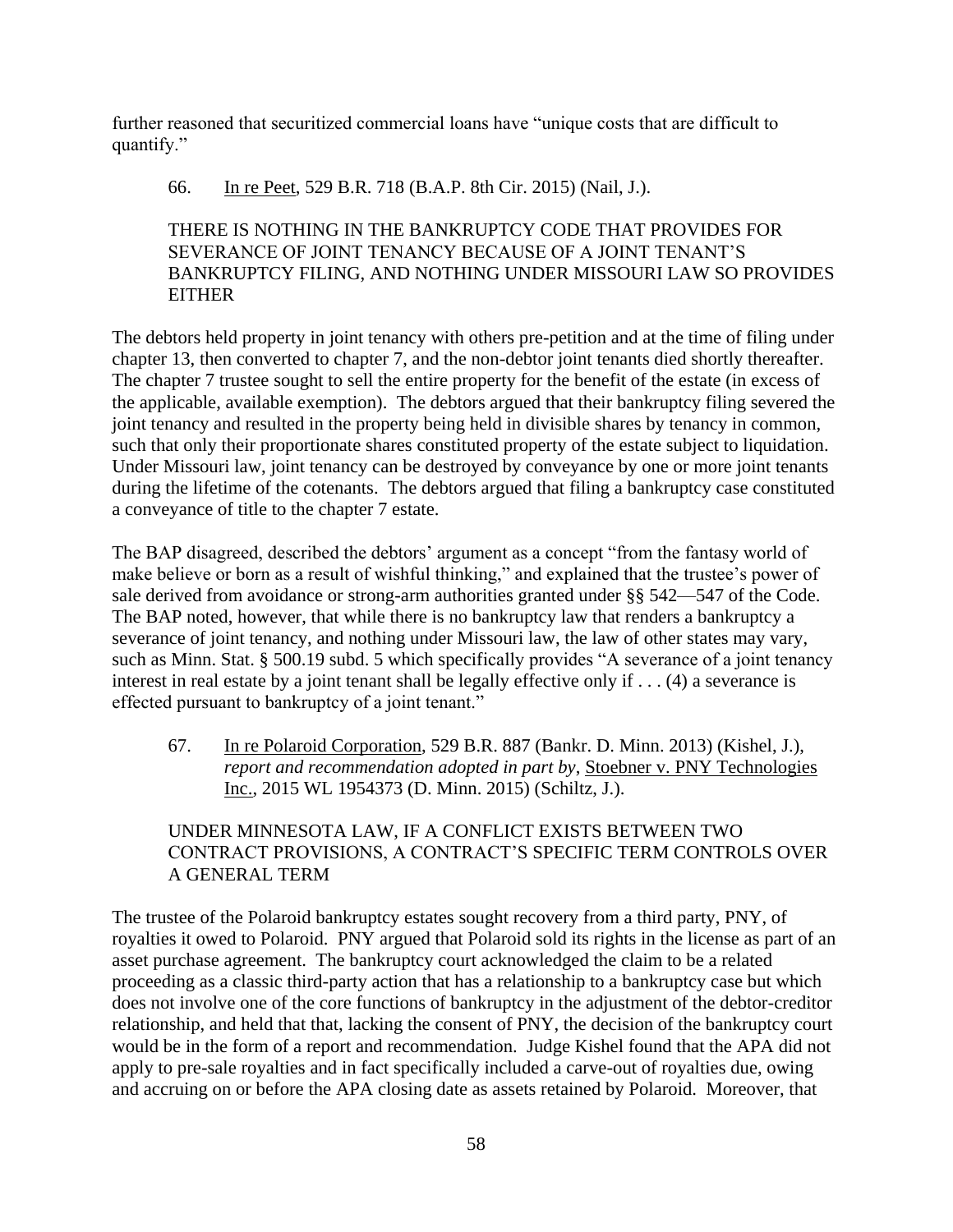further reasoned that securitized commercial loans have "unique costs that are difficult to quantify."

66. In re Peet, 529 B.R. 718 (B.A.P. 8th Cir. 2015) (Nail, J.).

THERE IS NOTHING IN THE BANKRUPTCY CODE THAT PROVIDES FOR SEVERANCE OF JOINT TENANCY BECAUSE OF A JOINT TENANT'S BANKRUPTCY FILING, AND NOTHING UNDER MISSOURI LAW SO PROVIDES EITHER

The debtors held property in joint tenancy with others pre-petition and at the time of filing under chapter 13, then converted to chapter 7, and the non-debtor joint tenants died shortly thereafter. The chapter 7 trustee sought to sell the entire property for the benefit of the estate (in excess of the applicable, available exemption). The debtors argued that their bankruptcy filing severed the joint tenancy and resulted in the property being held in divisible shares by tenancy in common, such that only their proportionate shares constituted property of the estate subject to liquidation. Under Missouri law, joint tenancy can be destroyed by conveyance by one or more joint tenants during the lifetime of the cotenants. The debtors argued that filing a bankruptcy case constituted a conveyance of title to the chapter 7 estate.

The BAP disagreed, described the debtors' argument as a concept "from the fantasy world of make believe or born as a result of wishful thinking," and explained that the trustee's power of sale derived from avoidance or strong-arm authorities granted under §§ 542—547 of the Code. The BAP noted, however, that while there is no bankruptcy law that renders a bankruptcy a severance of joint tenancy, and nothing under Missouri law, the law of other states may vary, such as Minn. Stat. § 500.19 subd. 5 which specifically provides "A severance of a joint tenancy interest in real estate by a joint tenant shall be legally effective only if . . . (4) a severance is effected pursuant to bankruptcy of a joint tenant."

67. In re Polaroid Corporation, 529 B.R. 887 (Bankr. D. Minn. 2013) (Kishel, J.), *report and recommendation adopted in part by*, Stoebner v. PNY Technologies Inc., 2015 WL 1954373 (D. Minn. 2015) (Schiltz, J.).

UNDER MINNESOTA LAW, IF A CONFLICT EXISTS BETWEEN TWO CONTRACT PROVISIONS, A CONTRACT'S SPECIFIC TERM CONTROLS OVER A GENERAL TERM

The trustee of the Polaroid bankruptcy estates sought recovery from a third party, PNY, of royalties it owed to Polaroid. PNY argued that Polaroid sold its rights in the license as part of an asset purchase agreement. The bankruptcy court acknowledged the claim to be a related proceeding as a classic third-party action that has a relationship to a bankruptcy case but which does not involve one of the core functions of bankruptcy in the adjustment of the debtor-creditor relationship, and held that that, lacking the consent of PNY, the decision of the bankruptcy court would be in the form of a report and recommendation. Judge Kishel found that the APA did not apply to pre-sale royalties and in fact specifically included a carve-out of royalties due, owing and accruing on or before the APA closing date as assets retained by Polaroid. Moreover, that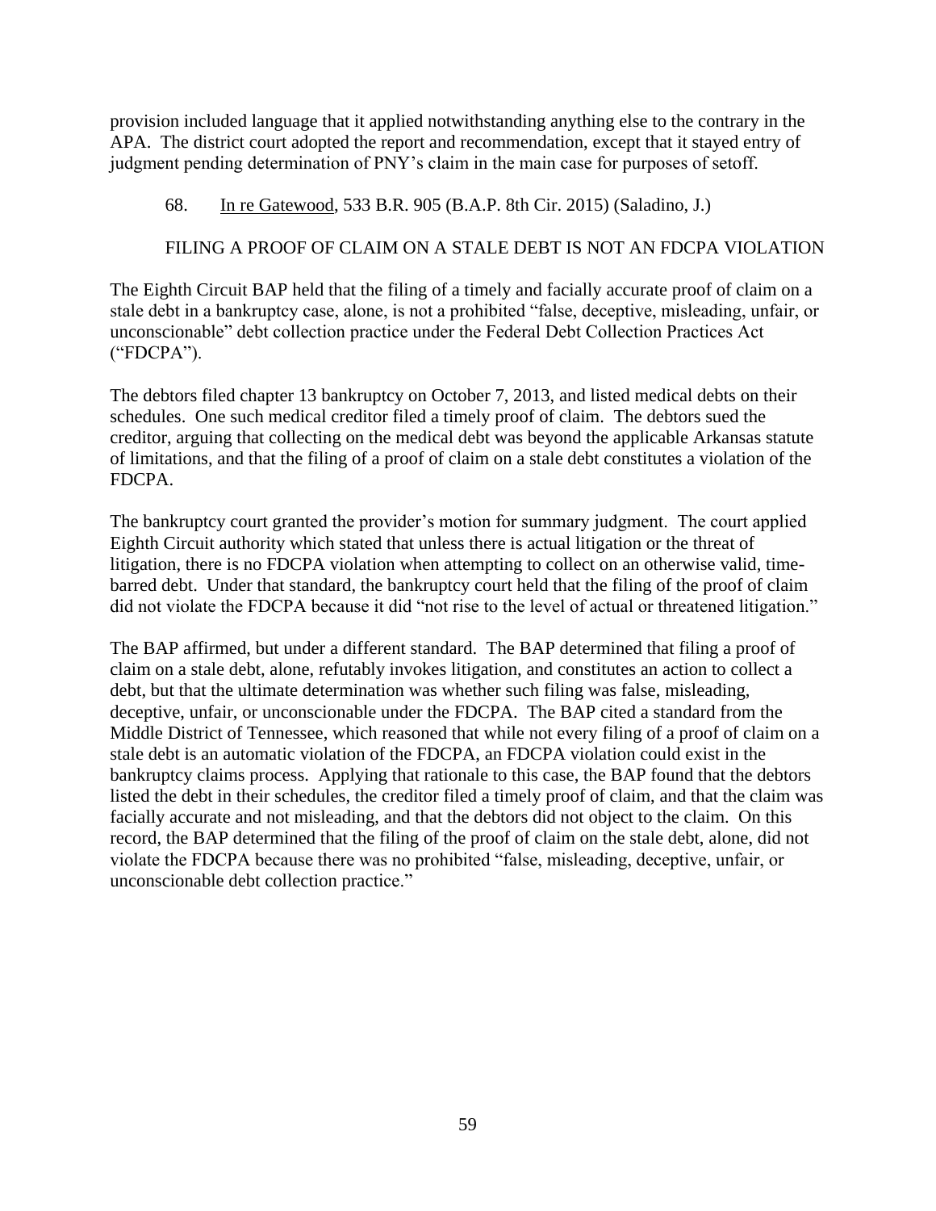provision included language that it applied notwithstanding anything else to the contrary in the APA. The district court adopted the report and recommendation, except that it stayed entry of judgment pending determination of PNY's claim in the main case for purposes of setoff.

68. In re Gatewood, 533 B.R. 905 (B.A.P. 8th Cir. 2015) (Saladino, J.)

FILING A PROOF OF CLAIM ON A STALE DEBT IS NOT AN FDCPA VIOLATION

The Eighth Circuit BAP held that the filing of a timely and facially accurate proof of claim on a stale debt in a bankruptcy case, alone, is not a prohibited "false, deceptive, misleading, unfair, or unconscionable" debt collection practice under the Federal Debt Collection Practices Act ("FDCPA").

The debtors filed chapter 13 bankruptcy on October 7, 2013, and listed medical debts on their schedules. One such medical creditor filed a timely proof of claim. The debtors sued the creditor, arguing that collecting on the medical debt was beyond the applicable Arkansas statute of limitations, and that the filing of a proof of claim on a stale debt constitutes a violation of the FDCPA.

The bankruptcy court granted the provider's motion for summary judgment. The court applied Eighth Circuit authority which stated that unless there is actual litigation or the threat of litigation, there is no FDCPA violation when attempting to collect on an otherwise valid, time-barred debt. Under that standard, the bankruptcy court held that the filing of the proof of claim did not violate the FDCPA because it did "not rise to the level of actual or threatened litigation."

The BAP affirmed, but under a different standard. The BAP determined that filing a proof of claim on a stale debt, alone, refutably invokes litigation, and constitutes an action to collect a debt, but that the ultimate determination was whether such filing was false, misleading, deceptive, unfair, or unconscionable under the FDCPA. The BAP cited a standard from the Middle District of Tennessee, which reasoned that while not every filing of a proof of claim on a stale debt is an automatic violation of the FDCPA, an FDCPA violation could exist in the bankruptcy claims process. Applying that rationale to this case, the BAP found that the debtors listed the debt in their schedules, the creditor filed a timely proof of claim, and that the claim was facially accurate and not misleading, and that the debtors did not object to the claim. On this record, the BAP determined that the filing of the proof of claim on the stale debt, alone, did not violate the FDCPA because there was no prohibited "false, misleading, deceptive, unfair, or unconscionable debt collection practice."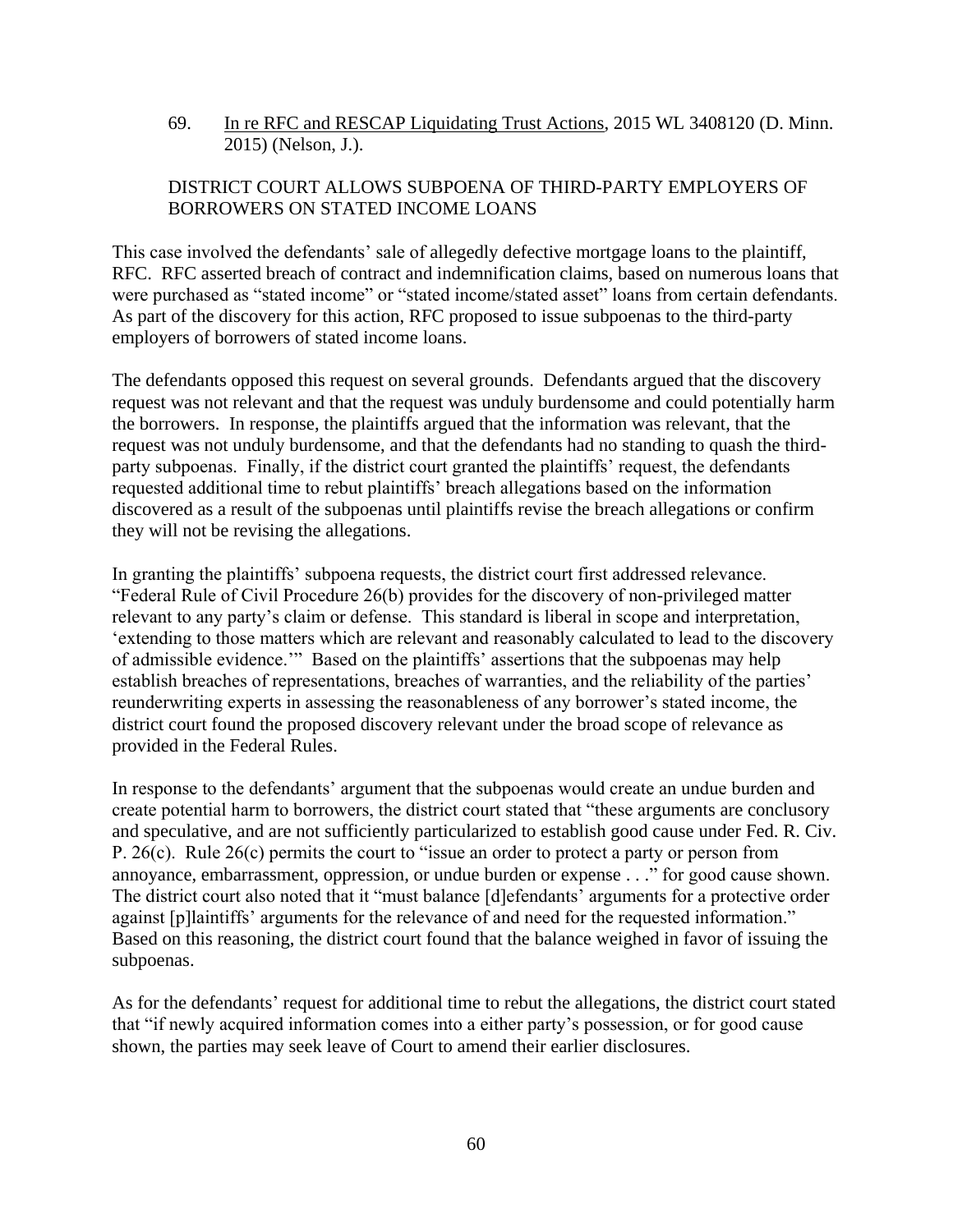69. In re RFC and RESCAP Liquidating Trust Actions, 2015 WL 3408120 (D. Minn. 2015) (Nelson, J.).

DISTRICT COURT ALLOWS SUBPOENA OF THIRD-PARTY EMPLOYERS OF BORROWERS ON STATED INCOME LOANS

This case involved the defendants' sale of allegedly defective mortgage loans to the plaintiff, RFC. RFC asserted breach of contract and indemnification claims, based on numerous loans that were purchased as "stated income" or "stated income/stated asset" loans from certain defendants. As part of the discovery for this action, RFC proposed to issue subpoenas to the third-party employers of borrowers of stated income loans.

The defendants opposed this request on several grounds. Defendants argued that the discovery request was not relevant and that the request was unduly burdensome and could potentially harm the borrowers. In response, the plaintiffs argued that the information was relevant, that the request was not unduly burdensome, and that the defendants had no standing to quash the third-party subpoenas. Finally, if the district court granted the plaintiffs' request, the defendants requested additional time to rebut plaintiffs' breach allegations based on the information discovered as a result of the subpoenas until plaintiffs revise the breach allegations or confirm they will not be revising the allegations.

In granting the plaintiffs' subpoena requests, the district court first addressed relevance. "Federal Rule of Civil Procedure 26(b) provides for the discovery of non-privileged matter relevant to any party's claim or defense. This standard is liberal in scope and interpretation, 'extending to those matters which are relevant and reasonably calculated to lead to the discovery of admissible evidence.'" Based on the plaintiffs' assertions that the subpoenas may help establish breaches of representations, breaches of warranties, and the reliability of the parties' reunderwriting experts in assessing the reasonableness of any borrower's stated income, the district court found the proposed discovery relevant under the broad scope of relevance as provided in the Federal Rules.

In response to the defendants' argument that the subpoenas would create an undue burden and create potential harm to borrowers, the district court stated that "these arguments are conclusory and speculative, and are not sufficiently particularized to establish good cause under Fed. R. Civ. P. 26(c). Rule 26(c) permits the court to "issue an order to protect a party or person from annoyance, embarrassment, oppression, or undue burden or expense . . ." for good cause shown. The district court also noted that it "must balance [d]efendants' arguments for a protective order against [p]laintiffs' arguments for the relevance of and need for the requested information." Based on this reasoning, the district court found that the balance weighed in favor of issuing the subpoenas.

As for the defendants' request for additional time to rebut the allegations, the district court stated that "if newly acquired information comes into a either party's possession, or for good cause shown, the parties may seek leave of Court to amend their earlier disclosures.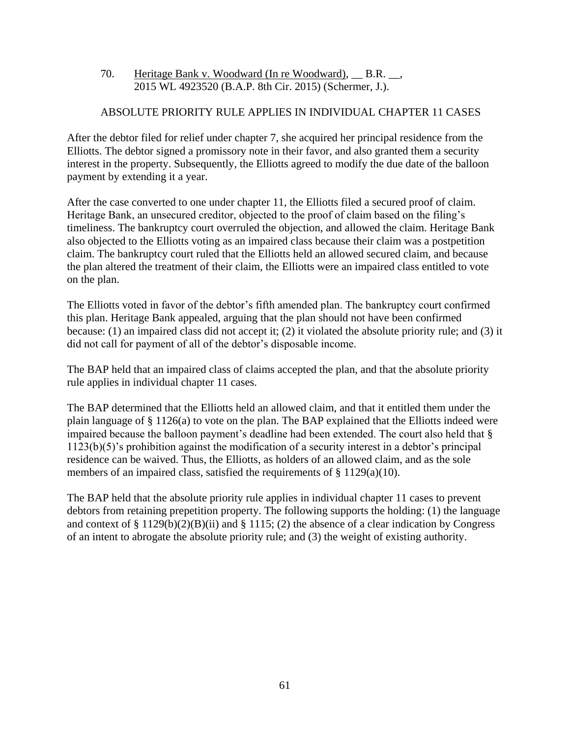70. Heritage Bank v. Woodward (In re Woodward), __ B.R. __, 2015 WL 4923520 (B.A.P. 8th Cir. 2015) (Schermer, J.).

ABSOLUTE PRIORITY RULE APPLIES IN INDIVIDUAL CHAPTER 11 CASES

After the debtor filed for relief under chapter 7, she acquired her principal residence from the Elliotts. The debtor signed a promissory note in their favor, and also granted them a security interest in the property. Subsequently, the Elliotts agreed to modify the due date of the balloon payment by extending it a year.

After the case converted to one under chapter 11, the Elliotts filed a secured proof of claim. Heritage Bank, an unsecured creditor, objected to the proof of claim based on the filing's timeliness. The bankruptcy court overruled the objection, and allowed the claim. Heritage Bank also objected to the Elliotts voting as an impaired class because their claim was a postpetition claim. The bankruptcy court ruled that the Elliotts held an allowed secured claim, and because the plan altered the treatment of their claim, the Elliotts were an impaired class entitled to vote on the plan.

The Elliotts voted in favor of the debtor's fifth amended plan. The bankruptcy court confirmed this plan. Heritage Bank appealed, arguing that the plan should not have been confirmed because: (1) an impaired class did not accept it; (2) it violated the absolute priority rule; and (3) it did not call for payment of all of the debtor's disposable income.

The BAP held that an impaired class of claims accepted the plan, and that the absolute priority rule applies in individual chapter 11 cases.

The BAP determined that the Elliotts held an allowed claim, and that it entitled them under the plain language of § 1126(a) to vote on the plan. The BAP explained that the Elliotts indeed were impaired because the balloon payment's deadline had been extended. The court also held that § 1123(b)(5)'s prohibition against the modification of a security interest in a debtor's principal residence can be waived. Thus, the Elliotts, as holders of an allowed claim, and as the sole members of an impaired class, satisfied the requirements of § 1129(a)(10).

The BAP held that the absolute priority rule applies in individual chapter 11 cases to prevent debtors from retaining prepetition property. The following supports the holding: (1) the language and context of § 1129(b)(2)(B)(ii) and § 1115; (2) the absence of a clear indication by Congress of an intent to abrogate the absolute priority rule; and (3) the weight of existing authority.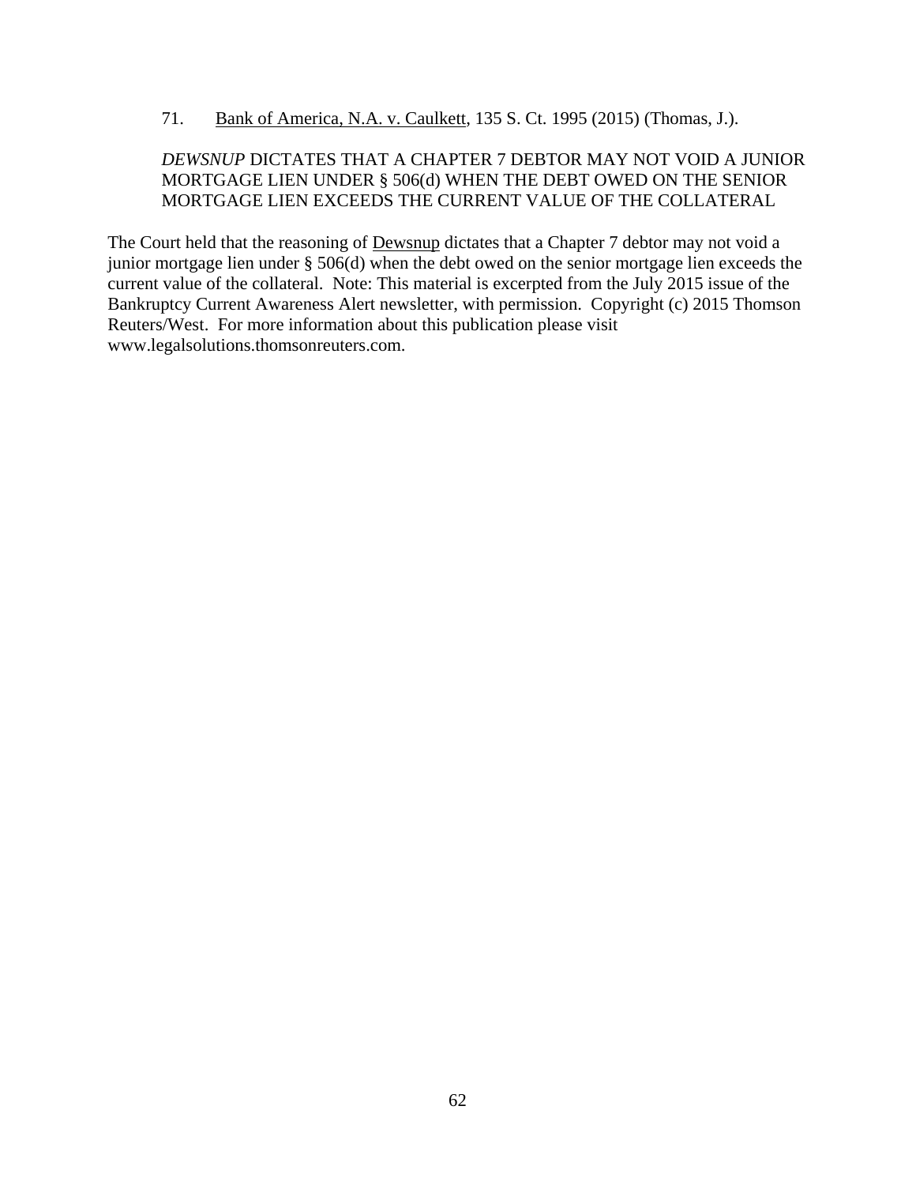71. Bank of America, N.A. v. Caulkett, 135 S. Ct. 1995 (2015) (Thomas, J.).

*DEWSNUP* DICTATES THAT A CHAPTER 7 DEBTOR MAY NOT VOID A JUNIOR MORTGAGE LIEN UNDER § 506(d) WHEN THE DEBT OWED ON THE SENIOR MORTGAGE LIEN EXCEEDS THE CURRENT VALUE OF THE COLLATERAL

The Court held that the reasoning of Dewsnup dictates that a Chapter 7 debtor may not void a junior mortgage lien under § 506(d) when the debt owed on the senior mortgage lien exceeds the current value of the collateral. Note: This material is excerpted from the July 2015 issue of the Bankruptcy Current Awareness Alert newsletter, with permission. Copyright (c) 2015 Thomson Reuters/West. For more information about this publication please visit www.legalsolutions.thomsonreuters.com.